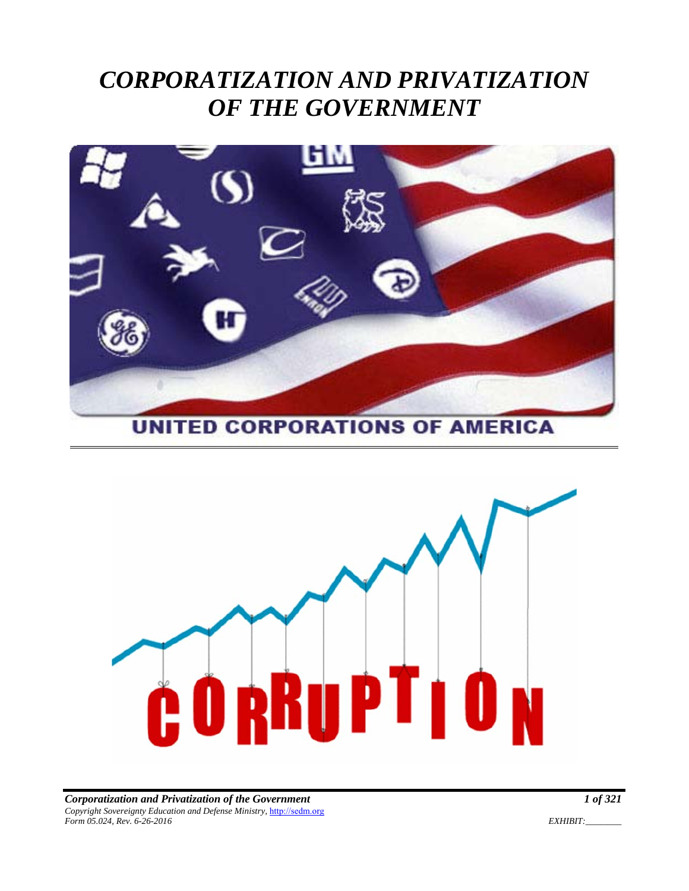# CORPORATIZATION AND PRIVATIZATION OF THE GOVERNMENT

UNITED CORPORATIONS OF AMERICA

CORRUPTION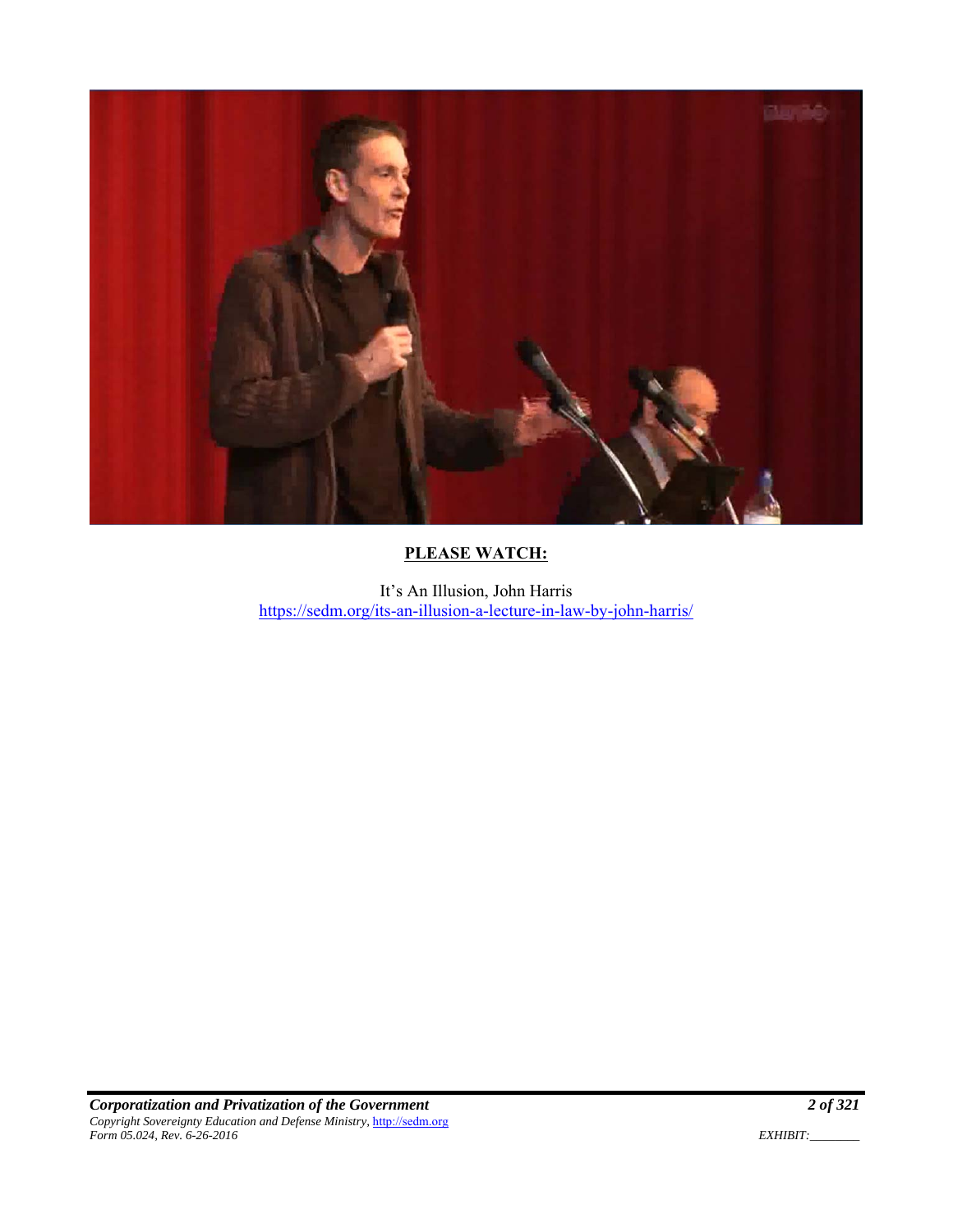**PLEASE WATCH:**

It's An Illusion, John Harris
https://sedm.org/its-an-illusion-a-lecture-in-law-by-john-harris/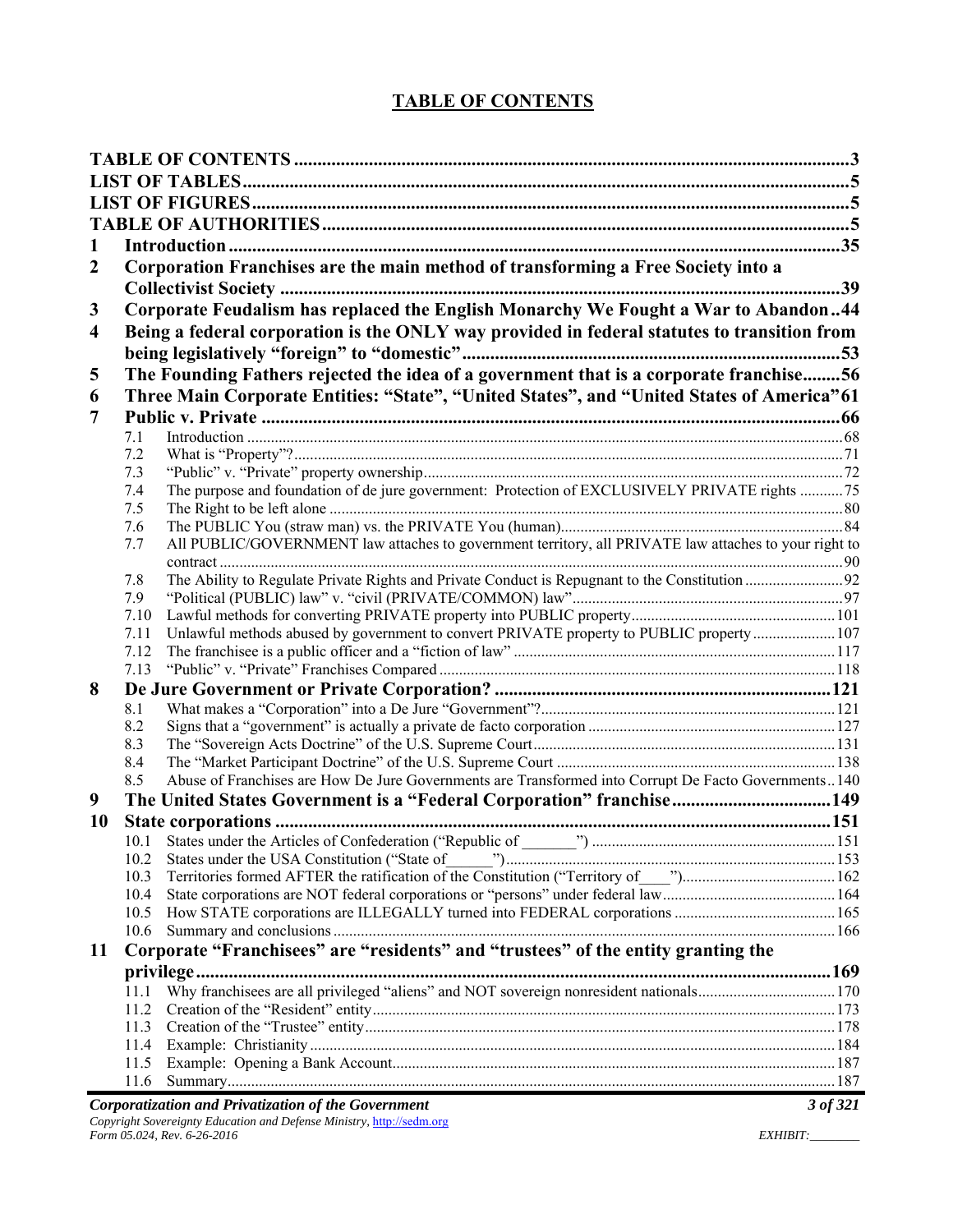# TABLE OF CONTENTS

**TABLE OF CONTENTS** .......................................................................................................3
**LIST OF TABLES**.................................................................................................................5
**LIST OF FIGURES**...............................................................................................................5
**TABLE OF AUTHORITIES**.................................................................................................5

**1 Introduction** ......................................................................................................................35
**2 Corporation Franchises are the main method of transforming a Free Society into a Collectivist Society** .......................................................................................................39
**3 Corporate Feudalism has replaced the English Monarchy We Fought a War to Abandon** ..44
**4 Being a federal corporation is the ONLY way provided in federal statutes to transition from being legislatively "foreign" to "domestic"** ...............................................................53
**5 The Founding Fathers rejected the idea of a government that is a corporate franchise**........56
**6 Three Main Corporate Entities: "State", "United States", and "United States of America"** 61
**7 Public v. Private** ..................................................................................................................66

- 7.1 Introduction ......................................................................................................................68
- 7.2 What is "Property"?..........................................................................................................71
- 7.3 "Public" v. "Private" property ownership.........................................................................72
- 7.4 The purpose and foundation of de jure government: Protection of EXCLUSIVELY PRIVATE rights ...........75
- 7.5 The Right to be left alone ..................................................................................................80
- 7.6 The PUBLIC You (straw man) vs. the PRIVATE You (human).......................................84
- 7.7 All PUBLIC/GOVERNMENT law attaches to government territory, all PRIVATE law attaches to your right to contract ..........................................................................................................................90
- 7.8 The Ability to Regulate Private Rights and Private Conduct is Repugnant to the Constitution .........................92
- 7.9 "Political (PUBLIC) law" v. "civil (PRIVATE/COMMON) law".....................................97
- 7.10 Lawful methods for converting PRIVATE property into PUBLIC property...................101
- 7.11 Unlawful methods abused by government to convert PRIVATE property to PUBLIC property.....................107
- 7.12 The franchisee is a public officer and a "fiction of law" .................................................117
- 7.13 "Public" v. "Private" Franchises Compared ...................................................................118

**8 De Jure Government or Private Corporation?** ..................................................................121

- 8.1 What makes a "Corporation" into a De Jure "Government"?..........................................121
- 8.2 Signs that a "government" is actually a private de facto corporation ..............................127
- 8.3 The "Sovereign Acts Doctrine" of the U.S. Supreme Court............................................131
- 8.4 The "Market Participant Doctrine" of the U.S. Supreme Court ......................................138
- 8.5 Abuse of Franchises are How De Jure Governments are Transformed into Corrupt De Facto Governments..140

**9 The United States Government is a "Federal Corporation" franchise**................................149
**10 State corporations** ...........................................................................................................151

- 10.1 States under the Articles of Confederation ("Republic of _______") .............................151
- 10.2 States under the USA Constitution ("State of______")...................................................153
- 10.3 Territories formed AFTER the ratification of the Constitution ("Territory of____")......................................162
- 10.4 State corporations are NOT federal corporations or "persons" under federal law...........................................164
- 10.5 How STATE corporations are ILLEGALLY turned into FEDERAL corporations .........................................165
- 10.6 Summary and conclusions ..............................................................................................166

**11 Corporate "Franchisees" are "residents" and "trustees" of the entity granting the privilege**.........................................................................................................................169

- 11.1 Why franchisees are all privileged "aliens" and NOT sovereign nonresident nationals..................................170
- 11.2 Creation of the "Resident" entity.....................................................................................173
- 11.3 Creation of the "Trustee" entity.......................................................................................178
- 11.4 Example: Christianity ....................................................................................................184
- 11.5 Example: Opening a Bank Account................................................................................187
- 11.6 Summary........................................................................................................................187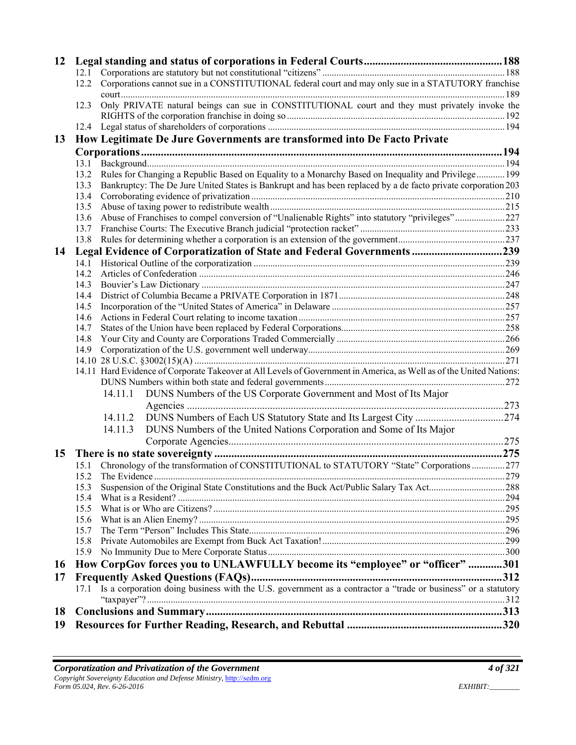**12 Legal standing and status of corporations in Federal Courts ............ 188**

- 12.1 Corporations are statutory but not constitutional "citizens" ............ 188
- 12.2 Corporations cannot sue in a CONSTITUTIONAL federal court and may only sue in a STATUTORY franchise court ............ 189
- 12.3 Only PRIVATE natural beings can sue in CONSTITUTIONAL court and they must privately invoke the RIGHTS of the corporation franchise in doing so ............ 192
- 12.4 Legal status of shareholders of corporations ............ 194

**13 How Legitimate De Jure Governments are transformed into De Facto Private Corporations ............ 194**

- 13.1 Background ............ 194
- 13.2 Rules for Changing a Republic Based on Equality to a Monarchy Based on Inequality and Privilege ............ 199
- 13.3 Bankruptcy: The De Jure United States is Bankrupt and has been replaced by a de facto private corporation 203
- 13.4 Corroborating evidence of privatization ............ 210
- 13.5 Abuse of taxing power to redistribute wealth ............ 215
- 13.6 Abuse of Franchises to compel conversion of "Unalienable Rights" into statutory "privileges" ............ 227
- 13.7 Franchise Courts: The Executive Branch judicial "protection racket" ............ 233
- 13.8 Rules for determining whether a corporation is an extension of the government ............ 237

**14 Legal Evidence of Corporatization of State and Federal Governments ............ 239**

- 14.1 Historical Outline of the corporatization ............ 239
- 14.2 Articles of Confederation ............ 246
- 14.3 Bouvier's Law Dictionary ............ 247
- 14.4 District of Columbia Became a PRIVATE Corporation in 1871 ............ 248
- 14.5 Incorporation of the "United States of America" in Delaware ............ 257
- 14.6 Actions in Federal Court relating to income taxation ............ 257
- 14.7 States of the Union have been replaced by Federal Corporations ............ 258
- 14.8 Your City and County are Corporations Traded Commercially ............ 266
- 14.9 Corporatization of the U.S. government well underway ............ 269
- 14.10 28 U.S.C. §3002(15)(A) ............ 271
- 14.11 Hard Evidence of Corporate Takeover at All Levels of Government in America, as Well as of the United Nations: DUNS Numbers within both state and federal governments ............ 272
  - 14.11.1 DUNS Numbers of the US Corporate Government and Most of Its Major Agencies ............ 273
  - 14.11.2 DUNS Numbers of Each US Statutory State and Its Largest City ............ 274
  - 14.11.3 DUNS Numbers of the United Nations Corporation and Some of Its Major Corporate Agencies ............ 275

**15 There is no state sovereignty ............ 275**

- 15.1 Chronology of the transformation of CONSTITUTIONAL to STATUTORY "State" Corporations ............ 277
- 15.2 The Evidence ............ 279
- 15.3 Suspension of the Original State Constitutions and the Buck Act/Public Salary Tax Act ............ 288
- 15.4 What is a Resident? ............ 294
- 15.5 What is or Who are Citizens? ............ 295
- 15.6 What is an Alien Enemy? ............ 295
- 15.7 The Term "Person" Includes This State ............ 296
- 15.8 Private Automobiles are Exempt from Buck Act Taxation! ............ 299
- 15.9 No Immunity Due to Mere Corporate Status ............ 300

**16 How CorpGov forces you to UNLAWFULLY become its "employee" or "officer" ............ 301**

**17 Frequently Asked Questions (FAQs) ............ 312**

- 17.1 Is a corporation doing business with the U.S. government as a contractor a "trade or business" or a statutory "taxpayer"? ............ 312

**18 Conclusions and Summary ............ 313**

**19 Resources for Further Reading, Research, and Rebuttal ............ 320**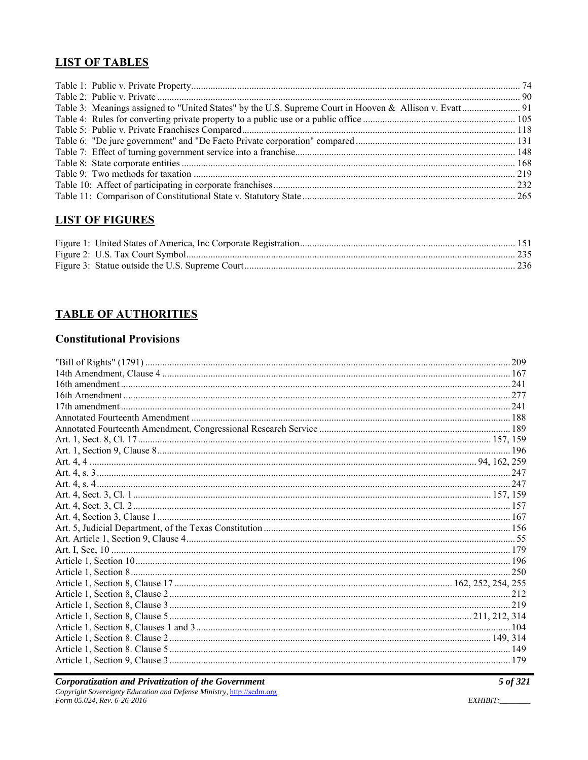## LIST OF TABLES

Table 1: Public v. Private Property .... 74
Table 2: Public v. Private .... 90
Table 3: Meanings assigned to "United States" by the U.S. Supreme Court in Hooven & Allison v. Evatt .... 91
Table 4: Rules for converting private property to a public use or a public office .... 105
Table 5: Public v. Private Franchises Compared .... 118
Table 6: "De jure government" and "De Facto Private corporation" compared .... 131
Table 7: Effect of turning government service into a franchise .... 148
Table 8: State corporate entities .... 168
Table 9: Two methods for taxation .... 219
Table 10: Affect of participating in corporate franchises .... 232
Table 11: Comparison of Constitutional State v. Statutory State .... 265

## LIST OF FIGURES

Figure 1: United States of America, Inc Corporate Registration .... 151
Figure 2: U.S. Tax Court Symbol .... 235
Figure 3: Statue outside the U.S. Supreme Court .... 236

## TABLE OF AUTHORITIES

### Constitutional Provisions

"Bill of Rights" (1791) .... 209
14th Amendment, Clause 4 .... 167
16th amendment .... 241
16th Amendment .... 277
17th amendment .... 241
Annotated Fourteenth Amendment .... 188
Annotated Fourteenth Amendment, Congressional Research Service .... 189
Art. 1, Sect. 8, Cl. 17 .... 157, 159
Art. 1, Section 9, Clause 8 .... 196
Art. 4, 4 .... 94, 162, 259
Art. 4, s. 3 .... 247
Art. 4, s. 4 .... 247
Art. 4, Sect. 3, Cl. 1 .... 157, 159
Art. 4, Sect. 3, Cl. 2 .... 157
Art. 4, Section 3, Clause 1 .... 167
Art. 5, Judicial Department, of the Texas Constitution .... 156
Art. Article 1, Section 9, Clause 4 .... 55
Art. I, Sec, 10 .... 179
Article 1, Section 10 .... 196
Article 1, Section 8 .... 250
Article 1, Section 8, Clause 17 .... 162, 252, 254, 255
Article 1, Section 8, Clause 2 .... 212
Article 1, Section 8, Clause 3 .... 219
Article 1, Section 8, Clause 5 .... 211, 212, 314
Article 1, Section 8, Clauses 1 and 3 .... 104
Article 1, Section 8. Clause 2 .... 149, 314
Article 1, Section 8. Clause 5 .... 149
Article 1, Section 9, Clause 3 .... 179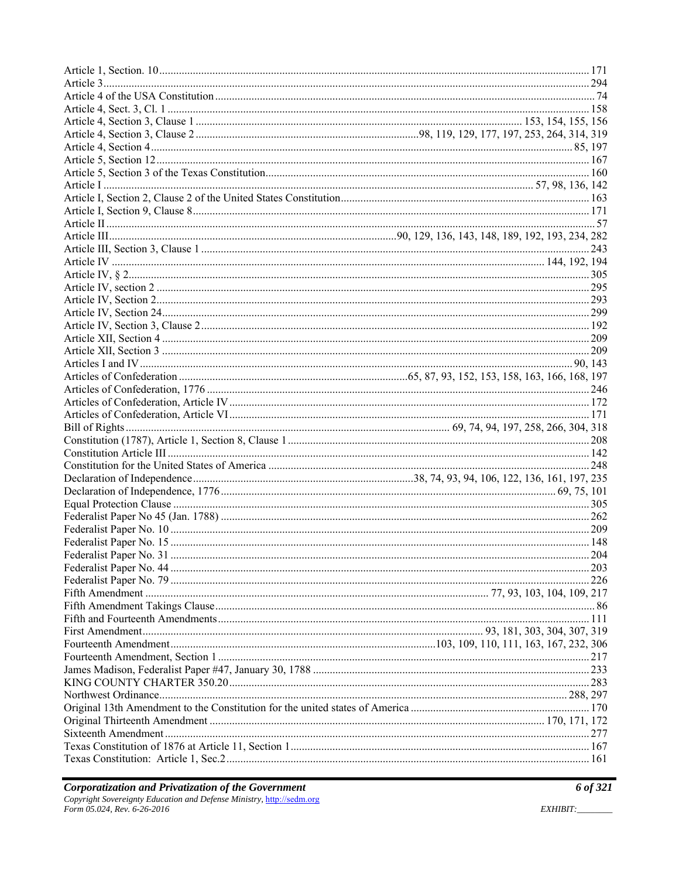Article 1, Section. 10 .......... 171
Article 3 .......... 294
Article 4 of the USA Constitution .......... 74
Article 4, Sect. 3, Cl. 1 .......... 158
Article 4, Section 3, Clause 1 .......... 153, 154, 155, 156
Article 4, Section 3, Clause 2 .......... 98, 119, 129, 177, 197, 253, 264, 314, 319
Article 4, Section 4 .......... 85, 197
Article 5, Section 12 .......... 167
Article 5, Section 3 of the Texas Constitution .......... 160
Article I .......... 57, 98, 136, 142
Article I, Section 2, Clause 2 of the United States Constitution .......... 163
Article I, Section 9, Clause 8 .......... 171
Article II .......... 57
Article III .......... 90, 129, 136, 143, 148, 189, 192, 193, 234, 282
Article III, Section 3, Clause 1 .......... 243
Article IV .......... 144, 192, 194
Article IV, § 2 .......... 305
Article IV, section 2 .......... 295
Article IV, Section 2 .......... 293
Article IV, Section 24 .......... 299
Article IV, Section 3, Clause 2 .......... 192
Article XII, Section 4 .......... 209
Article XII, Section 3 .......... 209
Articles I and IV .......... 90, 143
Articles of Confederation .......... 65, 87, 93, 152, 153, 158, 163, 166, 168, 197
Articles of Confederation, 1776 .......... 246
Articles of Confederation, Article IV .......... 172
Articles of Confederation, Article VI .......... 171
Bill of Rights .......... 69, 74, 94, 197, 258, 266, 304, 318
Constitution (1787), Article 1, Section 8, Clause 1 .......... 208
Constitution Article III .......... 142
Constitution for the United States of America .......... 248
Declaration of Independence .......... 38, 74, 93, 94, 106, 122, 136, 161, 197, 235
Declaration of Independence, 1776 .......... 69, 75, 101
Equal Protection Clause .......... 305
Federalist Paper No 45 (Jan. 1788) .......... 262
Federalist Paper No. 10 .......... 209
Federalist Paper No. 15 .......... 148
Federalist Paper No. 31 .......... 204
Federalist Paper No. 44 .......... 203
Federalist Paper No. 79 .......... 226
Fifth Amendment .......... 77, 93, 103, 104, 109, 217
Fifth Amendment Takings Clause .......... 86
Fifth and Fourteenth Amendments .......... 111
First Amendment .......... 93, 181, 303, 304, 307, 319
Fourteenth Amendment .......... 103, 109, 110, 111, 163, 167, 232, 306
Fourteenth Amendment, Section 1 .......... 217
James Madison, Federalist Paper #47, January 30, 1788 .......... 233
KING COUNTY CHARTER 350.20 .......... 283
Northwest Ordinance .......... 288, 297
Original 13th Amendment to the Constitution for the united states of America .......... 170
Original Thirteenth Amendment .......... 170, 171, 172
Sixteenth Amendment .......... 277
Texas Constitution of 1876 at Article 11, Section 1 .......... 167
Texas Constitution: Article 1, Sec.2 .......... 161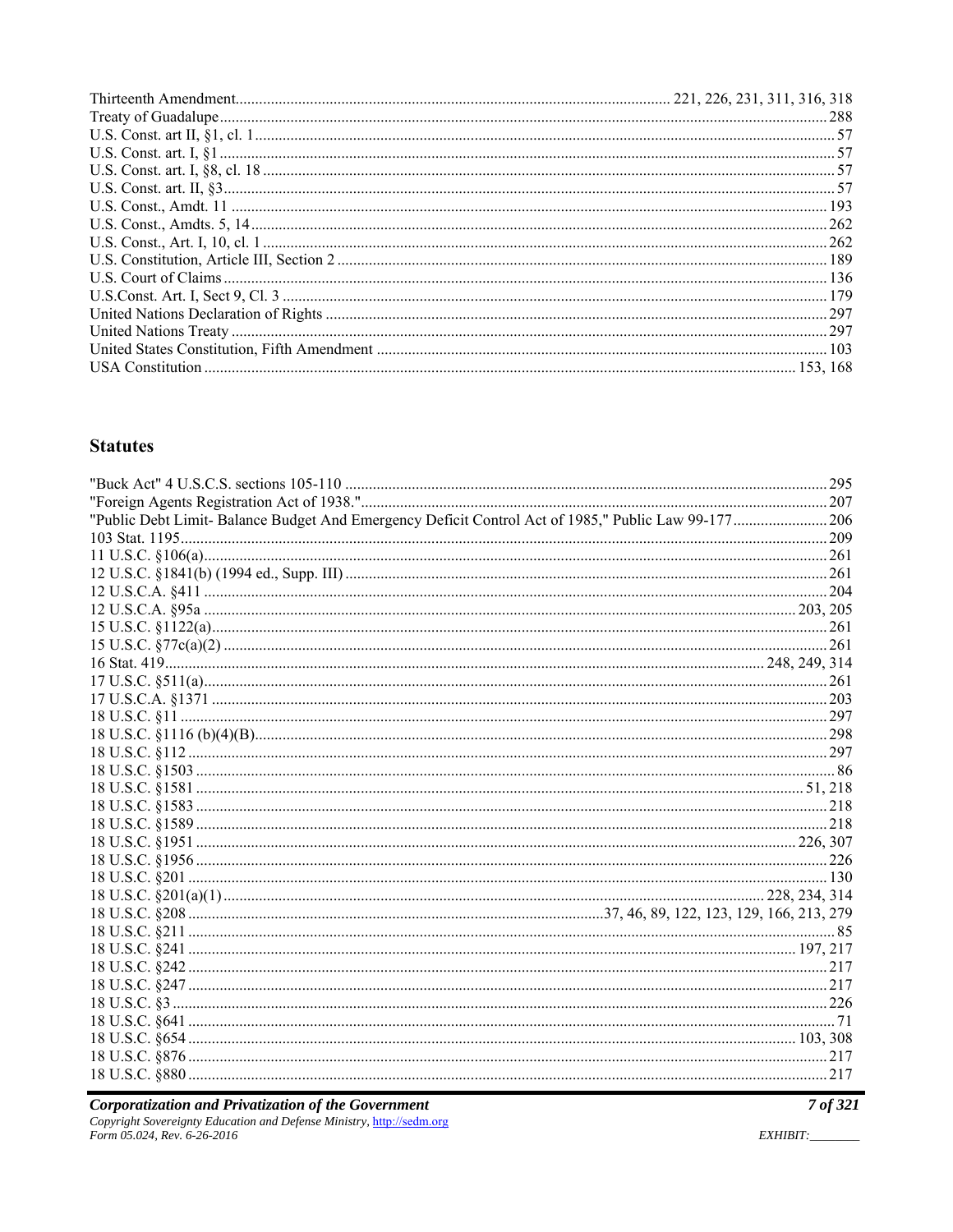Thirteenth Amendment ........................................ 221, 226, 231, 311, 316, 318
Treaty of Guadalupe ........................................ 288
U.S. Const. art II, §1, cl. 1 ........................................ 57
U.S. Const. art. I, §1 ........................................ 57
U.S. Const. art. I, §8, cl. 18 ........................................ 57
U.S. Const. art. II, §3 ........................................ 57
U.S. Const., Amdt. 11 ........................................ 193
U.S. Const., Amdts. 5, 14 ........................................ 262
U.S. Const., Art. I, 10, cl. 1 ........................................ 262
U.S. Constitution, Article III, Section 2 ........................................ 189
U.S. Court of Claims ........................................ 136
U.S.Const. Art. I, Sect 9, Cl. 3 ........................................ 179
United Nations Declaration of Rights ........................................ 297
United Nations Treaty ........................................ 297
United States Constitution, Fifth Amendment ........................................ 103
USA Constitution ........................................ 153, 168

## Statutes

"Buck Act" 4 U.S.C.S. sections 105-110 ........................................ 295
"Foreign Agents Registration Act of 1938." ........................................ 207
"Public Debt Limit- Balance Budget And Emergency Deficit Control Act of 1985," Public Law 99-177 ........................................ 206
103 Stat. 1195 ........................................ 209
11 U.S.C. §106(a) ........................................ 261
12 U.S.C. §1841(b) (1994 ed., Supp. III) ........................................ 261
12 U.S.C.A. §411 ........................................ 204
12 U.S.C.A. §95a ........................................ 203, 205
15 U.S.C. §1122(a) ........................................ 261
15 U.S.C. §77c(a)(2) ........................................ 261
16 Stat. 419 ........................................ 248, 249, 314
17 U.S.C. §511(a) ........................................ 261
17 U.S.C.A. §1371 ........................................ 203
18 U.S.C. §11 ........................................ 297
18 U.S.C. §1116 (b)(4)(B) ........................................ 298
18 U.S.C. §112 ........................................ 297
18 U.S.C. §1503 ........................................ 86
18 U.S.C. §1581 ........................................ 51, 218
18 U.S.C. §1583 ........................................ 218
18 U.S.C. §1589 ........................................ 218
18 U.S.C. §1951 ........................................ 226, 307
18 U.S.C. §1956 ........................................ 226
18 U.S.C. §201 ........................................ 130
18 U.S.C. §201(a)(1) ........................................ 228, 234, 314
18 U.S.C. §208 ........................................ 37, 46, 89, 122, 123, 129, 166, 213, 279
18 U.S.C. §211 ........................................ 85
18 U.S.C. §241 ........................................ 197, 217
18 U.S.C. §242 ........................................ 217
18 U.S.C. §247 ........................................ 217
18 U.S.C. §3 ........................................ 226
18 U.S.C. §641 ........................................ 71
18 U.S.C. §654 ........................................ 103, 308
18 U.S.C. §876 ........................................ 217
18 U.S.C. §880 ........................................ 217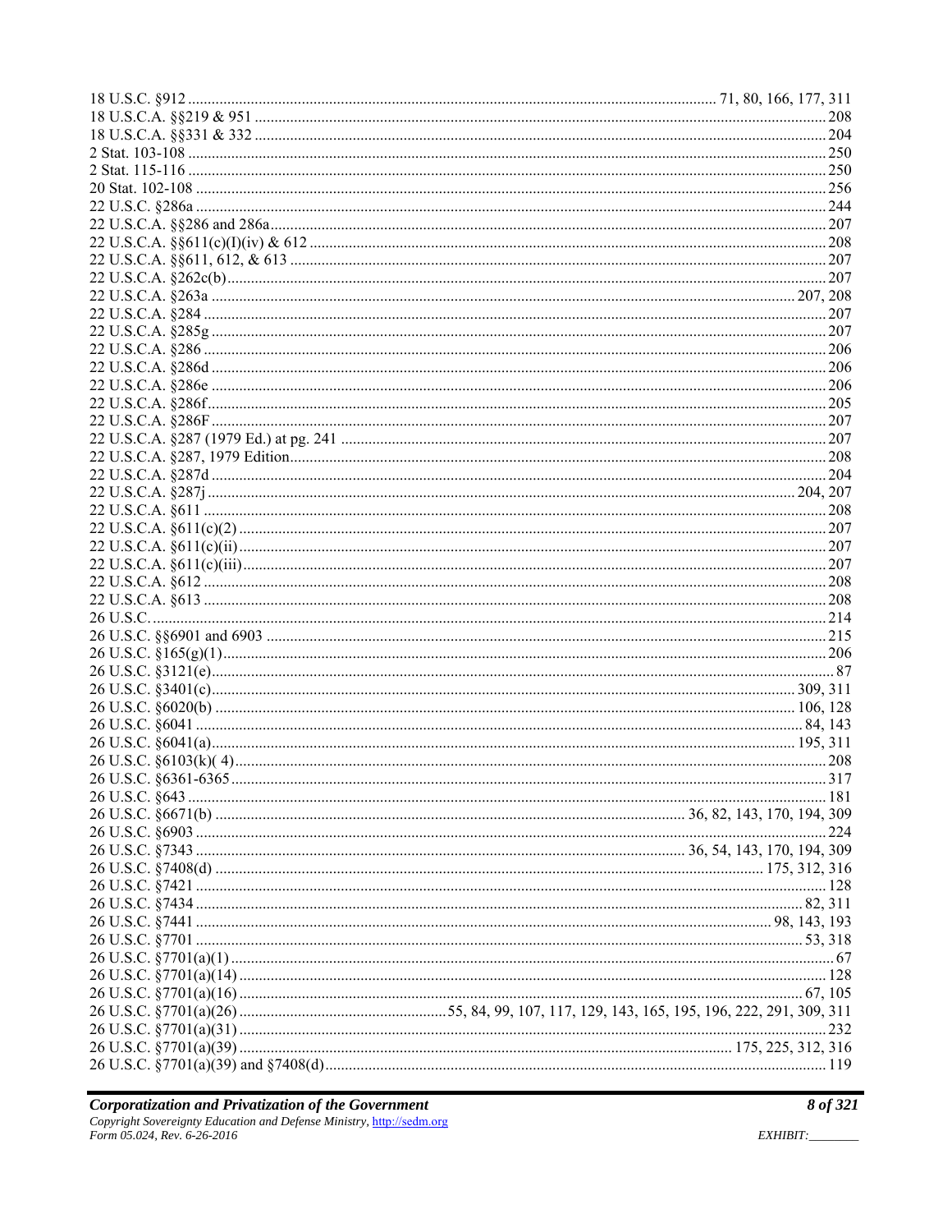18 U.S.C. §912 ........................................................................................................................... 71, 80, 166, 177, 311
18 U.S.C.A. §§219 & 951 ...................................................................................................................................... 208
18 U.S.C.A. §§331 & 332 ...................................................................................................................................... 204
2 Stat. 103-108 ....................................................................................................................................................... 250
2 Stat. 115-116 ....................................................................................................................................................... 250
20 Stat. 102-108 ..................................................................................................................................................... 256
22 U.S.C. §286a ..................................................................................................................................................... 244
22 U.S.C.A. §§286 and 286a.................................................................................................................................. 207
22 U.S.C.A. §§611(c)(I)(iv) & 612 ........................................................................................................................ 208
22 U.S.C.A. §§611, 612, & 613 ............................................................................................................................. 207
22 U.S.C.A. §262c(b)............................................................................................................................................. 207
22 U.S.C.A. §263a .......................................................................................................................................... 207, 208
22 U.S.C.A. §284 ................................................................................................................................................... 207
22 U.S.C.A. §285g ................................................................................................................................................. 207
22 U.S.C.A. §286 ................................................................................................................................................... 206
22 U.S.C.A. §286d ................................................................................................................................................. 206
22 U.S.C.A. §286e ................................................................................................................................................. 206
22 U.S.C.A. §286f.................................................................................................................................................. 205
22 U.S.C.A. §286F ................................................................................................................................................. 207
22 U.S.C.A. §287 (1979 Ed.) at pg. 241 ................................................................................................................ 207
22 U.S.C.A. §287, 1979 Edition............................................................................................................................. 208
22 U.S.C.A. §287d ................................................................................................................................................. 204
22 U.S.C.A. §287j ........................................................................................................................................... 204, 207
22 U.S.C.A. §611 ................................................................................................................................................... 208
22 U.S.C.A. §611(c)(2) .......................................................................................................................................... 207
22 U.S.C.A. §611(c)(ii).......................................................................................................................................... 207
22 U.S.C.A. §611(c)(iii)......................................................................................................................................... 207
22 U.S.C.A. §612 ................................................................................................................................................... 208
22 U.S.C.A. §613 ................................................................................................................................................... 208
26 U.S.C. ............................................................................................................................................................... 214
26 U.S.C. §§6901 and 6903 ................................................................................................................................... 215
26 U.S.C. §165(g)(1).............................................................................................................................................. 206
26 U.S.C. §3121(e)................................................................................................................................................... 87
26 U.S.C. §3401(c).......................................................................................................................................... 309, 311
26 U.S.C. §6020(b) ......................................................................................................................................... 106, 128
26 U.S.C. §6041 ................................................................................................................................................ 84, 143
26 U.S.C. §6041(a).......................................................................................................................................... 195, 311
26 U.S.C. §6103(k)( 4)........................................................................................................................................... 208
26 U.S.C. §6361-6365............................................................................................................................................ 317
26 U.S.C. §643 ....................................................................................................................................................... 181
26 U.S.C. §6671(b) ......................................................................................................... 36, 82, 143, 170, 194, 309
26 U.S.C. §6903 ..................................................................................................................................................... 224
26 U.S.C. §7343 ............................................................................................................... 36, 54, 143, 170, 194, 309
26 U.S.C. §7408(d) ................................................................................................................................ 175, 312, 316
26 U.S.C. §7421 ..................................................................................................................................................... 128
26 U.S.C. §7434 ................................................................................................................................................ 82, 311
26 U.S.C. §7441 ......................................................................................................................................... 98, 143, 193
26 U.S.C. §7701 ................................................................................................................................................ 53, 318
26 U.S.C. §7701(a)(1) ............................................................................................................................................... 67
26 U.S.C. §7701(a)(14) .......................................................................................................................................... 128
26 U.S.C. §7701(a)(16) ...................................................................................................................................... 67, 105
26 U.S.C. §7701(a)(26) ..................................................... 55, 84, 99, 107, 117, 129, 143, 165, 195, 196, 222, 291, 309, 311
26 U.S.C. §7701(a)(31) .......................................................................................................................................... 232
26 U.S.C. §7701(a)(39) .................................................................................................................... 175, 225, 312, 316
26 U.S.C. §7701(a)(39) and §7408(d).................................................................................................................... 119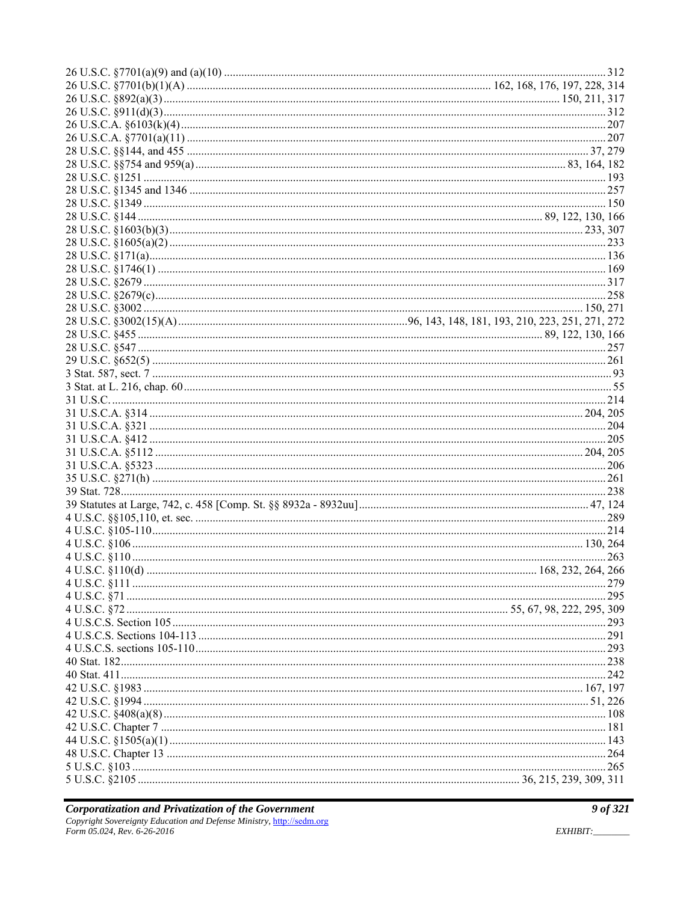26 U.S.C. §7701(a)(9) and (a)(10) ........ 312
26 U.S.C. §7701(b)(1)(A) ........ 162, 168, 176, 197, 228, 314
26 U.S.C. §892(a)(3) ........ 150, 211, 317
26 U.S.C. §911(d)(3) ........ 312
26 U.S.C.A. §6103(k)(4) ........ 207
26 U.S.C.A. §7701(a)(11) ........ 207
28 U.S.C. §§144, and 455 ........ 37, 279
28 U.S.C. §§754 and 959(a) ........ 83, 164, 182
28 U.S.C. §1251 ........ 193
28 U.S.C. §1345 and 1346 ........ 257
28 U.S.C. §1349 ........ 150
28 U.S.C. §144 ........ 89, 122, 130, 166
28 U.S.C. §1603(b)(3) ........ 233, 307
28 U.S.C. §1605(a)(2) ........ 233
28 U.S.C. §171(a) ........ 136
28 U.S.C. §1746(1) ........ 169
28 U.S.C. §2679 ........ 317
28 U.S.C. §2679(c) ........ 258
28 U.S.C. §3002 ........ 150, 271
28 U.S.C. §3002(15)(A) ........ 96, 143, 148, 181, 193, 210, 223, 251, 271, 272
28 U.S.C. §455 ........ 89, 122, 130, 166
28 U.S.C. §547 ........ 257
29 U.S.C. §652(5) ........ 261
3 Stat. 587, sect. 7 ........ 93
3 Stat. at L. 216, chap. 60 ........ 55
31 U.S.C. ........ 214
31 U.S.C.A. §314 ........ 204, 205
31 U.S.C.A. §321 ........ 204
31 U.S.C.A. §412 ........ 205
31 U.S.C.A. §5112 ........ 204, 205
31 U.S.C.A. §5323 ........ 206
35 U.S.C. §271(h) ........ 261
39 Stat. 728 ........ 238
39 Statutes at Large, 742, c. 458 [Comp. St. §§ 8932a - 8932uu] ........ 47, 124
4 U.S.C. §§105,110, et. sec. ........ 289
4 U.S.C. §105-110 ........ 214
4 U.S.C. §106 ........ 130, 264
4 U.S.C. §110 ........ 263
4 U.S.C. §110(d) ........ 168, 232, 264, 266
4 U.S.C. §111 ........ 279
4 U.S.C. §71 ........ 295
4 U.S.C. §72 ........ 55, 67, 98, 222, 295, 309
4 U.S.C.S. Section 105 ........ 293
4 U.S.C.S. Sections 104-113 ........ 291
4 U.S.C.S. sections 105-110 ........ 293
40 Stat. 182 ........ 238
40 Stat. 411 ........ 242
42 U.S.C. §1983 ........ 167, 197
42 U.S.C. §1994 ........ 51, 226
42 U.S.C. §408(a)(8) ........ 108
42 U.S.C. Chapter 7 ........ 181
44 U.S.C. §1505(a)(1) ........ 143
48 U.S.C. Chapter 13 ........ 264
5 U.S.C. §103 ........ 265
5 U.S.C. §2105 ........ 36, 215, 239, 309, 311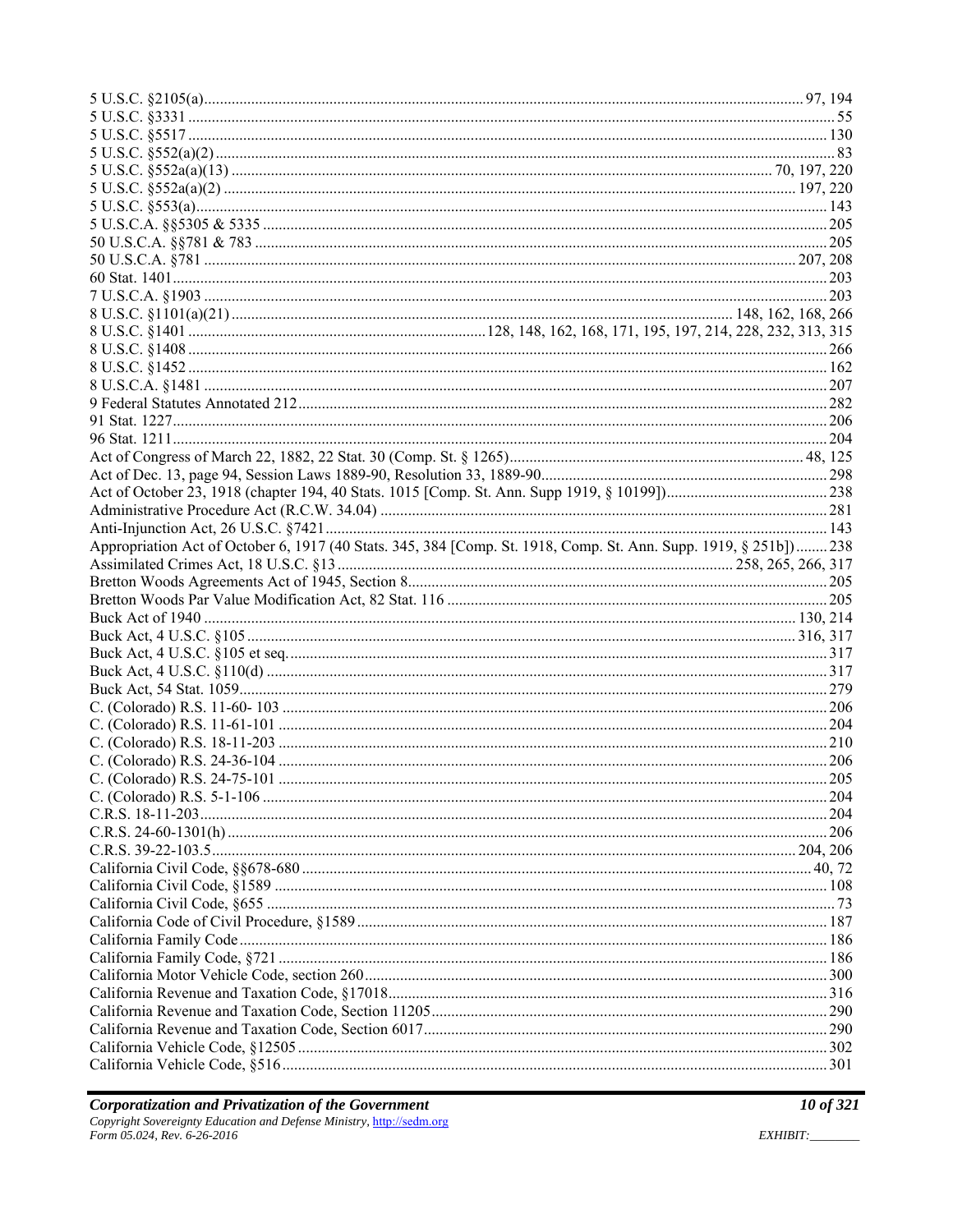5 U.S.C. §2105(a) ........................................................................ 97, 194
5 U.S.C. §3331 ........................................................................ 55
5 U.S.C. §5517 ........................................................................ 130
5 U.S.C. §552(a)(2) ........................................................................ 83
5 U.S.C. §552a(a)(13) ........................................................................ 70, 197, 220
5 U.S.C. §552a(a)(2) ........................................................................ 197, 220
5 U.S.C. §553(a) ........................................................................ 143
5 U.S.C.A. §§5305 & 5335 ........................................................................ 205
50 U.S.C.A. §§781 & 783 ........................................................................ 205
50 U.S.C.A. §781 ........................................................................ 207, 208
60 Stat. 1401 ........................................................................ 203
7 U.S.C.A. §1903 ........................................................................ 203
8 U.S.C. §1101(a)(21) ........................................................................ 148, 162, 168, 266
8 U.S.C. §1401 ........................................................................ 128, 148, 162, 168, 171, 195, 197, 214, 228, 232, 313, 315
8 U.S.C. §1408 ........................................................................ 266
8 U.S.C. §1452 ........................................................................ 162
8 U.S.C.A. §1481 ........................................................................ 207
9 Federal Statutes Annotated 212 ........................................................................ 282
91 Stat. 1227 ........................................................................ 206
96 Stat. 1211 ........................................................................ 204
Act of Congress of March 22, 1882, 22 Stat. 30 (Comp. St. § 1265) ........................................................................ 48, 125
Act of Dec. 13, page 94, Session Laws 1889-90, Resolution 33, 1889-90 ........................................................................ 298
Act of October 23, 1918 (chapter 194, 40 Stats. 1015 [Comp. St. Ann. Supp 1919, § 10199]) ........................................................................ 238
Administrative Procedure Act (R.C.W. 34.04) ........................................................................ 281
Anti-Injunction Act, 26 U.S.C. §7421 ........................................................................ 143
Appropriation Act of October 6, 1917 (40 Stats. 345, 384 [Comp. St. 1918, Comp. St. Ann. Supp. 1919, § 251b]) ........ 238
Assimilated Crimes Act, 18 U.S.C. §13 ........................................................................ 258, 265, 266, 317
Bretton Woods Agreements Act of 1945, Section 8 ........................................................................ 205
Bretton Woods Par Value Modification Act, 82 Stat. 116 ........................................................................ 205
Buck Act of 1940 ........................................................................ 130, 214
Buck Act, 4 U.S.C. §105 ........................................................................ 316, 317
Buck Act, 4 U.S.C. §105 et seq. ........................................................................ 317
Buck Act, 4 U.S.C. §110(d) ........................................................................ 317
Buck Act, 54 Stat. 1059 ........................................................................ 279
C. (Colorado) R.S. 11-60- 103 ........................................................................ 206
C. (Colorado) R.S. 11-61-101 ........................................................................ 204
C. (Colorado) R.S. 18-11-203 ........................................................................ 210
C. (Colorado) R.S. 24-36-104 ........................................................................ 206
C. (Colorado) R.S. 24-75-101 ........................................................................ 205
C. (Colorado) R.S. 5-1-106 ........................................................................ 204
C.R.S. 18-11-203 ........................................................................ 204
C.R.S. 24-60-1301(h) ........................................................................ 206
C.R.S. 39-22-103.5 ........................................................................ 204, 206
California Civil Code, §§678-680 ........................................................................ 40, 72
California Civil Code, §1589 ........................................................................ 108
California Civil Code, §655 ........................................................................ 73
California Code of Civil Procedure, §1589 ........................................................................ 187
California Family Code ........................................................................ 186
California Family Code, §721 ........................................................................ 186
California Motor Vehicle Code, section 260 ........................................................................ 300
California Revenue and Taxation Code, §17018 ........................................................................ 316
California Revenue and Taxation Code, Section 11205 ........................................................................ 290
California Revenue and Taxation Code, Section 6017 ........................................................................ 290
California Vehicle Code, §12505 ........................................................................ 302
California Vehicle Code, §516 ........................................................................ 301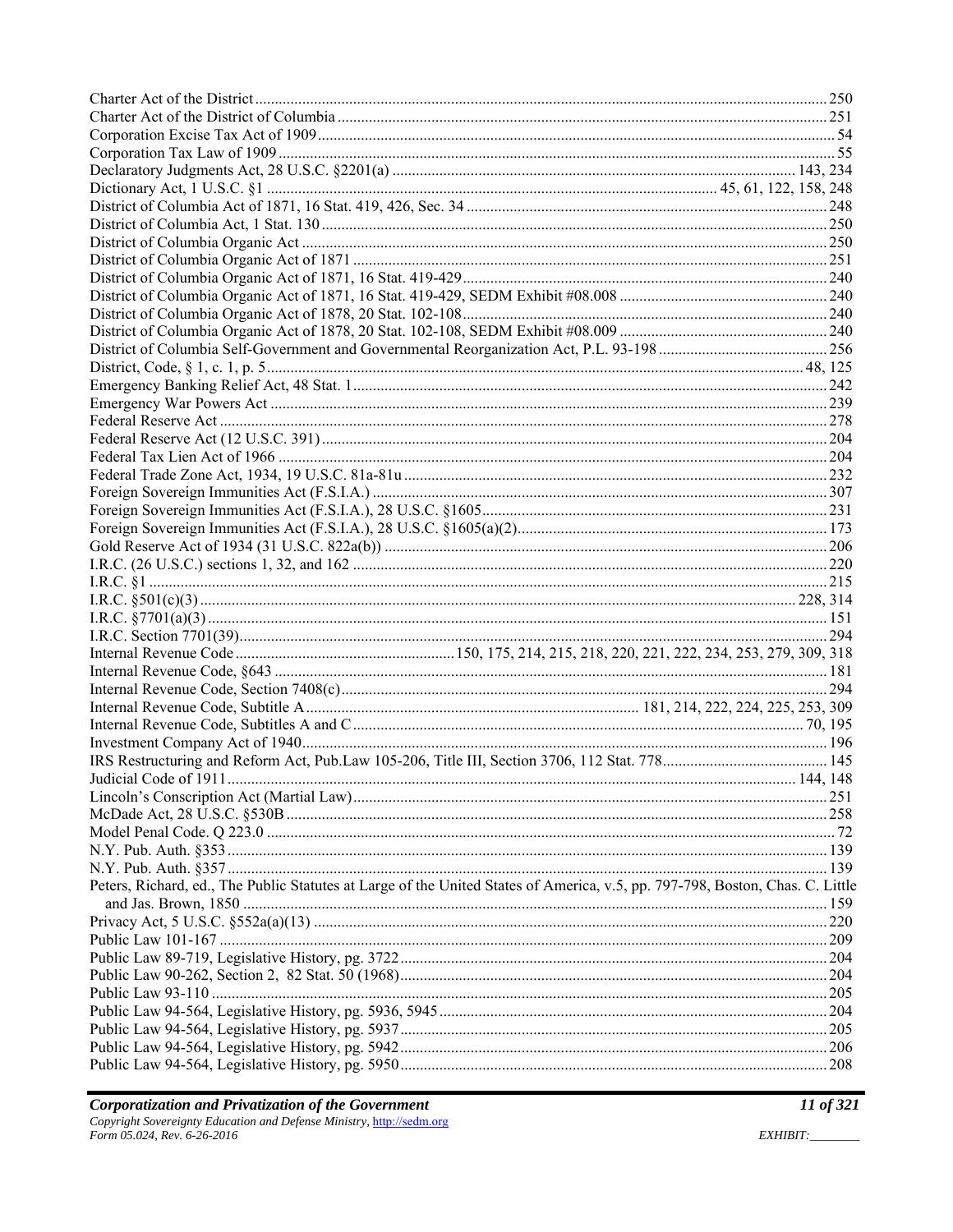Charter Act of the District ........ 250
Charter Act of the District of Columbia ........ 251
Corporation Excise Tax Act of 1909 ........ 54
Corporation Tax Law of 1909 ........ 55
Declaratory Judgments Act, 28 U.S.C. §2201(a) ........ 143, 234
Dictionary Act, 1 U.S.C. §1 ........ 45, 61, 122, 158, 248
District of Columbia Act of 1871, 16 Stat. 419, 426, Sec. 34 ........ 248
District of Columbia Act, 1 Stat. 130 ........ 250
District of Columbia Organic Act ........ 250
District of Columbia Organic Act of 1871 ........ 251
District of Columbia Organic Act of 1871, 16 Stat. 419-429 ........ 240
District of Columbia Organic Act of 1871, 16 Stat. 419-429, SEDM Exhibit #08.008 ........ 240
District of Columbia Organic Act of 1878, 20 Stat. 102-108 ........ 240
District of Columbia Organic Act of 1878, 20 Stat. 102-108, SEDM Exhibit #08.009 ........ 240
District of Columbia Self-Government and Governmental Reorganization Act, P.L. 93-198 ........ 256
District, Code, § 1, c. 1, p. 5 ........ 48, 125
Emergency Banking Relief Act, 48 Stat. 1 ........ 242
Emergency War Powers Act ........ 239
Federal Reserve Act ........ 278
Federal Reserve Act (12 U.S.C. 391) ........ 204
Federal Tax Lien Act of 1966 ........ 204
Federal Trade Zone Act, 1934, 19 U.S.C. 81a-81u ........ 232
Foreign Sovereign Immunities Act (F.S.I.A.) ........ 307
Foreign Sovereign Immunities Act (F.S.I.A.), 28 U.S.C. §1605 ........ 231
Foreign Sovereign Immunities Act (F.S.I.A.), 28 U.S.C. §1605(a)(2) ........ 173
Gold Reserve Act of 1934 (31 U.S.C. 822a(b)) ........ 206
I.R.C. (26 U.S.C.) sections 1, 32, and 162 ........ 220
I.R.C. §1 ........ 215
I.R.C. §501(c)(3) ........ 228, 314
I.R.C. §7701(a)(3) ........ 151
I.R.C. Section 7701(39) ........ 294
Internal Revenue Code ........ 150, 175, 214, 215, 218, 220, 221, 222, 234, 253, 279, 309, 318
Internal Revenue Code, §643 ........ 181
Internal Revenue Code, Section 7408(c) ........ 294
Internal Revenue Code, Subtitle A ........ 181, 214, 222, 224, 225, 253, 309
Internal Revenue Code, Subtitles A and C ........ 70, 195
Investment Company Act of 1940 ........ 196
IRS Restructuring and Reform Act, Pub.Law 105-206, Title III, Section 3706, 112 Stat. 778 ........ 145
Judicial Code of 1911 ........ 144, 148
Lincoln's Conscription Act (Martial Law) ........ 251
McDade Act, 28 U.S.C. §530B ........ 258
Model Penal Code. Q 223.0 ........ 72
N.Y. Pub. Auth. §353 ........ 139
N.Y. Pub. Auth. §357 ........ 139
Peters, Richard, ed., The Public Statutes at Large of the United States of America, v.5, pp. 797-798, Boston, Chas. C. Little and Jas. Brown, 1850 ........ 159
Privacy Act, 5 U.S.C. §552a(a)(13) ........ 220
Public Law 101-167 ........ 209
Public Law 89-719, Legislative History, pg. 3722 ........ 204
Public Law 90-262, Section 2, 82 Stat. 50 (1968) ........ 204
Public Law 93-110 ........ 205
Public Law 94-564, Legislative History, pg. 5936, 5945 ........ 204
Public Law 94-564, Legislative History, pg. 5937 ........ 205
Public Law 94-564, Legislative History, pg. 5942 ........ 206
Public Law 94-564, Legislative History, pg. 5950 ........ 208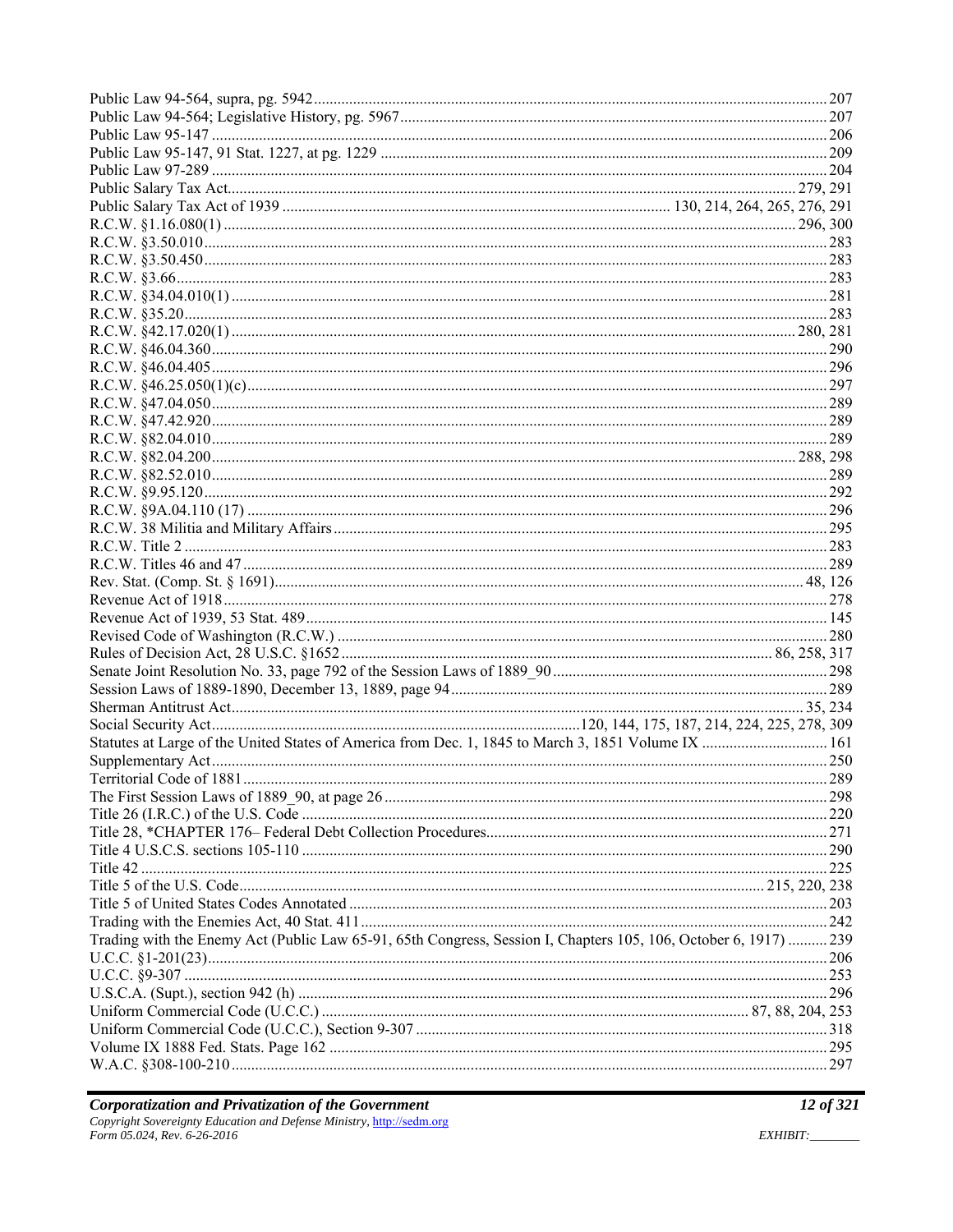Public Law 94-564, supra, pg. 5942 ........ 207
Public Law 94-564; Legislative History, pg. 5967 ........ 207
Public Law 95-147 ........ 206
Public Law 95-147, 91 Stat. 1227, at pg. 1229 ........ 209
Public Law 97-289 ........ 204
Public Salary Tax Act ........ 279, 291
Public Salary Tax Act of 1939 ........ 130, 214, 264, 265, 276, 291
R.C.W. §1.16.080(1) ........ 296, 300
R.C.W. §3.50.010 ........ 283
R.C.W. §3.50.450 ........ 283
R.C.W. §3.66 ........ 283
R.C.W. §34.04.010(1) ........ 281
R.C.W. §35.20 ........ 283
R.C.W. §42.17.020(1) ........ 280, 281
R.C.W. §46.04.360 ........ 290
R.C.W. §46.04.405 ........ 296
R.C.W. §46.25.050(1)(c) ........ 297
R.C.W. §47.04.050 ........ 289
R.C.W. §47.42.920 ........ 289
R.C.W. §82.04.010 ........ 289
R.C.W. §82.04.200 ........ 288, 298
R.C.W. §82.52.010 ........ 289
R.C.W. §9.95.120 ........ 292
R.C.W. §9A.04.110 (17) ........ 296
R.C.W. 38 Militia and Military Affairs ........ 295
R.C.W. Title 2 ........ 283
R.C.W. Titles 46 and 47 ........ 289
Rev. Stat. (Comp. St. § 1691) ........ 48, 126
Revenue Act of 1918 ........ 278
Revenue Act of 1939, 53 Stat. 489 ........ 145
Revised Code of Washington (R.C.W.) ........ 280
Rules of Decision Act, 28 U.S.C. §1652 ........ 86, 258, 317
Senate Joint Resolution No. 33, page 792 of the Session Laws of 1889_90 ........ 298
Session Laws of 1889-1890, December 13, 1889, page 94 ........ 289
Sherman Antitrust Act ........ 35, 234
Social Security Act ........ 120, 144, 175, 187, 214, 224, 225, 278, 309
Statutes at Large of the United States of America from Dec. 1, 1845 to March 3, 1851 Volume IX ........ 161
Supplementary Act ........ 250
Territorial Code of 1881 ........ 289
The First Session Laws of 1889_90, at page 26 ........ 298
Title 26 (I.R.C.) of the U.S. Code ........ 220
Title 28, *CHAPTER 176– Federal Debt Collection Procedures ........ 271
Title 4 U.S.C.S. sections 105-110 ........ 290
Title 42 ........ 225
Title 5 of the U.S. Code ........ 215, 220, 238
Title 5 of United States Codes Annotated ........ 203
Trading with the Enemies Act, 40 Stat. 411 ........ 242
Trading with the Enemy Act (Public Law 65-91, 65th Congress, Session I, Chapters 105, 106, October 6, 1917) ........ 239
U.C.C. §1-201(23) ........ 206
U.C.C. §9-307 ........ 253
U.S.C.A. (Supt.), section 942 (h) ........ 296
Uniform Commercial Code (U.C.C.) ........ 87, 88, 204, 253
Uniform Commercial Code (U.C.C.), Section 9-307 ........ 318
Volume IX 1888 Fed. Stats. Page 162 ........ 295
W.A.C. §308-100-210 ........ 297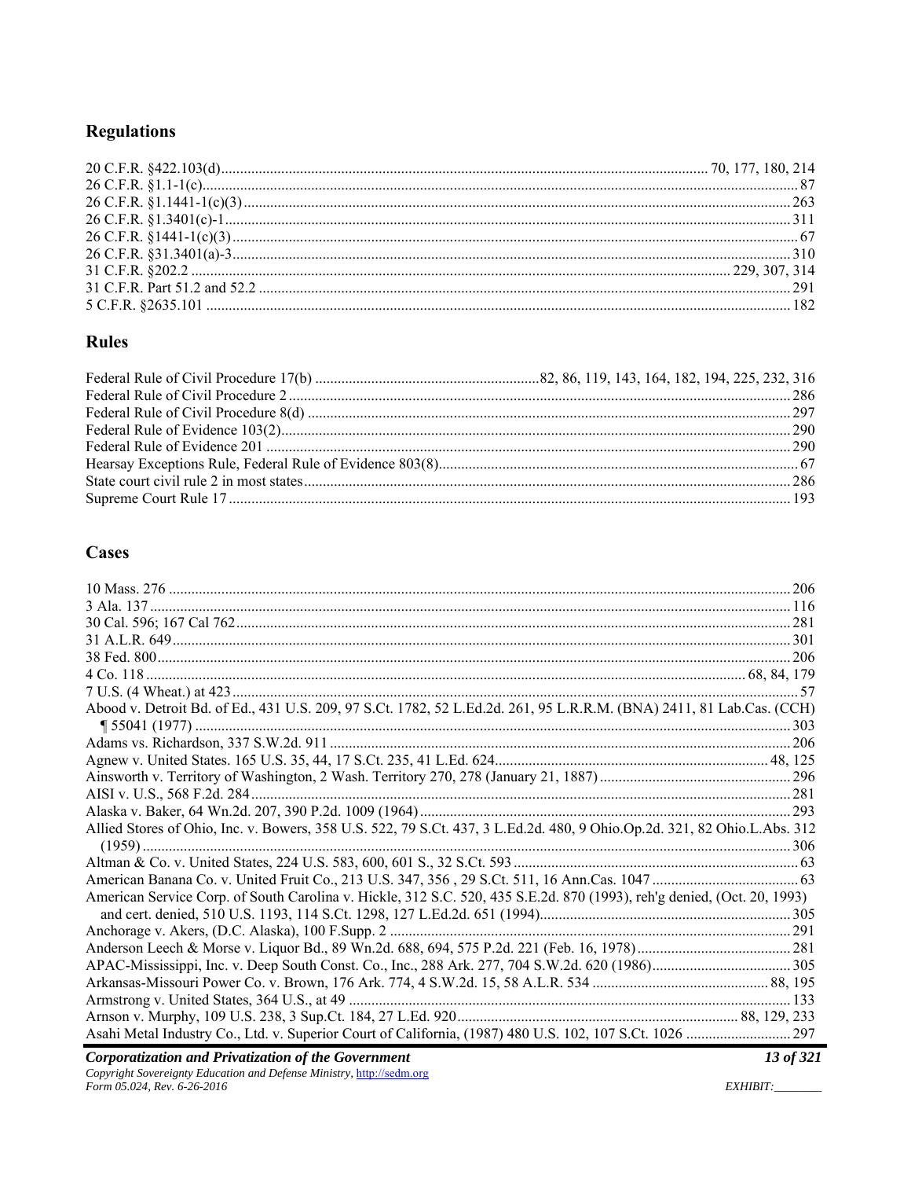## Regulations

20 C.F.R. §422.103(d)........ 70, 177, 180, 214
26 C.F.R. §1.1-1(c)........ 87
26 C.F.R. §1.1441-1(c)(3)........ 263
26 C.F.R. §1.3401(c)-1........ 311
26 C.F.R. §1441-1(c)(3)........ 67
26 C.F.R. §31.3401(a)-3........ 310
31 C.F.R. §202.2........ 229, 307, 314
31 C.F.R. Part 51.2 and 52.2........ 291
5 C.F.R. §2635.101........ 182

## Rules

Federal Rule of Civil Procedure 17(b)........ 82, 86, 119, 143, 164, 182, 194, 225, 232, 316
Federal Rule of Civil Procedure 2........ 286
Federal Rule of Civil Procedure 8(d)........ 297
Federal Rule of Evidence 103(2)........ 290
Federal Rule of Evidence 201........ 290
Hearsay Exceptions Rule, Federal Rule of Evidence 803(8)........ 67
State court civil rule 2 in most states........ 286
Supreme Court Rule 17........ 193

## Cases

10 Mass. 276........ 206
3 Ala. 137........ 116
30 Cal. 596; 167 Cal 762........ 281
31 A.L.R. 649........ 301
38 Fed. 800........ 206
4 Co. 118........ 68, 84, 179
7 U.S. (4 Wheat.) at 423........ 57
Abood v. Detroit Bd. of Ed., 431 U.S. 209, 97 S.Ct. 1782, 52 L.Ed.2d. 261, 95 L.R.R.M. (BNA) 2411, 81 Lab.Cas. (CCH) ¶ 55041 (1977)........ 303
Adams vs. Richardson, 337 S.W.2d. 911........ 206
Agnew v. United States. 165 U.S. 35, 44, 17 S.Ct. 235, 41 L.Ed. 624........ 48, 125
Ainsworth v. Territory of Washington, 2 Wash. Territory 270, 278 (January 21, 1887)........ 296
AISI v. U.S., 568 F.2d. 284........ 281
Alaska v. Baker, 64 Wn.2d. 207, 390 P.2d. 1009 (1964)........ 293
Allied Stores of Ohio, Inc. v. Bowers, 358 U.S. 522, 79 S.Ct. 437, 3 L.Ed.2d. 480, 9 Ohio.Op.2d. 321, 82 Ohio.L.Abs. 312 (1959)........ 306
Altman & Co. v. United States, 224 U.S. 583, 600, 601 S., 32 S.Ct. 593........ 63
American Banana Co. v. United Fruit Co., 213 U.S. 347, 356 , 29 S.Ct. 511, 16 Ann.Cas. 1047........ 63
American Service Corp. of South Carolina v. Hickle, 312 S.C. 520, 435 S.E.2d. 870 (1993), reh'g denied, (Oct. 20, 1993) and cert. denied, 510 U.S. 1193, 114 S.Ct. 1298, 127 L.Ed.2d. 651 (1994)........ 305
Anchorage v. Akers, (D.C. Alaska), 100 F.Supp. 2........ 291
Anderson Leech & Morse v. Liquor Bd., 89 Wn.2d. 688, 694, 575 P.2d. 221 (Feb. 16, 1978)........ 281
APAC-Mississippi, Inc. v. Deep South Const. Co., Inc., 288 Ark. 277, 704 S.W.2d. 620 (1986)........ 305
Arkansas-Missouri Power Co. v. Brown, 176 Ark. 774, 4 S.W.2d. 15, 58 A.L.R. 534........ 88, 195
Armstrong v. United States, 364 U.S., at 49........ 133
Arnson v. Murphy, 109 U.S. 238, 3 Sup.Ct. 184, 27 L.Ed. 920........ 88, 129, 233
Asahi Metal Industry Co., Ltd. v. Superior Court of California, (1987) 480 U.S. 102, 107 S.Ct. 1026........ 297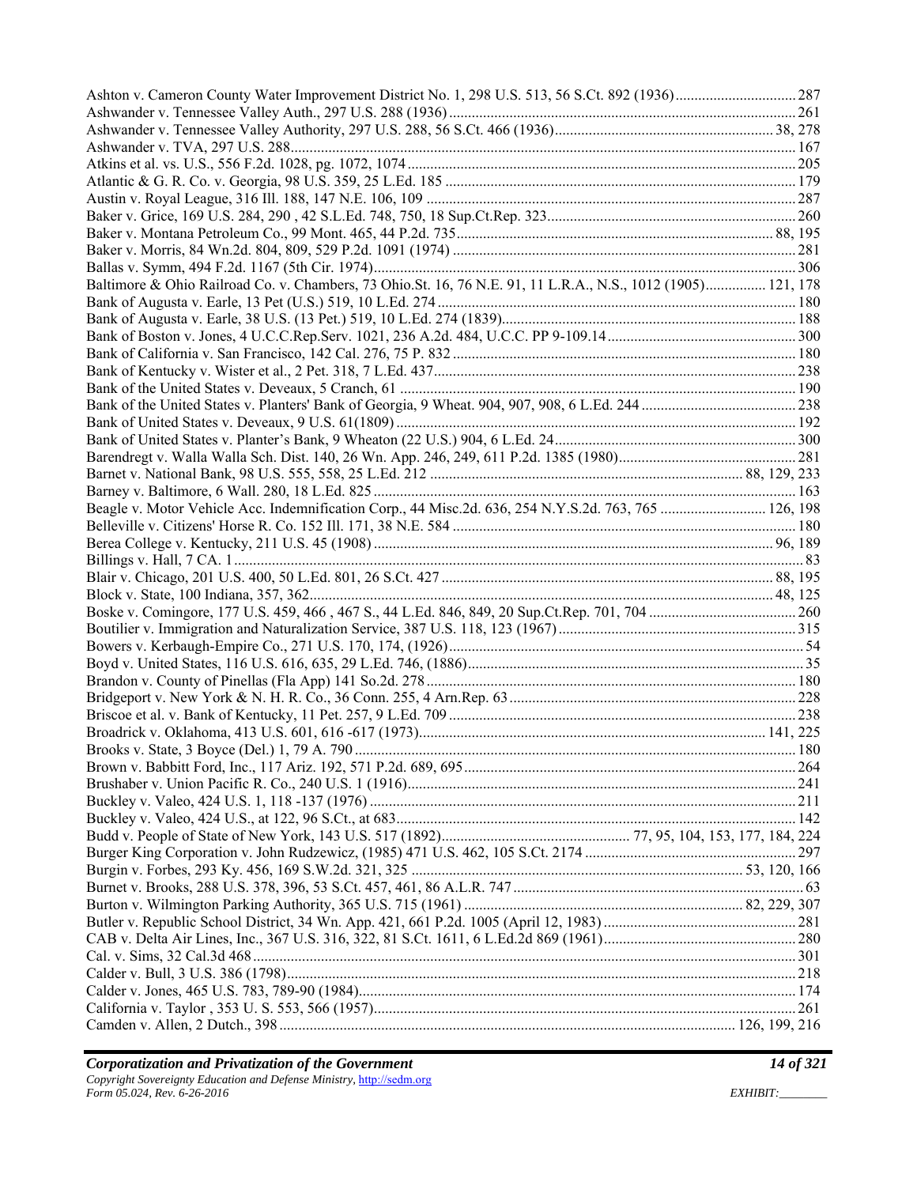Ashton v. Cameron County Water Improvement District No. 1, 298 U.S. 513, 56 S.Ct. 892 (1936) ............................... 287
Ashwander v. Tennessee Valley Auth., 297 U.S. 288 (1936) ............................................................................................ 261
Ashwander v. Tennessee Valley Authority, 297 U.S. 288, 56 S.Ct. 466 (1936) ........................................................ 38, 278
Ashwander v. TVA, 297 U.S. 288 ....................................................................................................................................... 167
Atkins et al. vs. U.S., 556 F.2d. 1028, pg. 1072, 1074 ........................................................................................................ 205
Atlantic & G. R. Co. v. Georgia, 98 U.S. 359, 25 L.Ed. 185 ............................................................................................. 179
Austin v. Royal League, 316 Ill. 188, 147 N.E. 106, 109 .................................................................................................... 287
Baker v. Grice, 169 U.S. 284, 290 , 42 S.L.Ed. 748, 750, 18 Sup.Ct.Rep. 323 .................................................................. 260
Baker v. Montana Petroleum Co., 99 Mont. 465, 44 P.2d. 735 ..................................................................................... 88, 195
Baker v. Morris, 84 Wn.2d. 804, 809, 529 P.2d. 1091 (1974) ........................................................................................... 281
Ballas v. Symm, 494 F.2d. 1167 (5th Cir. 1974) ................................................................................................................. 306
Baltimore & Ohio Railroad Co. v. Chambers, 73 Ohio.St. 16, 76 N.E. 91, 11 L.R.A., N.S., 1012 (1905) ................ 121, 178
Bank of Augusta v. Earle, 13 Pet (U.S.) 519, 10 L.Ed. 274 ................................................................................................ 180
Bank of Augusta v. Earle, 38 U.S. (13 Pet.) 519, 10 L.Ed. 274 (1839) .............................................................................. 188
Bank of Boston v. Jones, 4 U.C.C.Rep.Serv. 1021, 236 A.2d. 484, U.C.C. PP 9-109.14 .................................................. 300
Bank of California v. San Francisco, 142 Cal. 276, 75 P. 832 ........................................................................................... 180
Bank of Kentucky v. Wister et al., 2 Pet. 318, 7 L.Ed. 437 ................................................................................................ 238
Bank of the United States v. Deveaux, 5 Cranch, 61 ......................................................................................................... 190
Bank of the United States v. Planters' Bank of Georgia, 9 Wheat. 904, 907, 908, 6 L.Ed. 244 ......................................... 238
Bank of United States v. Deveaux, 9 U.S. 61(1809) .......................................................................................................... 192
Bank of United States v. Planter's Bank, 9 Wheaton (22 U.S.) 904, 6 L.Ed. 24 ................................................................ 300
Barendregt v. Walla Walla Sch. Dist. 140, 26 Wn. App. 246, 249, 611 P.2d. 1385 (1980) ............................................... 281
Barnet v. National Bank, 98 U.S. 555, 558, 25 L.Ed. 212 .................................................................................. 88, 129, 233
Barney v. Baltimore, 6 Wall. 280, 18 L.Ed. 825 ................................................................................................................. 163
Beagle v. Motor Vehicle Acc. Indemnification Corp., 44 Misc.2d. 636, 254 N.Y.S.2d. 763, 765 ............................ 126, 198
Belleville v. Citizens' Horse R. Co. 152 Ill. 171, 38 N.E. 584 ............................................................................................ 180
Berea College v. Kentucky, 211 U.S. 45 (1908) ........................................................................................................... 96, 189
Billings v. Hall, 7 CA. 1 ........................................................................................................................................................ 83
Blair v. Chicago, 201 U.S. 400, 50 L.Ed. 801, 26 S.Ct. 427 ......................................................................................... 88, 195
Block v. State, 100 Indiana, 357, 362 ............................................................................................................................ 48, 125
Boske v. Comingore, 177 U.S. 459, 466 , 467 S., 44 L.Ed. 846, 849, 20 Sup.Ct.Rep. 701, 704 ....................................... 260
Boutilier v. Immigration and Naturalization Service, 387 U.S. 118, 123 (1967) ............................................................... 315
Bowers v. Kerbaugh-Empire Co., 271 U.S. 170, 174, (1926) .............................................................................................. 54
Boyd v. United States, 116 U.S. 616, 635, 29 L.Ed. 746, (1886) ......................................................................................... 35
Brandon v. County of Pinellas (Fla App) 141 So.2d. 278 .................................................................................................. 180
Bridgeport v. New York & N. H. R. Co., 36 Conn. 255, 4 Arn.Rep. 63 ............................................................................ 228
Briscoe et al. v. Bank of Kentucky, 11 Pet. 257, 9 L.Ed. 709 ............................................................................................ 238
Broadrick v. Oklahoma, 413 U.S. 601, 616 -617 (1973) ............................................................................................ 141, 225
Brooks v. State, 3 Boyce (Del.) 1, 79 A. 790 ..................................................................................................................... 180
Brown v. Babbitt Ford, Inc., 117 Ariz. 192, 571 P.2d. 689, 695 ........................................................................................ 264
Brushaber v. Union Pacific R. Co., 240 U.S. 1 (1916) ....................................................................................................... 241
Buckley v. Valeo, 424 U.S. 1, 118 -137 (1976) ................................................................................................................. 211
Buckley v. Valeo, 424 U.S., at 122, 96 S.Ct., at 683 .......................................................................................................... 142
Budd v. People of State of New York, 143 U.S. 517 (1892) .................................................. 77, 95, 104, 153, 177, 184, 224
Burger King Corporation v. John Rudzewicz, (1985) 471 U.S. 462, 105 S.Ct. 2174 ........................................................ 297
Burgin v. Forbes, 293 Ky. 456, 169 S.W.2d. 321, 325 ........................................................................................ 53, 120, 166
Burnet v. Brooks, 288 U.S. 378, 396, 53 S.Ct. 457, 461, 86 A.L.R. 747 ............................................................................. 63
Burton v. Wilmington Parking Authority, 365 U.S. 715 (1961) ........................................................................... 82, 229, 307
Butler v. Republic School District, 34 Wn. App. 421, 661 P.2d. 1005 (April 12, 1983) ................................................... 281
CAB v. Delta Air Lines, Inc., 367 U.S. 316, 322, 81 S.Ct. 1611, 6 L.Ed.2d 869 (1961) ................................................... 280
Cal. v. Sims, 32 Cal.3d 468 ................................................................................................................................................ 301
Calder v. Bull, 3 U.S. 386 (1798) ....................................................................................................................................... 218
Calder v. Jones, 465 U.S. 783, 789-90 (1984) ................................................................................................................... 174
California v. Taylor , 353 U. S. 553, 566 (1957) ............................................................................................................... 261
Camden v. Allen, 2 Dutch., 398 ........................................................................................................................ 126, 199, 216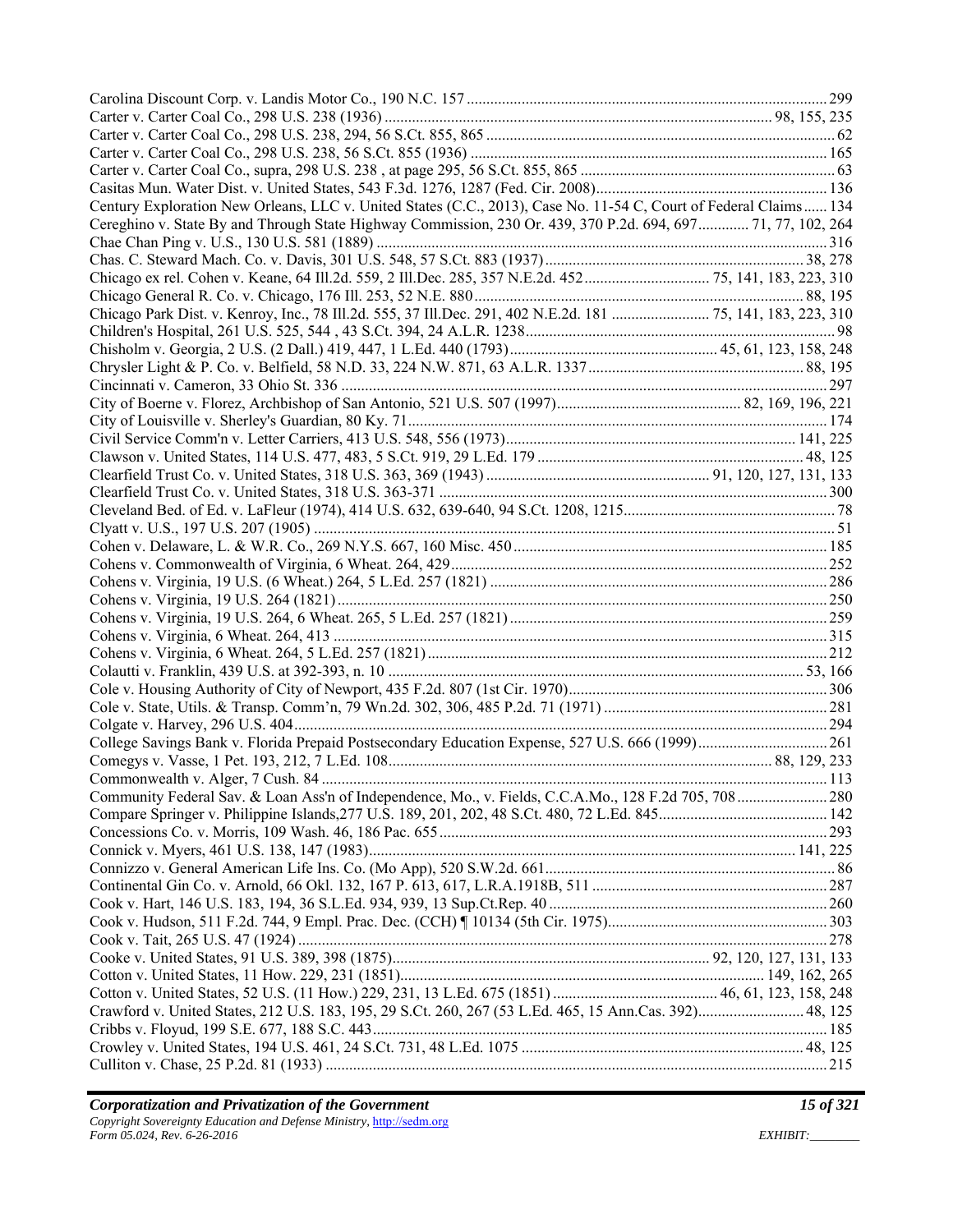Carolina Discount Corp. v. Landis Motor Co., 190 N.C. 157 ... 299
Carter v. Carter Coal Co., 298 U.S. 238 (1936) ... 98, 155, 235
Carter v. Carter Coal Co., 298 U.S. 238, 294, 56 S.Ct. 855, 865 ... 62
Carter v. Carter Coal Co., 298 U.S. 238, 56 S.Ct. 855 (1936) ... 165
Carter v. Carter Coal Co., supra, 298 U.S. 238 , at page 295, 56 S.Ct. 855, 865 ... 63
Casitas Mun. Water Dist. v. United States, 543 F.3d. 1276, 1287 (Fed. Cir. 2008) ... 136
Century Exploration New Orleans, LLC v. United States (C.C., 2013), Case No. 11-54 C, Court of Federal Claims ... 134
Cereghino v. State By and Through State Highway Commission, 230 Or. 439, 370 P.2d. 694, 697 ... 71, 77, 102, 264
Chae Chan Ping v. U.S., 130 U.S. 581 (1889) ... 316
Chas. C. Steward Mach. Co. v. Davis, 301 U.S. 548, 57 S.Ct. 883 (1937) ... 38, 278
Chicago ex rel. Cohen v. Keane, 64 Ill.2d. 559, 2 Ill.Dec. 285, 357 N.E.2d. 452 ... 75, 141, 183, 223, 310
Chicago General R. Co. v. Chicago, 176 Ill. 253, 52 N.E. 880 ... 88, 195
Chicago Park Dist. v. Kenroy, Inc., 78 Ill.2d. 555, 37 Ill.Dec. 291, 402 N.E.2d. 181 ... 75, 141, 183, 223, 310
Children's Hospital, 261 U.S. 525, 544 , 43 S.Ct. 394, 24 A.L.R. 1238 ... 98
Chisholm v. Georgia, 2 U.S. (2 Dall.) 419, 447, 1 L.Ed. 440 (1793) ... 45, 61, 123, 158, 248
Chrysler Light & P. Co. v. Belfield, 58 N.D. 33, 224 N.W. 871, 63 A.L.R. 1337 ... 88, 195
Cincinnati v. Cameron, 33 Ohio St. 336 ... 297
City of Boerne v. Florez, Archbishop of San Antonio, 521 U.S. 507 (1997) ... 82, 169, 196, 221
City of Louisville v. Sherley's Guardian, 80 Ky. 71 ... 174
Civil Service Comm'n v. Letter Carriers, 413 U.S. 548, 556 (1973) ... 141, 225
Clawson v. United States, 114 U.S. 477, 483, 5 S.Ct. 919, 29 L.Ed. 179 ... 48, 125
Clearfield Trust Co. v. United States, 318 U.S. 363, 369 (1943) ... 91, 120, 127, 131, 133
Clearfield Trust Co. v. United States, 318 U.S. 363-371 ... 300
Cleveland Bed. of Ed. v. LaFleur (1974), 414 U.S. 632, 639-640, 94 S.Ct. 1208, 1215 ... 78
Clyatt v. U.S., 197 U.S. 207 (1905) ... 51
Cohen v. Delaware, L. & W.R. Co., 269 N.Y.S. 667, 160 Misc. 450 ... 185
Cohens v. Commonwealth of Virginia, 6 Wheat. 264, 429 ... 252
Cohens v. Virginia, 19 U.S. (6 Wheat.) 264, 5 L.Ed. 257 (1821) ... 286
Cohens v. Virginia, 19 U.S. 264 (1821) ... 250
Cohens v. Virginia, 19 U.S. 264, 6 Wheat. 265, 5 L.Ed. 257 (1821) ... 259
Cohens v. Virginia, 6 Wheat. 264, 413 ... 315
Cohens v. Virginia, 6 Wheat. 264, 5 L.Ed. 257 (1821) ... 212
Colautti v. Franklin, 439 U.S. at 392-393, n. 10 ... 53, 166
Cole v. Housing Authority of City of Newport, 435 F.2d. 807 (1st Cir. 1970) ... 306
Cole v. State, Utils. & Transp. Comm'n, 79 Wn.2d. 302, 306, 485 P.2d. 71 (1971) ... 281
Colgate v. Harvey, 296 U.S. 404 ... 294
College Savings Bank v. Florida Prepaid Postsecondary Education Expense, 527 U.S. 666 (1999) ... 261
Comegys v. Vasse, 1 Pet. 193, 212, 7 L.Ed. 108 ... 88, 129, 233
Commonwealth v. Alger, 7 Cush. 84 ... 113
Community Federal Sav. & Loan Ass'n of Independence, Mo., v. Fields, C.C.A.Mo., 128 F.2d 705, 708 ... 280
Compare Springer v. Philippine Islands,277 U.S. 189, 201, 202, 48 S.Ct. 480, 72 L.Ed. 845 ... 142
Concessions Co. v. Morris, 109 Wash. 46, 186 Pac. 655 ... 293
Connick v. Myers, 461 U.S. 138, 147 (1983) ... 141, 225
Connizzo v. General American Life Ins. Co. (Mo App), 520 S.W.2d. 661 ... 86
Continental Gin Co. v. Arnold, 66 Okl. 132, 167 P. 613, 617, L.R.A.1918B, 511 ... 287
Cook v. Hart, 146 U.S. 183, 194, 36 S.L.Ed. 934, 939, 13 Sup.Ct.Rep. 40 ... 260
Cook v. Hudson, 511 F.2d. 744, 9 Empl. Prac. Dec. (CCH) ¶ 10134 (5th Cir. 1975) ... 303
Cook v. Tait, 265 U.S. 47 (1924) ... 278
Cooke v. United States, 91 U.S. 389, 398 (1875) ... 92, 120, 127, 131, 133
Cotton v. United States, 11 How. 229, 231 (1851) ... 149, 162, 265
Cotton v. United States, 52 U.S. (11 How.) 229, 231, 13 L.Ed. 675 (1851) ... 46, 61, 123, 158, 248
Crawford v. United States, 212 U.S. 183, 195, 29 S.Ct. 260, 267 (53 L.Ed. 465, 15 Ann.Cas. 392) ... 48, 125
Cribbs v. Floyud, 199 S.E. 677, 188 S.C. 443 ... 185
Crowley v. United States, 194 U.S. 461, 24 S.Ct. 731, 48 L.Ed. 1075 ... 48, 125
Culliton v. Chase, 25 P.2d. 81 (1933) ... 215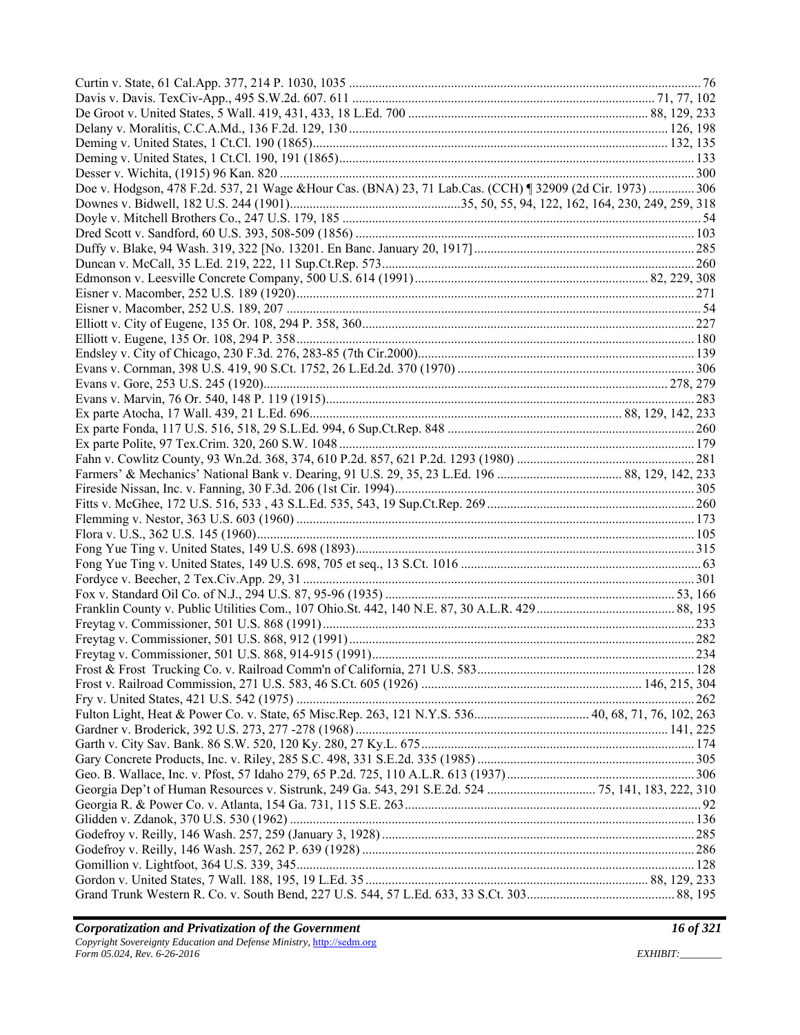Curtin v. State, 61 Cal.App. 377, 214 P. 1030, 1035 .......... 76
Davis v. Davis. TexCiv-App., 495 S.W.2d. 607. 611 .......... 71, 77, 102
De Groot v. United States, 5 Wall. 419, 431, 433, 18 L.Ed. 700 .......... 88, 129, 233
Delany v. Moralitis, C.C.A.Md., 136 F.2d. 129, 130 .......... 126, 198
Deming v. United States, 1 Ct.Cl. 190 (1865) .......... 132, 135
Deming v. United States, 1 Ct.Cl. 190, 191 (1865) .......... 133
Desser v. Wichita, (1915) 96 Kan. 820 .......... 300
Doe v. Hodgson, 478 F.2d. 537, 21 Wage &Hour Cas. (BNA) 23, 71 Lab.Cas. (CCH) ¶ 32909 (2d Cir. 1973) .......... 306
Downes v. Bidwell, 182 U.S. 244 (1901) .......... 35, 50, 55, 94, 122, 162, 164, 230, 249, 259, 318
Doyle v. Mitchell Brothers Co., 247 U.S. 179, 185 .......... 54
Dred Scott v. Sandford, 60 U.S. 393, 508-509 (1856) .......... 103
Duffy v. Blake, 94 Wash. 319, 322 [No. 13201. En Banc. January 20, 1917] .......... 285
Duncan v. McCall, 35 L.Ed. 219, 222, 11 Sup.Ct.Rep. 573 .......... 260
Edmonson v. Leesville Concrete Company, 500 U.S. 614 (1991) .......... 82, 229, 308
Eisner v. Macomber, 252 U.S. 189 (1920) .......... 271
Eisner v. Macomber, 252 U.S. 189, 207 .......... 54
Elliott v. City of Eugene, 135 Or. 108, 294 P. 358, 360 .......... 227
Elliott v. Eugene, 135 Or. 108, 294 P. 358 .......... 180
Endsley v. City of Chicago, 230 F.3d. 276, 283-85 (7th Cir.2000) .......... 139
Evans v. Cornman, 398 U.S. 419, 90 S.Ct. 1752, 26 L.Ed.2d. 370 (1970) .......... 306
Evans v. Gore, 253 U.S. 245 (1920) .......... 278, 279
Evans v. Marvin, 76 Or. 540, 148 P. 119 (1915) .......... 283
Ex parte Atocha, 17 Wall. 439, 21 L.Ed. 696 .......... 88, 129, 142, 233
Ex parte Fonda, 117 U.S. 516, 518, 29 S.L.Ed. 994, 6 Sup.Ct.Rep. 848 .......... 260
Ex parte Polite, 97 Tex.Crim. 320, 260 S.W. 1048 .......... 179
Fahn v. Cowlitz County, 93 Wn.2d. 368, 374, 610 P.2d. 857, 621 P.2d. 1293 (1980) .......... 281
Farmers' & Mechanics' National Bank v. Dearing, 91 U.S. 29, 35, 23 L.Ed. 196 .......... 88, 129, 142, 233
Fireside Nissan, Inc. v. Fanning, 30 F.3d. 206 (1st Cir. 1994) .......... 305
Fitts v. McGhee, 172 U.S. 516, 533 , 43 S.L.Ed. 535, 543, 19 Sup.Ct.Rep. 269 .......... 260
Flemming v. Nestor, 363 U.S. 603 (1960) .......... 173
Flora v. U.S., 362 U.S. 145 (1960) .......... 105
Fong Yue Ting v. United States, 149 U.S. 698 (1893) .......... 315
Fong Yue Ting v. United States, 149 U.S. 698, 705 et seq., 13 S.Ct. 1016 .......... 63
Fordyce v. Beecher, 2 Tex.Civ.App. 29, 31 .......... 301
Fox v. Standard Oil Co. of N.J., 294 U.S. 87, 95-96 (1935) .......... 53, 166
Franklin County v. Public Utilities Com., 107 Ohio.St. 442, 140 N.E. 87, 30 A.L.R. 429 .......... 88, 195
Freytag v. Commissioner, 501 U.S. 868 (1991) .......... 233
Freytag v. Commissioner, 501 U.S. 868, 912 (1991) .......... 282
Freytag v. Commissioner, 501 U.S. 868, 914-915 (1991) .......... 234
Frost & Frost Trucking Co. v. Railroad Comm'n of California, 271 U.S. 583 .......... 128
Frost v. Railroad Commission, 271 U.S. 583, 46 S.Ct. 605 (1926) .......... 146, 215, 304
Fry v. United States, 421 U.S. 542 (1975) .......... 262
Fulton Light, Heat & Power Co. v. State, 65 Misc.Rep. 263, 121 N.Y.S. 536 .......... 40, 68, 71, 76, 102, 263
Gardner v. Broderick, 392 U.S. 273, 277 -278 (1968) .......... 141, 225
Garth v. City Sav. Bank. 86 S.W. 520, 120 Ky. 280, 27 Ky.L. 675 .......... 174
Gary Concrete Products, Inc. v. Riley, 285 S.C. 498, 331 S.E.2d. 335 (1985) .......... 305
Geo. B. Wallace, Inc. v. Pfost, 57 Idaho 279, 65 P.2d. 725, 110 A.L.R. 613 (1937) .......... 306
Georgia Dep't of Human Resources v. Sistrunk, 249 Ga. 543, 291 S.E.2d. 524 .......... 75, 141, 183, 222, 310
Georgia R. & Power Co. v. Atlanta, 154 Ga. 731, 115 S.E. 263 .......... 92
Glidden v. Zdanok, 370 U.S. 530 (1962) .......... 136
Godefroy v. Reilly, 146 Wash. 257, 259 (January 3, 1928) .......... 285
Godefroy v. Reilly, 146 Wash. 257, 262 P. 639 (1928) .......... 286
Gomillion v. Lightfoot, 364 U.S. 339, 345 .......... 128
Gordon v. United States, 7 Wall. 188, 195, 19 L.Ed. 35 .......... 88, 129, 233
Grand Trunk Western R. Co. v. South Bend, 227 U.S. 544, 57 L.Ed. 633, 33 S.Ct. 303 .......... 88, 195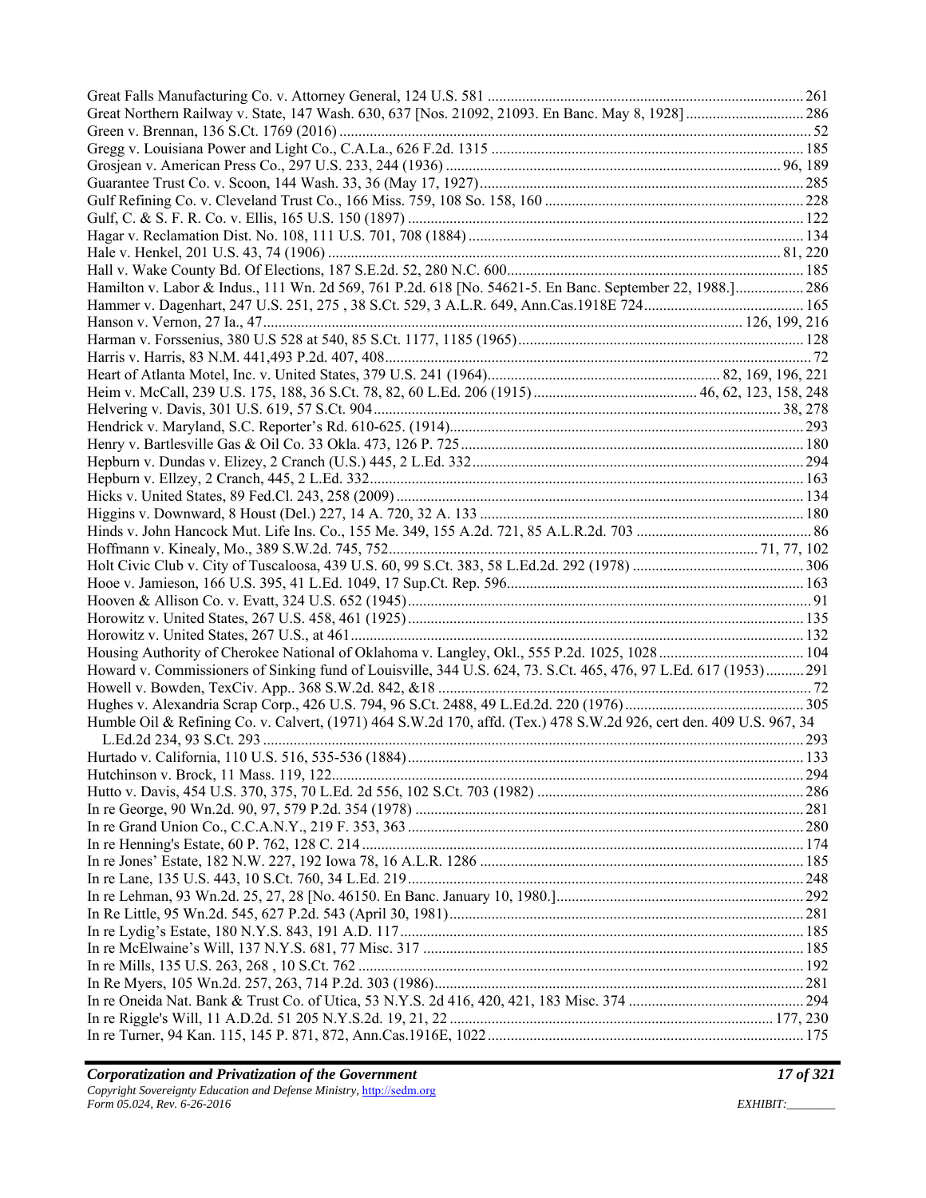Great Falls Manufacturing Co. v. Attorney General, 124 U.S. 581 .................................................................................. 261
Great Northern Railway v. State, 147 Wash. 630, 637 [Nos. 21092, 21093. En Banc. May 8, 1928] ............................... 286
Green v. Brennan, 136 S.Ct. 1769 (2016) ........................................................................................................................... 52
Gregg v. Louisiana Power and Light Co., C.A.La., 626 F.2d. 1315 ................................................................................. 185
Grosjean v. American Press Co., 297 U.S. 233, 244 (1936) ........................................................................................ 96, 189
Guarantee Trust Co. v. Scoon, 144 Wash. 33, 36 (May 17, 1927).................................................................................... 285
Gulf Refining Co. v. Cleveland Trust Co., 166 Miss. 759, 108 So. 158, 160 ................................................................... 228
Gulf, C. & S. F. R. Co. v. Ellis, 165 U.S. 150 (1897) ........................................................................................................ 122
Hagar v. Reclamation Dist. No. 108, 111 U.S. 701, 708 (1884) ....................................................................................... 134
Hale v. Henkel, 201 U.S. 43, 74 (1906) ....................................................................................................................... 81, 220
Hall v. Wake County Bd. Of Elections, 187 S.E.2d. 52, 280 N.C. 600............................................................................. 185
Hamilton v. Labor & Indus., 111 Wn. 2d 569, 761 P.2d. 618 [No. 54621-5. En Banc. September 22, 1988.] .................. 286
Hammer v. Dagenhart, 247 U.S. 251, 275 , 38 S.Ct. 529, 3 A.L.R. 649, Ann.Cas.1918E 724.......................................... 165
Hanson v. Vernon, 27 Ia., 47............................................................................................................................. 126, 199, 216
Harman v. Forssenius, 380 U.S 528 at 540, 85 S.Ct. 1177, 1185 (1965)........................................................................... 128
Harris v. Harris, 83 N.M. 441,493 P.2d. 407, 408............................................................................................................... 72
Heart of Atlanta Motel, Inc. v. United States, 379 U.S. 241 (1964)............................................................ 82, 169, 196, 221
Heim v. McCall, 239 U.S. 175, 188, 36 S.Ct. 78, 82, 60 L.Ed. 206 (1915) ........................................... 46, 62, 123, 158, 248
Helvering v. Davis, 301 U.S. 619, 57 S.Ct. 904............................................................................................................ 38, 278
Hendrick v. Maryland, S.C. Reporter's Rd. 610-625. (1914)............................................................................................. 293
Henry v. Bartlesville Gas & Oil Co. 33 Okla. 473, 126 P. 725 .......................................................................................... 180
Hepburn v. Dundas v. Elizey, 2 Cranch (U.S.) 445, 2 L.Ed. 332....................................................................................... 294
Hepburn v. Ellzey, 2 Cranch, 445, 2 L.Ed. 332.................................................................................................................. 163
Hicks v. United States, 89 Fed.Cl. 243, 258 (2009) ........................................................................................................... 134
Higgins v. Downward, 8 Houst (Del.) 227, 14 A. 720, 32 A. 133 ..................................................................................... 180
Hinds v. John Hancock Mut. Life Ins. Co., 155 Me. 349, 155 A.2d. 721, 85 A.L.R.2d. 703 .............................................. 86
Hoffmann v. Kinealy, Mo., 389 S.W.2d. 745, 752............................................................................................... 71, 77, 102
Holt Civic Club v. City of Tuscaloosa, 439 U.S. 60, 99 S.Ct. 383, 58 L.Ed.2d. 292 (1978) ............................................. 306
Hooe v. Jamieson, 166 U.S. 395, 41 L.Ed. 1049, 17 Sup.Ct. Rep. 596............................................................................. 163
Hooven & Allison Co. v. Evatt, 324 U.S. 652 (1945)........................................................................................................... 91
Horowitz v. United States, 267 U.S. 458, 461 (1925) ........................................................................................................ 135
Horowitz v. United States, 267 U.S., at 461....................................................................................................................... 132
Housing Authority of Cherokee National of Oklahoma v. Langley, Okl., 555 P.2d. 1025, 1028 ...................................... 104
Howard v. Commissioners of Sinking fund of Louisville, 344 U.S. 624, 73. S.Ct. 465, 476, 97 L.Ed. 617 (1953) .......... 291
Howell v. Bowden, TexCiv. App.. 368 S.W.2d. 842, &18 .................................................................................................. 72
Hughes v. Alexandria Scrap Corp., 426 U.S. 794, 96 S.Ct. 2488, 49 L.Ed.2d. 220 (1976) .............................................. 305
Humble Oil & Refining Co. v. Calvert, (1971) 464 S.W.2d 170, affd. (Tex.) 478 S.W.2d 926, cert den. 409 U.S. 967, 34 L.Ed.2d 234, 93 S.Ct. 293 ............................................................................................................................................ 293
Hurtado v. California, 110 U.S. 516, 535-536 (1884)....................................................................................................... 133
Hutchinson v. Brock, 11 Mass. 119, 122............................................................................................................................ 294
Hutto v. Davis, 454 U.S. 370, 375, 70 L.Ed. 2d 556, 102 S.Ct. 703 (1982) ..................................................................... 286
In re George, 90 Wn.2d. 90, 97, 579 P.2d. 354 (1978) ..................................................................................................... 281
In re Grand Union Co., C.C.A.N.Y., 219 F. 353, 363 ....................................................................................................... 280
In re Henning's Estate, 60 P. 762, 128 C. 214 ................................................................................................................... 174
In re Jones' Estate, 182 N.W. 227, 192 Iowa 78, 16 A.L.R. 1286 .................................................................................... 185
In re Lane, 135 U.S. 443, 10 S.Ct. 760, 34 L.Ed. 219....................................................................................................... 248
In re Lehman, 93 Wn.2d. 25, 27, 28 [No. 46150. En Banc. January 10, 1980.]................................................................ 292
In Re Little, 95 Wn.2d. 545, 627 P.2d. 543 (April 30, 1981)............................................................................................ 281
In re Lydig's Estate, 180 N.Y.S. 843, 191 A.D. 117......................................................................................................... 185
In re McElwaine's Will, 137 N.Y.S. 681, 77 Misc. 317 ................................................................................................... 185
In re Mills, 135 U.S. 263, 268 , 10 S.Ct. 762 .................................................................................................................... 192
In Re Myers, 105 Wn.2d. 257, 263, 714 P.2d. 303 (1986)................................................................................................ 281
In re Oneida Nat. Bank & Trust Co. of Utica, 53 N.Y.S. 2d 416, 420, 421, 183 Misc. 374 ............................................. 294
In re Riggle's Will, 11 A.D.2d. 51 205 N.Y.S.2d. 19, 21, 22 .................................................................................... 177, 230
In re Turner, 94 Kan. 115, 145 P. 871, 872, Ann.Cas.1916E, 1022.................................................................................. 175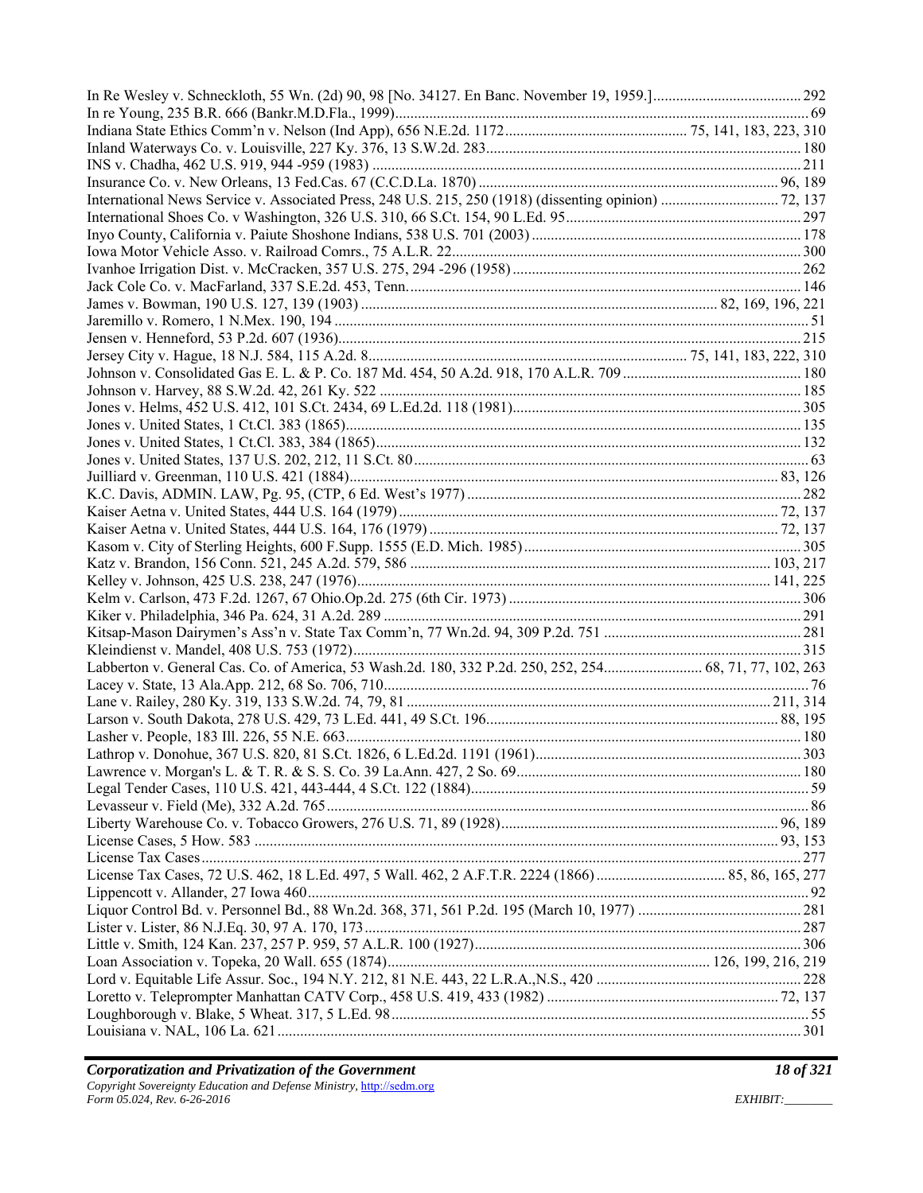In Re Wesley v. Schneckloth, 55 Wn. (2d) 90, 98 [No. 34127. En Banc. November 19, 1959.] ........ 292
In re Young, 235 B.R. 666 (Bankr.M.D.Fla., 1999) ........ 69
Indiana State Ethics Comm'n v. Nelson (Ind App), 656 N.E.2d. 1172 ........ 75, 141, 183, 223, 310
Inland Waterways Co. v. Louisville, 227 Ky. 376, 13 S.W.2d. 283 ........ 180
INS v. Chadha, 462 U.S. 919, 944 -959 (1983) ........ 211
Insurance Co. v. New Orleans, 13 Fed.Cas. 67 (C.C.D.La. 1870) ........ 96, 189
International News Service v. Associated Press, 248 U.S. 215, 250 (1918) (dissenting opinion) ........ 72, 137
International Shoes Co. v Washington, 326 U.S. 310, 66 S.Ct. 154, 90 L.Ed. 95 ........ 297
Inyo County, California v. Paiute Shoshone Indians, 538 U.S. 701 (2003) ........ 178
Iowa Motor Vehicle Asso. v. Railroad Comrs., 75 A.L.R. 22 ........ 300
Ivanhoe Irrigation Dist. v. McCracken, 357 U.S. 275, 294 -296 (1958) ........ 262
Jack Cole Co. v. MacFarland, 337 S.E.2d. 453, Tenn. ........ 146
James v. Bowman, 190 U.S. 127, 139 (1903) ........ 82, 169, 196, 221
Jaremillo v. Romero, 1 N.Mex. 190, 194 ........ 51
Jensen v. Henneford, 53 P.2d. 607 (1936) ........ 215
Jersey City v. Hague, 18 N.J. 584, 115 A.2d. 8 ........ 75, 141, 183, 222, 310
Johnson v. Consolidated Gas E. L. & P. Co. 187 Md. 454, 50 A.2d. 918, 170 A.L.R. 709 ........ 180
Johnson v. Harvey, 88 S.W.2d. 42, 261 Ky. 522 ........ 185
Jones v. Helms, 452 U.S. 412, 101 S.Ct. 2434, 69 L.Ed.2d. 118 (1981) ........ 305
Jones v. United States, 1 Ct.Cl. 383 (1865) ........ 135
Jones v. United States, 1 Ct.Cl. 383, 384 (1865) ........ 132
Jones v. United States, 137 U.S. 202, 212, 11 S.Ct. 80 ........ 63
Juilliard v. Greenman, 110 U.S. 421 (1884) ........ 83, 126
K.C. Davis, ADMIN. LAW, Pg. 95, (CTP, 6 Ed. West's 1977) ........ 282
Kaiser Aetna v. United States, 444 U.S. 164 (1979) ........ 72, 137
Kaiser Aetna v. United States, 444 U.S. 164, 176 (1979) ........ 72, 137
Kasom v. City of Sterling Heights, 600 F.Supp. 1555 (E.D. Mich. 1985) ........ 305
Katz v. Brandon, 156 Conn. 521, 245 A.2d. 579, 586 ........ 103, 217
Kelley v. Johnson, 425 U.S. 238, 247 (1976) ........ 141, 225
Kelm v. Carlson, 473 F.2d. 1267, 67 Ohio.Op.2d. 275 (6th Cir. 1973) ........ 306
Kiker v. Philadelphia, 346 Pa. 624, 31 A.2d. 289 ........ 291
Kitsap-Mason Dairymen's Ass'n v. State Tax Comm'n, 77 Wn.2d. 94, 309 P.2d. 751 ........ 281
Kleindienst v. Mandel, 408 U.S. 753 (1972) ........ 315
Labberton v. General Cas. Co. of America, 53 Wash.2d. 180, 332 P.2d. 250, 252, 254 ........ 68, 71, 77, 102, 263
Lacey v. State, 13 Ala.App. 212, 68 So. 706, 710 ........ 76
Lane v. Railey, 280 Ky. 319, 133 S.W.2d. 74, 79, 81 ........ 211, 314
Larson v. South Dakota, 278 U.S. 429, 73 L.Ed. 441, 49 S.Ct. 196 ........ 88, 195
Lasher v. People, 183 Ill. 226, 55 N.E. 663 ........ 180
Lathrop v. Donohue, 367 U.S. 820, 81 S.Ct. 1826, 6 L.Ed.2d. 1191 (1961) ........ 303
Lawrence v. Morgan's L. & T. R. & S. S. Co. 39 La.Ann. 427, 2 So. 69 ........ 180
Legal Tender Cases, 110 U.S. 421, 443-444, 4 S.Ct. 122 (1884) ........ 59
Levasseur v. Field (Me), 332 A.2d. 765 ........ 86
Liberty Warehouse Co. v. Tobacco Growers, 276 U.S. 71, 89 (1928) ........ 96, 189
License Cases, 5 How. 583 ........ 93, 153
License Tax Cases ........ 277
License Tax Cases, 72 U.S. 462, 18 L.Ed. 497, 5 Wall. 462, 2 A.F.T.R. 2224 (1866) ........ 85, 86, 165, 277
Lippencott v. Allander, 27 Iowa 460 ........ 92
Liquor Control Bd. v. Personnel Bd., 88 Wn.2d. 368, 371, 561 P.2d. 195 (March 10, 1977) ........ 281
Lister v. Lister, 86 N.J.Eq. 30, 97 A. 170, 173 ........ 287
Little v. Smith, 124 Kan. 237, 257 P. 959, 57 A.L.R. 100 (1927) ........ 306
Loan Association v. Topeka, 20 Wall. 655 (1874) ........ 126, 199, 216, 219
Lord v. Equitable Life Assur. Soc., 194 N.Y. 212, 81 N.E. 443, 22 L.R.A.,N.S., 420 ........ 228
Loretto v. Teleprompter Manhattan CATV Corp., 458 U.S. 419, 433 (1982) ........ 72, 137
Loughborough v. Blake, 5 Wheat. 317, 5 L.Ed. 98 ........ 55
Louisiana v. NAL, 106 La. 621 ........ 301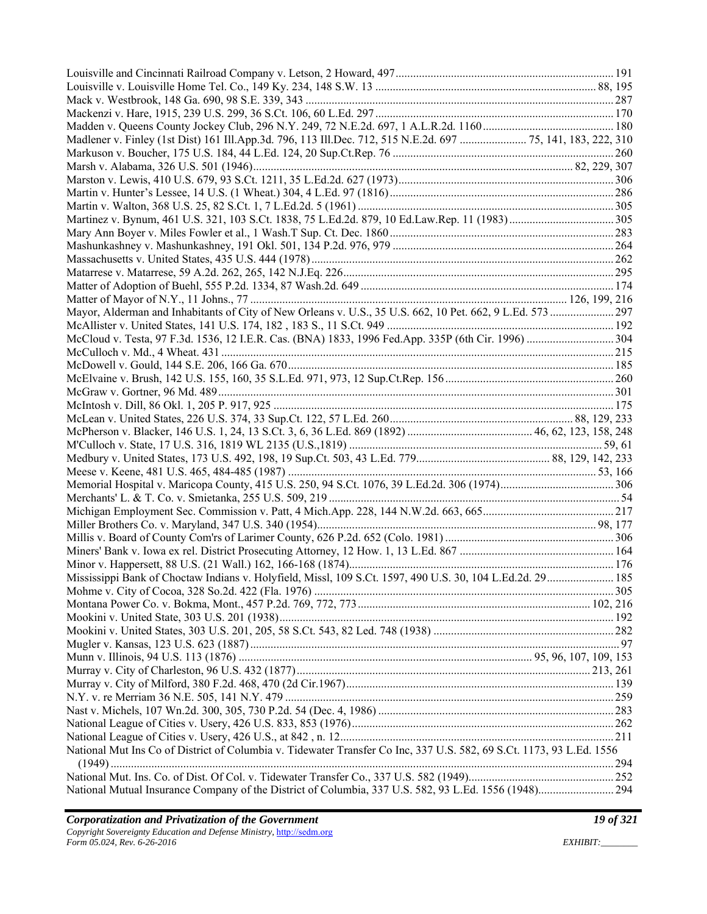Louisville and Cincinnati Railroad Company v. Letson, 2 Howard, 497 ........................................................................ 191
Louisville v. Louisville Home Tel. Co., 149 Ky. 234, 148 S.W. 13 ........................................................................ 88, 195
Mack v. Westbrook, 148 Ga. 690, 98 S.E. 339, 343 ........................................................................ 287
Mackenzi v. Hare, 1915, 239 U.S. 299, 36 S.Ct. 106, 60 L.Ed. 297 ........................................................................ 170
Madden v. Queens County Jockey Club, 296 N.Y. 249, 72 N.E.2d. 697, 1 A.L.R.2d. 1160 ........................................................................ 180
Madlener v. Finley (1st Dist) 161 Ill.App.3d. 796, 113 Ill.Dec. 712, 515 N.E.2d. 697 ........................ 75, 141, 183, 222, 310
Markuson v. Boucher, 175 U.S. 184, 44 L.Ed. 124, 20 Sup.Ct.Rep. 76 ........................................................................ 260
Marsh v. Alabama, 326 U.S. 501 (1946) ........................................................................ 82, 229, 307
Marston v. Lewis, 410 U.S. 679, 93 S.Ct. 1211, 35 L.Ed.2d. 627 (1973) ........................................................................ 306
Martin v. Hunter's Lessee, 14 U.S. (1 Wheat.) 304, 4 L.Ed. 97 (1816) ........................................................................ 286
Martin v. Walton, 368 U.S. 25, 82 S.Ct. 1, 7 L.Ed.2d. 5 (1961) ........................................................................ 305
Martinez v. Bynum, 461 U.S. 321, 103 S.Ct. 1838, 75 L.Ed.2d. 879, 10 Ed.Law.Rep. 11 (1983) ........................................................................ 305
Mary Ann Boyer v. Miles Fowler et al., 1 Wash.T Sup. Ct. Dec. 1860 ........................................................................ 283
Mashunkashney v. Mashunkashney, 191 Okl. 501, 134 P.2d. 976, 979 ........................................................................ 264
Massachusetts v. United States, 435 U.S. 444 (1978) ........................................................................ 262
Matarrese v. Matarrese, 59 A.2d. 262, 265, 142 N.J.Eq. 226 ........................................................................ 295
Matter of Adoption of Buehl, 555 P.2d. 1334, 87 Wash.2d. 649 ........................................................................ 174
Matter of Mayor of N.Y., 11 Johns., 77 ........................................................................ 126, 199, 216
Mayor, Alderman and Inhabitants of City of New Orleans v. U.S., 35 U.S. 662, 10 Pet. 662, 9 L.Ed. 573 ........................ 297
McAllister v. United States, 141 U.S. 174, 182 , 183 S., 11 S.Ct. 949 ........................................................................ 192
McCloud v. Testa, 97 F.3d. 1536, 12 I.E.R. Cas. (BNA) 1833, 1996 Fed.App. 335P (6th Cir. 1996) ........................ 304
McCulloch v. Md., 4 Wheat. 431 ........................................................................ 215
McDowell v. Gould, 144 S.E. 206, 166 Ga. 670 ........................................................................ 185
McElvaine v. Brush, 142 U.S. 155, 160, 35 S.L.Ed. 971, 973, 12 Sup.Ct.Rep. 156 ........................................................................ 260
McGraw v. Gortner, 96 Md. 489 ........................................................................ 301
McIntosh v. Dill, 86 Okl. 1, 205 P. 917, 925 ........................................................................ 175
McLean v. United States, 226 U.S. 374, 33 Sup.Ct. 122, 57 L.Ed. 260 ........................................................................ 88, 129, 233
McPherson v. Blacker, 146 U.S. 1, 24, 13 S.Ct. 3, 6, 36 L.Ed. 869 (1892) ........................................ 46, 62, 123, 158, 248
M'Culloch v. State, 17 U.S. 316, 1819 WL 2135 (U.S.,1819) ........................................................................ 59, 61
Medbury v. United States, 173 U.S. 492, 198, 19 Sup.Ct. 503, 43 L.Ed. 779 ........................................ 88, 129, 142, 233
Meese v. Keene, 481 U.S. 465, 484-485 (1987) ........................................................................ 53, 166
Memorial Hospital v. Maricopa County, 415 U.S. 250, 94 S.Ct. 1076, 39 L.Ed.2d. 306 (1974) ........................................ 306
Merchants' L. & T. Co. v. Smietanka, 255 U.S. 509, 219 ........................................................................ 54
Michigan Employment Sec. Commission v. Patt, 4 Mich.App. 228, 144 N.W.2d. 663, 665 ........................................ 217
Miller Brothers Co. v. Maryland, 347 U.S. 340 (1954) ........................................................................ 98, 177
Millis v. Board of County Com'rs of Larimer County, 626 P.2d. 652 (Colo. 1981) ........................................ 306
Miners' Bank v. Iowa ex rel. District Prosecuting Attorney, 12 How. 1, 13 L.Ed. 867 ........................................ 164
Minor v. Happersett, 88 U.S. (21 Wall.) 162, 166-168 (1874) ........................................................................ 176
Mississippi Bank of Choctaw Indians v. Holyfield, Missl, 109 S.Ct. 1597, 490 U.S. 30, 104 L.Ed.2d. 29 ........................ 185
Mohme v. City of Cocoa, 328 So.2d. 422 (Fla. 1976) ........................................................................ 305
Montana Power Co. v. Bokma, Mont., 457 P.2d. 769, 772, 773 ........................................................................ 102, 216
Mookini v. United State, 303 U.S. 201 (1938) ........................................................................ 192
Mookini v. United States, 303 U.S. 201, 205, 58 S.Ct. 543, 82 Led. 748 (1938) ........................................ 282
Mugler v. Kansas, 123 U.S. 623 (1887) ........................................................................ 97
Munn v. Illinois, 94 U.S. 113 (1876) ........................................................................ 95, 96, 107, 109, 153
Murray v. City of Charleston, 96 U.S. 432 (1877) ........................................................................ 213, 261
Murray v. City of Milford, 380 F.2d. 468, 470 (2d Cir.1967) ........................................................................ 139
N.Y. v. re Merriam 36 N.E. 505, 141 N.Y. 479 ........................................................................ 259
Nast v. Michels, 107 Wn.2d. 300, 305, 730 P.2d. 54 (Dec. 4, 1986) ........................................................................ 283
National League of Cities v. Usery, 426 U.S. 833, 853 (1976) ........................................................................ 262
National League of Cities v. Usery, 426 U.S., at 842 , n. 12 ........................................................................ 211
National Mut Ins Co of District of Columbia v. Tidewater Transfer Co Inc, 337 U.S. 582, 69 S.Ct. 1173, 93 L.Ed. 1556 (1949) ........................................................................ 294
National Mut. Ins. Co. of Dist. Of Col. v. Tidewater Transfer Co., 337 U.S. 582 (1949) ........................................ 252
National Mutual Insurance Company of the District of Columbia, 337 U.S. 582, 93 L.Ed. 1556 (1948) ........................ 294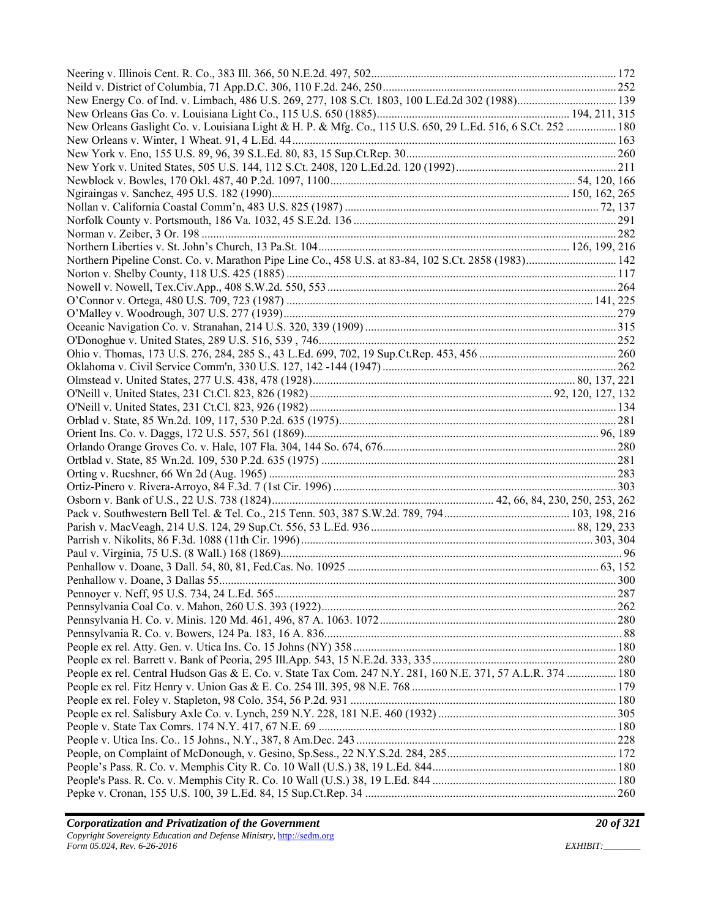Neering v. Illinois Cent. R. Co., 383 Ill. 366, 50 N.E.2d. 497, 502 ... 172
Neild v. District of Columbia, 71 App.D.C. 306, 110 F.2d. 246, 250 ... 252
New Energy Co. of Ind. v. Limbach, 486 U.S. 269, 277, 108 S.Ct. 1803, 100 L.Ed.2d 302 (1988) ... 139
New Orleans Gas Co. v. Louisiana Light Co., 115 U.S. 650 (1885) ... 194, 211, 315
New Orleans Gaslight Co. v. Louisiana Light & H. P. & Mfg. Co., 115 U.S. 650, 29 L.Ed. 516, 6 S.Ct. 252 ... 180
New Orleans v. Winter, 1 Wheat. 91, 4 L.Ed. 44 ... 163
New York v. Eno, 155 U.S. 89, 96, 39 S.L.Ed. 80, 83, 15 Sup.Ct.Rep. 30 ... 260
New York v. United States, 505 U.S. 144, 112 S.Ct. 2408, 120 L.Ed.2d. 120 (1992) ... 211
Newblock v. Bowles, 170 Okl. 487, 40 P.2d. 1097, 1100 ... 54, 120, 166
Ngiraingas v. Sanchez, 495 U.S. 182 (1990) ... 150, 162, 265
Nollan v. California Coastal Comm'n, 483 U.S. 825 (1987) ... 72, 137
Norfolk County v. Portsmouth, 186 Va. 1032, 45 S.E.2d. 136 ... 291
Norman v. Zeiber, 3 Or. 198 ... 282
Northern Liberties v. St. John's Church, 13 Pa.St. 104 ... 126, 199, 216
Northern Pipeline Const. Co. v. Marathon Pipe Line Co., 458 U.S. at 83-84, 102 S.Ct. 2858 (1983) ... 142
Norton v. Shelby County, 118 U.S. 425 (1885) ... 117
Nowell v. Nowell, Tex.Civ.App., 408 S.W.2d. 550, 553 ... 264
O'Connor v. Ortega, 480 U.S. 709, 723 (1987) ... 141, 225
O'Malley v. Woodrough, 307 U.S. 277 (1939) ... 279
Oceanic Navigation Co. v. Stranahan, 214 U.S. 320, 339 (1909) ... 315
O'Donoghue v. United States, 289 U.S. 516, 539 , 746 ... 252
Ohio v. Thomas, 173 U.S. 276, 284, 285 S., 43 L.Ed. 699, 702, 19 Sup.Ct.Rep. 453, 456 ... 260
Oklahoma v. Civil Service Comm'n, 330 U.S. 127, 142 -144 (1947) ... 262
Olmstead v. United States, 277 U.S. 438, 478 (1928) ... 80, 137, 221
O'Neill v. United States, 231 Ct.Cl. 823, 826 (1982) ... 92, 120, 127, 132
O'Neill v. United States, 231 Ct.Cl. 823, 926 (1982) ... 134
Orblad v. State, 85 Wn.2d. 109, 117, 530 P.2d. 635 (1975) ... 281
Orient Ins. Co. v. Daggs, 172 U.S. 557, 561 (1869) ... 96, 189
Orlando Orange Groves Co. v. Hale, 107 Fla. 304, 144 So. 674, 676 ... 280
Ortblad v. State, 85 Wn.2d. 109, 530 P.2d. 635 (1975) ... 281
Orting v. Rucshner, 66 Wn 2d (Aug. 1965) ... 283
Ortiz-Pinero v. Rivera-Arroyo, 84 F.3d. 7 (1st Cir. 1996) ... 303
Osborn v. Bank of U.S., 22 U.S. 738 (1824) ... 42, 66, 84, 230, 250, 253, 262
Pack v. Southwestern Bell Tel. & Tel. Co., 215 Tenn. 503, 387 S.W.2d. 789, 794 ... 103, 198, 216
Parish v. MacVeagh, 214 U.S. 124, 29 Sup.Ct. 556, 53 L.Ed. 936 ... 88, 129, 233
Parrish v. Nikolits, 86 F.3d. 1088 (11th Cir. 1996) ... 303, 304
Paul v. Virginia, 75 U.S. (8 Wall.) 168 (1869) ... 96
Penhallow v. Doane, 3 Dall. 54, 80, 81, Fed.Cas. No. 10925 ... 63, 152
Penhallow v. Doane, 3 Dallas 55 ... 300
Pennoyer v. Neff, 95 U.S. 734, 24 L.Ed. 565 ... 287
Pennsylvania Coal Co. v. Mahon, 260 U.S. 393 (1922) ... 262
Pennsylvania H. Co. v. Minis. 120 Md. 461, 496, 87 A. 1063. 1072 ... 280
Pennsylvania R. Co. v. Bowers, 124 Pa. 183, 16 A. 836 ... 88
People ex rel. Atty. Gen. v. Utica Ins. Co. 15 Johns (NY) 358 ... 180
People ex rel. Barrett v. Bank of Peoria, 295 Ill.App. 543, 15 N.E.2d. 333, 335 ... 280
People ex rel. Central Hudson Gas & E. Co. v. State Tax Com. 247 N.Y. 281, 160 N.E. 371, 57 A.L.R. 374 ... 180
People ex rel. Fitz Henry v. Union Gas & E. Co. 254 Ill. 395, 98 N.E. 768 ... 179
People ex rel. Foley v. Stapleton, 98 Colo. 354, 56 P.2d. 931 ... 180
People ex rel. Salisbury Axle Co. v. Lynch, 259 N.Y. 228, 181 N.E. 460 (1932) ... 305
People v. State Tax Comrs. 174 N.Y. 417, 67 N.E. 69 ... 180
People v. Utica Ins. Co.. 15 Johns., N.Y., 387, 8 Am.Dec. 243 ... 228
People, on Complaint of McDonough, v. Gesino, Sp.Sess., 22 N.Y.S.2d. 284, 285 ... 172
People's Pass. R. Co. v. Memphis City R. Co. 10 Wall (U.S.) 38, 19 L.Ed. 844 ... 180
People's Pass. R. Co. v. Memphis City R. Co. 10 Wall (U.S.) 38, 19 L.Ed. 844 ... 180
Pepke v. Cronan, 155 U.S. 100, 39 L.Ed. 84, 15 Sup.Ct.Rep. 34 ... 260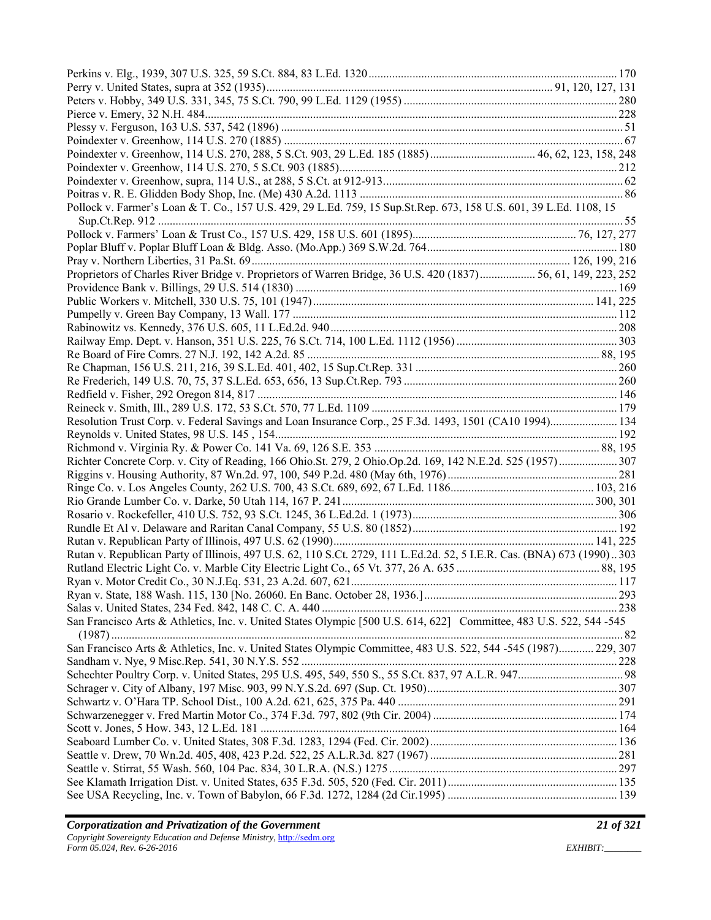Perkins v. Elg., 1939, 307 U.S. 325, 59 S.Ct. 884, 83 L.Ed. 1320 ..... 170
Perry v. United States, supra at 352 (1935) ..... 91, 120, 127, 131
Peters v. Hobby, 349 U.S. 331, 345, 75 S.Ct. 790, 99 L.Ed. 1129 (1955) ..... 280
Pierce v. Emery, 32 N.H. 484 ..... 228
Plessy v. Ferguson, 163 U.S. 537, 542 (1896) ..... 51
Poindexter v. Greenhow, 114 U.S. 270 (1885) ..... 67
Poindexter v. Greenhow, 114 U.S. 270, 288, 5 S.Ct. 903, 29 L.Ed. 185 (1885) ..... 46, 62, 123, 158, 248
Poindexter v. Greenhow, 114 U.S. 270, 5 S.Ct. 903 (1885) ..... 212
Poindexter v. Greenhow, supra, 114 U.S., at 288, 5 S.Ct. at 912-913 ..... 62
Poitras v. R. E. Glidden Body Shop, Inc. (Me) 430 A.2d. 1113 ..... 86
Pollock v. Farmer's Loan & T. Co., 157 U.S. 429, 29 L.Ed. 759, 15 Sup.St.Rep. 673, 158 U.S. 601, 39 L.Ed. 1108, 15 Sup.Ct.Rep. 912 ..... 55
Pollock v. Farmers' Loan & Trust Co., 157 U.S. 429, 158 U.S. 601 (1895) ..... 76, 127, 277
Poplar Bluff v. Poplar Bluff Loan & Bldg. Asso. (Mo.App.) 369 S.W.2d. 764 ..... 180
Pray v. Northern Liberties, 31 Pa.St. 69 ..... 126, 199, 216
Proprietors of Charles River Bridge v. Proprietors of Warren Bridge, 36 U.S. 420 (1837) ..... 56, 61, 149, 223, 252
Providence Bank v. Billings, 29 U.S. 514 (1830) ..... 169
Public Workers v. Mitchell, 330 U.S. 75, 101 (1947) ..... 141, 225
Pumpelly v. Green Bay Company, 13 Wall. 177 ..... 112
Rabinowitz vs. Kennedy, 376 U.S. 605, 11 L.Ed.2d. 940 ..... 208
Railway Emp. Dept. v. Hanson, 351 U.S. 225, 76 S.Ct. 714, 100 L.Ed. 1112 (1956) ..... 303
Re Board of Fire Comrs. 27 N.J. 192, 142 A.2d. 85 ..... 88, 195
Re Chapman, 156 U.S. 211, 216, 39 S.L.Ed. 401, 402, 15 Sup.Ct.Rep. 331 ..... 260
Re Frederich, 149 U.S. 70, 75, 37 S.L.Ed. 653, 656, 13 Sup.Ct.Rep. 793 ..... 260
Redfield v. Fisher, 292 Oregon 814, 817 ..... 146
Reineck v. Smith, Ill., 289 U.S. 172, 53 S.Ct. 570, 77 L.Ed. 1109 ..... 179
Resolution Trust Corp. v. Federal Savings and Loan Insurance Corp., 25 F.3d. 1493, 1501 (CA10 1994) ..... 134
Reynolds v. United States, 98 U.S. 145 , 154 ..... 192
Richmond v. Virginia Ry. & Power Co. 141 Va. 69, 126 S.E. 353 ..... 88, 195
Richter Concrete Corp. v. City of Reading, 166 Ohio.St. 279, 2 Ohio.Op.2d. 169, 142 N.E.2d. 525 (1957) ..... 307
Riggins v. Housing Authority, 87 Wn.2d. 97, 100, 549 P.2d. 480 (May 6th, 1976) ..... 281
Ringe Co. v. Los Angeles County, 262 U.S. 700, 43 S.Ct. 689, 692, 67 L.Ed. 1186 ..... 103, 216
Rio Grande Lumber Co. v. Darke, 50 Utah 114, 167 P. 241 ..... 300, 301
Rosario v. Rockefeller, 410 U.S. 752, 93 S.Ct. 1245, 36 L.Ed.2d. 1 (1973) ..... 306
Rundle Et Al v. Delaware and Raritan Canal Company, 55 U.S. 80 (1852) ..... 192
Rutan v. Republican Party of Illinois, 497 U.S. 62 (1990) ..... 141, 225
Rutan v. Republican Party of Illinois, 497 U.S. 62, 110 S.Ct. 2729, 111 L.Ed.2d. 52, 5 I.E.R. Cas. (BNA) 673 (1990) ..... 303
Rutland Electric Light Co. v. Marble City Electric Light Co., 65 Vt. 377, 26 A. 635 ..... 88, 195
Ryan v. Motor Credit Co., 30 N.J.Eq. 531, 23 A.2d. 607, 621 ..... 117
Ryan v. State, 188 Wash. 115, 130 [No. 26060. En Banc. October 28, 1936.] ..... 293
Salas v. United States, 234 Fed. 842, 148 C. C. A. 440 ..... 238
San Francisco Arts & Athletics, Inc. v. United States Olympic [500 U.S. 614, 622] Committee, 483 U.S. 522, 544 -545 (1987) ..... 82
San Francisco Arts & Athletics, Inc. v. United States Olympic Committee, 483 U.S. 522, 544 -545 (1987) ..... 229, 307
Sandham v. Nye, 9 Misc.Rep. 541, 30 N.Y.S. 552 ..... 228
Schechter Poultry Corp. v. United States, 295 U.S. 495, 549, 550 S., 55 S.Ct. 837, 97 A.L.R. 947 ..... 98
Schrager v. City of Albany, 197 Misc. 903, 99 N.Y.S.2d. 697 (Sup. Ct. 1950) ..... 307
Schwartz v. O'Hara TP. School Dist., 100 A.2d. 621, 625, 375 Pa. 440 ..... 291
Schwarzenegger v. Fred Martin Motor Co., 374 F.3d. 797, 802 (9th Cir. 2004) ..... 174
Scott v. Jones, 5 How. 343, 12 L.Ed. 181 ..... 164
Seaboard Lumber Co. v. United States, 308 F.3d. 1283, 1294 (Fed. Cir. 2002) ..... 136
Seattle v. Drew, 70 Wn.2d. 405, 408, 423 P.2d. 522, 25 A.L.R.3d. 827 (1967) ..... 281
Seattle v. Stirrat, 55 Wash. 560, 104 Pac. 834, 30 L.R.A. (N.S.) 1275 ..... 297
See Klamath Irrigation Dist. v. United States, 635 F.3d. 505, 520 (Fed. Cir. 2011) ..... 135
See USA Recycling, Inc. v. Town of Babylon, 66 F.3d. 1272, 1284 (2d Cir.1995) ..... 139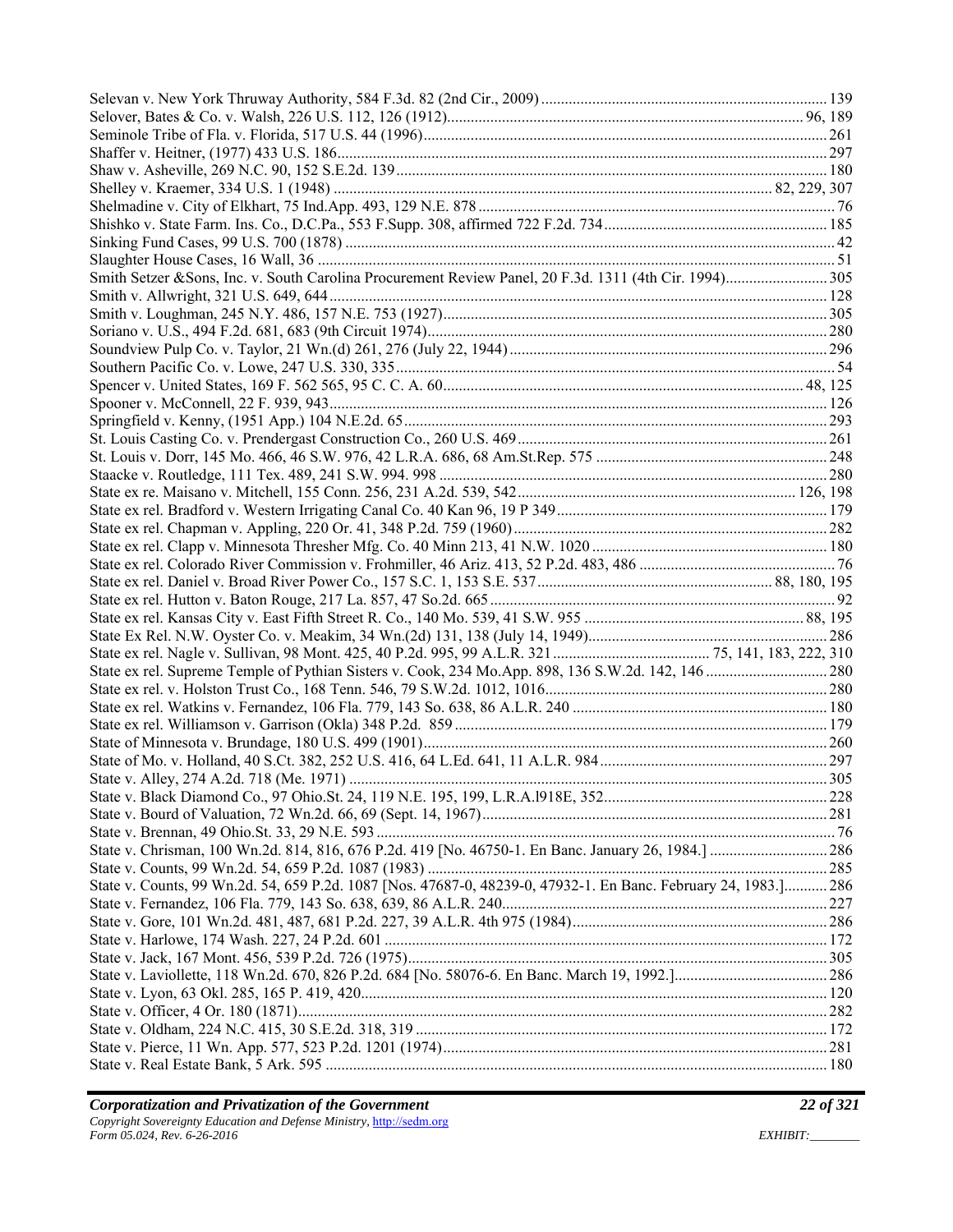Selevan v. New York Thruway Authority, 584 F.3d. 82 (2nd Cir., 2009) ........................................................................ 139
Selover, Bates & Co. v. Walsh, 226 U.S. 112, 126 (1912)........................................................................................... 96, 189
Seminole Tribe of Fla. v. Florida, 517 U.S. 44 (1996)...................................................................................................... 261
Shaffer v. Heitner, (1977) 433 U.S. 186............................................................................................................................ 297
Shaw v. Asheville, 269 N.C. 90, 152 S.E.2d. 139............................................................................................................. 180
Shelley v. Kraemer, 334 U.S. 1 (1948) ...................................................................................................... 82, 229, 307
Shelmadine v. City of Elkhart, 75 Ind.App. 493, 129 N.E. 878 .......................................................................................... 76
Shishko v. State Farm. Ins. Co., D.C.Pa., 553 F.Supp. 308, affirmed 722 F.2d. 734......................................................... 185
Sinking Fund Cases, 99 U.S. 700 (1878) ........................................................................................................................... 42
Slaughter House Cases, 16 Wall, 36 ................................................................................................................................... 51
Smith Setzer &Sons, Inc. v. South Carolina Procurement Review Panel, 20 F.3d. 1311 (4th Cir. 1994).......................... 305
Smith v. Allwright, 321 U.S. 649, 644 .............................................................................................................................. 128
Smith v. Loughman, 245 N.Y. 486, 157 N.E. 753 (1927)................................................................................................. 305
Soriano v. U.S., 494 F.2d. 681, 683 (9th Circuit 1974)..................................................................................................... 280
Soundview Pulp Co. v. Taylor, 21 Wn.(d) 261, 276 (July 22, 1944)................................................................................. 296
Southern Pacific Co. v. Lowe, 247 U.S. 330, 335.............................................................................................................. 54
Spencer v. United States, 169 F. 562 565, 95 C. C. A. 60............................................................................................ 48, 125
Spooner v. McConnell, 22 F. 939, 943.............................................................................................................................. 126
Springfield v. Kenny, (1951 App.) 104 N.E.2d. 65........................................................................................................... 293
St. Louis Casting Co. v. Prendergast Construction Co., 260 U.S. 469.............................................................................. 261
St. Louis v. Dorr, 145 Mo. 466, 46 S.W. 976, 42 L.R.A. 686, 68 Am.St.Rep. 575 ........................................................... 248
Staacke v. Routledge, 111 Tex. 489, 241 S.W. 994. 998 .................................................................................................. 280
State ex re. Maisano v. Mitchell, 155 Conn. 256, 231 A.2d. 539, 542...................................................................... 126, 198
State ex rel. Bradford v. Western Irrigating Canal Co. 40 Kan 96, 19 P 349.................................................................... 179
State ex rel. Chapman v. Appling, 220 Or. 41, 348 P.2d. 759 (1960)............................................................................... 282
State ex rel. Clapp v. Minnesota Thresher Mfg. Co. 40 Minn 213, 41 N.W. 1020 ............................................................ 180
State ex rel. Colorado River Commission v. Frohmiller, 46 Ariz. 413, 52 P.2d. 483, 486 .................................................. 76
State ex rel. Daniel v. Broad River Power Co., 157 S.C. 1, 153 S.E. 537............................................................ 88, 180, 195
State ex rel. Hutton v. Baton Rouge, 217 La. 857, 47 So.2d. 665 ....................................................................................... 92
State ex rel. Kansas City v. East Fifth Street R. Co., 140 Mo. 539, 41 S.W. 955 ........................................................ 88, 195
State Ex Rel. N.W. Oyster Co. v. Meakim, 34 Wn.(2d) 131, 138 (July 14, 1949)............................................................ 286
State ex rel. Nagle v. Sullivan, 98 Mont. 425, 40 P.2d. 995, 99 A.L.R. 321 ........................................ 75, 141, 183, 222, 310
State ex rel. Supreme Temple of Pythian Sisters v. Cook, 234 Mo.App. 898, 136 S.W.2d. 142, 146 ............................... 280
State ex rel. v. Holston Trust Co., 168 Tenn. 546, 79 S.W.2d. 1012, 1016....................................................................... 280
State ex rel. Watkins v. Fernandez, 106 Fla. 779, 143 So. 638, 86 A.L.R. 240 ................................................................ 180
State ex rel. Williamson v. Garrison (Okla) 348 P.2d. 859 .............................................................................................. 179
State of Minnesota v. Brundage, 180 U.S. 499 (1901)...................................................................................................... 260
State of Mo. v. Holland, 40 S.Ct. 382, 252 U.S. 416, 64 L.Ed. 641, 11 A.L.R. 984......................................................... 297
State v. Alley, 274 A.2d. 718 (Me. 1971) ......................................................................................................................... 305
State v. Black Diamond Co., 97 Ohio.St. 24, 119 N.E. 195, 199, L.R.A.l918E, 352........................................................ 228
State v. Bourd of Valuation, 72 Wn.2d. 66, 69 (Sept. 14, 1967)....................................................................................... 281
State v. Brennan, 49 Ohio.St. 33, 29 N.E. 593 .................................................................................................................... 76
State v. Chrisman, 100 Wn.2d. 814, 816, 676 P.2d. 419 [No. 46750-1. En Banc. January 26, 1984.] ............................. 286
State v. Counts, 99 Wn.2d. 54, 659 P.2d. 1087 (1983) ..................................................................................................... 285
State v. Counts, 99 Wn.2d. 54, 659 P.2d. 1087 [Nos. 47687-0, 48239-0, 47932-1. En Banc. February 24, 1983.]........... 286
State v. Fernandez, 106 Fla. 779, 143 So. 638, 639, 86 A.L.R. 240.................................................................................. 227
State v. Gore, 101 Wn.2d. 481, 487, 681 P.2d. 227, 39 A.L.R. 4th 975 (1984)................................................................ 286
State v. Harlowe, 174 Wash. 227, 24 P.2d. 601 ................................................................................................................ 172
State v. Jack, 167 Mont. 456, 539 P.2d. 726 (1975).......................................................................................................... 305
State v. Laviollette, 118 Wn.2d. 670, 826 P.2d. 684 [No. 58076-6. En Banc. March 19, 1992.]...................................... 286
State v. Lyon, 63 Okl. 285, 165 P. 419, 420..................................................................................................................... 120
State v. Officer, 4 Or. 180 (1871)..................................................................................................................................... 282
State v. Oldham, 224 N.C. 415, 30 S.E.2d. 318, 319 ........................................................................................................ 172
State v. Pierce, 11 Wn. App. 577, 523 P.2d. 1201 (1974)................................................................................................. 281
State v. Real Estate Bank, 5 Ark. 595 .............................................................................................................................. 180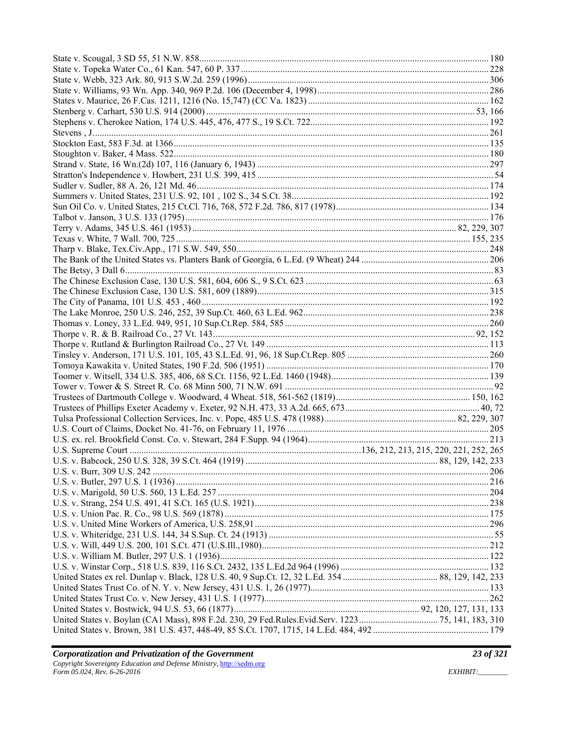State v. Scougal, 3 SD 55, 51 N.W. 858 ... 180
State v. Topeka Water Co., 61 Kan. 547, 60 P. 337 ... 228
State v. Webb, 323 Ark. 80, 913 S.W.2d. 259 (1996) ... 306
State v. Williams, 93 Wn. App. 340, 969 P.2d. 106 (December 4, 1998) ... 286
States v. Maurice, 26 F.Cas. 1211, 1216 (No. 15,747) (CC Va. 1823) ... 162
Stenberg v. Carhart, 530 U.S. 914 (2000) ... 53, 166
Stephens v. Cherokee Nation, 174 U.S. 445, 476, 477 S., 19 S.Ct. 722 ... 192
Stevens , J. ... 261
Stockton East, 583 F.3d. at 1366 ... 135
Stoughton v. Baker, 4 Mass. 522 ... 180
Strand v. State, 16 Wn.(2d) 107, 116 (January 6, 1943) ... 297
Stratton's Independence v. Howbert, 231 U.S. 399, 415 ... 54
Sudler v. Sudler, 88 A. 26, 121 Md. 46 ... 174
Summers v. United States, 231 U.S. 92, 101 , 102 S., 34 S.Ct. 38 ... 192
Sun Oil Co. v. United States, 215 Ct.Cl. 716, 768, 572 F.2d. 786, 817 (1978) ... 134
Talbot v. Janson, 3 U.S. 133 (1795) ... 176
Terry v. Adams, 345 U.S. 461 (1953) ... 82, 229, 307
Texas v. White, 7 Wall. 700, 725 ... 155, 235
Tharp v. Blake, Tex.Civ.App., 171 S.W. 549, 550 ... 248
The Bank of the United States vs. Planters Bank of Georgia, 6 L.Ed. (9 Wheat) 244 ... 206
The Betsy, 3 Dall 6 ... 83
The Chinese Exclusion Case, 130 U.S. 581, 604, 606 S., 9 S.Ct. 623 ... 63
The Chinese Exclusion Case, 130 U.S. 581, 609 (1889) ... 315
The City of Panama, 101 U.S. 453 , 460 ... 192
The Lake Monroe, 250 U.S. 246, 252, 39 Sup.Ct. 460, 63 L.Ed. 962 ... 238
Thomas v. Loney, 33 L.Ed. 949, 951, 10 Sup.Ct.Rep. 584, 585 ... 260
Thorpe v. R. & B. Railroad Co., 27 Vt. 143 ... 92, 152
Thorpe v. Rutland & Burlington Railroad Co., 27 Vt. 149 ... 113
Tinsley v. Anderson, 171 U.S. 101, 105, 43 S.L.Ed. 91, 96, 18 Sup.Ct.Rep. 805 ... 260
Tomoya Kawakita v. United States, 190 F.2d. 506 (1951) ... 170
Toomer v. Witsell, 334 U.S. 385, 406, 68 S.Ct. 1156, 92 L.Ed. 1460 (1948) ... 139
Tower v. Tower & S. Street R. Co. 68 Minn 500, 71 N.W. 691 ... 92
Trustees of Dartmouth College v. Woodward, 4 Wheat. 518, 561-562 (1819) ... 150, 162
Trustees of Phillips Exeter Academy v. Exeter, 92 N.H. 473, 33 A.2d. 665, 673 ... 40, 72
Tulsa Professional Collection Services, Inc. v. Pope, 485 U.S. 478 (1988) ... 82, 229, 307
U.S. Court of Claims, Docket No. 41-76, on February 11, 1976 ... 205
U.S. ex. rel. Brookfield Const. Co. v. Stewart, 284 F.Supp. 94 (1964) ... 213
U.S. Supreme Court ... 136, 212, 213, 215, 220, 221, 252, 265
U.S. v. Babcock, 250 U.S. 328, 39 S.Ct. 464 (1919) ... 88, 129, 142, 233
U.S. v. Burr, 309 U.S. 242 ... 206
U.S. v. Butler, 297 U.S. 1 (1936) ... 216
U.S. v. Marigold, 50 U.S. 560, 13 L.Ed. 257 ... 204
U.S. v. Strang, 254 U.S. 491, 41 S.Ct. 165 (U.S. 1921) ... 238
U.S. v. Union Pac. R. Co., 98 U.S. 569 (1878) ... 175
U.S. v. United Mine Workers of America, U.S. 258,91 ... 296
U.S. v. Whiteridge, 231 U.S. 144, 34 S.Sup. Ct. 24 (1913) ... 55
U.S. v. Will, 449 U.S. 200, 101 S.Ct. 471 (U.S.Ill.,1980) ... 212
U.S. v. William M. Butler, 297 U.S. 1 (1936) ... 122
U.S. v. Winstar Corp., 518 U.S. 839, 116 S.Ct. 2432, 135 L.Ed.2d 964 (1996) ... 132
United States ex rel. Dunlap v. Black, 128 U.S. 40, 9 Sup.Ct. 12, 32 L.Ed. 354 ... 88, 129, 142, 233
United States Trust Co. of N. Y. v. New Jersey, 431 U.S. 1, 26 (1977) ... 133
United States Trust Co. v. New Jersey, 431 U.S. 1 (1977) ... 262
United States v. Bostwick, 94 U.S. 53, 66 (1877) ... 92, 120, 127, 131, 133
United States v. Boylan (CA1 Mass), 898 F.2d. 230, 29 Fed.Rules.Evid.Serv. 1223 ... 75, 141, 183, 310
United States v. Brown, 381 U.S. 437, 448-49, 85 S.Ct. 1707, 1715, 14 L.Ed. 484, 492 ... 179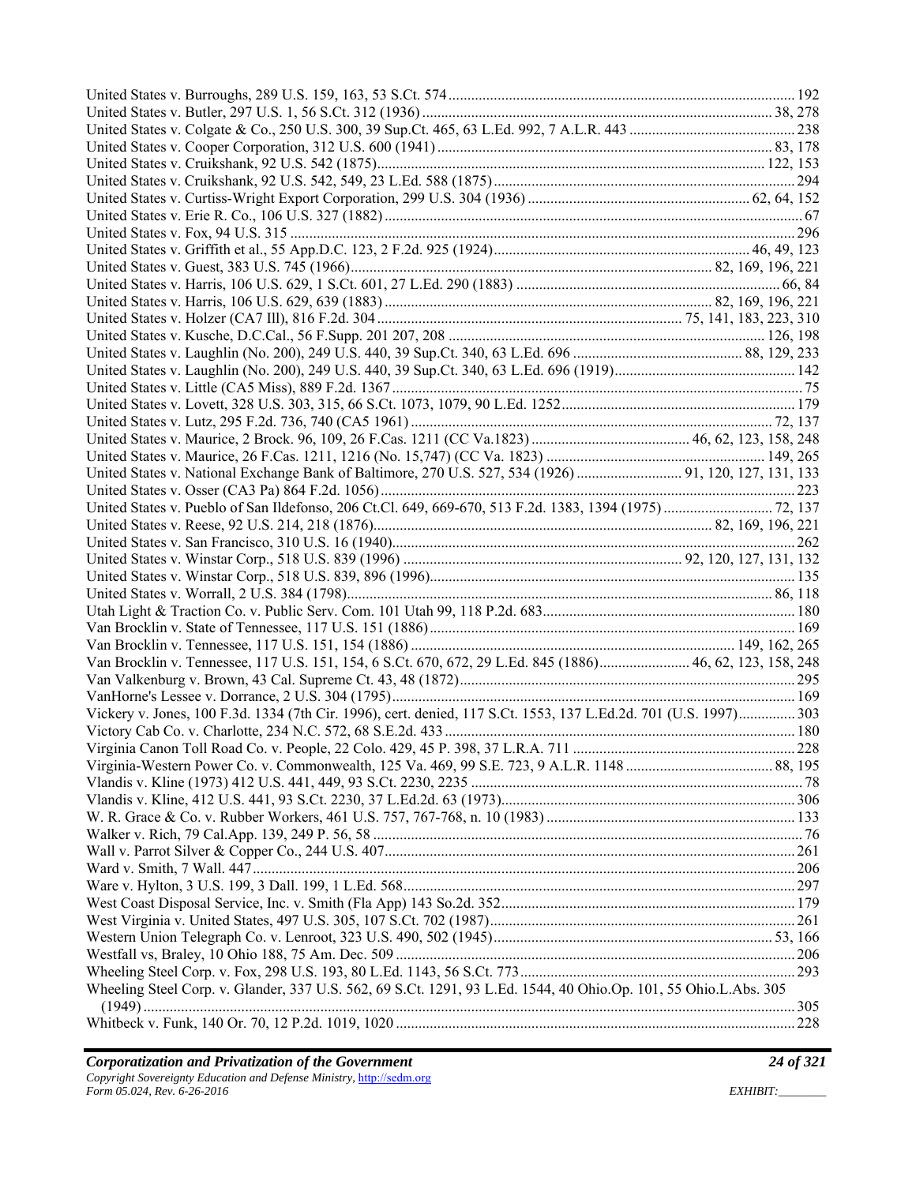United States v. Burroughs, 289 U.S. 159, 163, 53 S.Ct. 574 ........................................................................................ 192
United States v. Butler, 297 U.S. 1, 56 S.Ct. 312 (1936) ........................................................................................ 38, 278
United States v. Colgate & Co., 250 U.S. 300, 39 Sup.Ct. 465, 63 L.Ed. 992, 7 A.L.R. 443 ........................................ 238
United States v. Cooper Corporation, 312 U.S. 600 (1941) ........................................................................................ 83, 178
United States v. Cruikshank, 92 U.S. 542 (1875)........................................................................................ 122, 153
United States v. Cruikshank, 92 U.S. 542, 549, 23 L.Ed. 588 (1875) ........................................................................................ 294
United States v. Curtiss-Wright Export Corporation, 299 U.S. 304 (1936) ........................................................ 62, 64, 152
United States v. Erie R. Co., 106 U.S. 327 (1882) ........................................................................................ 67
United States v. Fox, 94 U.S. 315 ........................................................................................ 296
United States v. Griffith et al., 55 App.D.C. 123, 2 F.2d. 925 (1924)........................................................ 46, 49, 123
United States v. Guest, 383 U.S. 745 (1966)........................................................................................ 82, 169, 196, 221
United States v. Harris, 106 U.S. 629, 1 S.Ct. 601, 27 L.Ed. 290 (1883) ........................................................ 66, 84
United States v. Harris, 106 U.S. 629, 639 (1883) ........................................................................................ 82, 169, 196, 221
United States v. Holzer (CA7 Ill), 816 F.2d. 304 ........................................................................................ 75, 141, 183, 223, 310
United States v. Kusche, D.C.Cal., 56 F.Supp. 201 207, 208 ........................................................................................ 126, 198
United States v. Laughlin (No. 200), 249 U.S. 440, 39 Sup.Ct. 340, 63 L.Ed. 696 ........................................ 88, 129, 233
United States v. Laughlin (No. 200), 249 U.S. 440, 39 Sup.Ct. 340, 63 L.Ed. 696 (1919)........................................ 142
United States v. Little (CA5 Miss), 889 F.2d. 1367 ........................................................................................ 75
United States v. Lovett, 328 U.S. 303, 315, 66 S.Ct. 1073, 1079, 90 L.Ed. 1252........................................................ 179
United States v. Lutz, 295 F.2d. 736, 740 (CA5 1961) ........................................................................................ 72, 137
United States v. Maurice, 2 Brock. 96, 109, 26 F.Cas. 1211 (CC Va.1823) ........................................ 46, 62, 123, 158, 248
United States v. Maurice, 26 F.Cas. 1211, 1216 (No. 15,747) (CC Va. 1823) ........................................................ 149, 265
United States v. National Exchange Bank of Baltimore, 270 U.S. 527, 534 (1926) ........................ 91, 120, 127, 131, 133
United States v. Osser (CA3 Pa) 864 F.2d. 1056) ........................................................................................ 223
United States v. Pueblo of San Ildefonso, 206 Ct.Cl. 649, 669-670, 513 F.2d. 1383, 1394 (1975) ........................ 72, 137
United States v. Reese, 92 U.S. 214, 218 (1876)........................................................................................ 82, 169, 196, 221
United States v. San Francisco, 310 U.S. 16 (1940)........................................................................................ 262
United States v. Winstar Corp., 518 U.S. 839 (1996) ........................................................................ 92, 120, 127, 131, 132
United States v. Winstar Corp., 518 U.S. 839, 896 (1996)........................................................................................ 135
United States v. Worrall, 2 U.S. 384 (1798)........................................................................................ 86, 118
Utah Light & Traction Co. v. Public Serv. Com. 101 Utah 99, 118 P.2d. 683........................................................ 180
Van Brocklin v. State of Tennessee, 117 U.S. 151 (1886) ........................................................................................ 169
Van Brocklin v. Tennessee, 117 U.S. 151, 154 (1886) ........................................................................................ 149, 162, 265
Van Brocklin v. Tennessee, 117 U.S. 151, 154, 6 S.Ct. 670, 672, 29 L.Ed. 845 (1886)........................ 46, 62, 123, 158, 248
Van Valkenburg v. Brown, 43 Cal. Supreme Ct. 43, 48 (1872)........................................................................................ 295
VanHorne's Lessee v. Dorrance, 2 U.S. 304 (1795)........................................................................................ 169
Vickery v. Jones, 100 F.3d. 1334 (7th Cir. 1996), cert. denied, 117 S.Ct. 1553, 137 L.Ed.2d. 701 (U.S. 1997)............... 303
Victory Cab Co. v. Charlotte, 234 N.C. 572, 68 S.E.2d. 433 ........................................................................................ 180
Virginia Canon Toll Road Co. v. People, 22 Colo. 429, 45 P. 398, 37 L.R.A. 711 ........................................................ 228
Virginia-Western Power Co. v. Commonwealth, 125 Va. 469, 99 S.E. 723, 9 A.L.R. 1148 ........................................ 88, 195
Vlandis v. Kline (1973) 412 U.S. 441, 449, 93 S.Ct. 2230, 2235 ........................................................................................ 78
Vlandis v. Kline, 412 U.S. 441, 93 S.Ct. 2230, 37 L.Ed.2d. 63 (1973)........................................................................................ 306
W. R. Grace & Co. v. Rubber Workers, 461 U.S. 757, 767-768, n. 10 (1983) ........................................................ 133
Walker v. Rich, 79 Cal.App. 139, 249 P. 56, 58 ........................................................................................ 76
Wall v. Parrot Silver & Copper Co., 244 U.S. 407........................................................................................ 261
Ward v. Smith, 7 Wall. 447........................................................................................ 206
Ware v. Hylton, 3 U.S. 199, 3 Dall. 199, 1 L.Ed. 568........................................................................................ 297
West Coast Disposal Service, Inc. v. Smith (Fla App) 143 So.2d. 352........................................................................................ 179
West Virginia v. United States, 497 U.S. 305, 107 S.Ct. 702 (1987)........................................................................................ 261
Western Union Telegraph Co. v. Lenroot, 323 U.S. 490, 502 (1945)........................................................................ 53, 166
Westfall vs, Braley, 10 Ohio 188, 75 Am. Dec. 509 ........................................................................................ 206
Wheeling Steel Corp. v. Fox, 298 U.S. 193, 80 L.Ed. 1143, 56 S.Ct. 773........................................................................ 293
Wheeling Steel Corp. v. Glander, 337 U.S. 562, 69 S.Ct. 1291, 93 L.Ed. 1544, 40 Ohio.Op. 101, 55 Ohio.L.Abs. 305 (1949) ........................................................................................ 305
Whitbeck v. Funk, 140 Or. 70, 12 P.2d. 1019, 1020 ........................................................................................ 228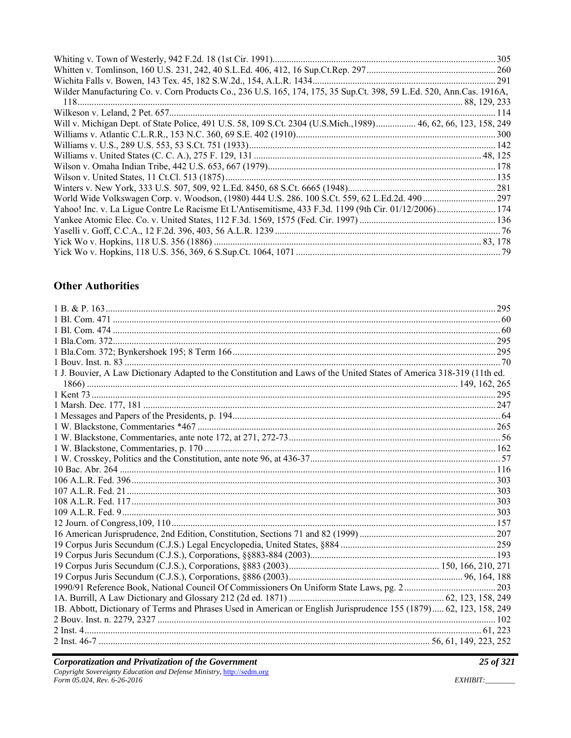Whiting v. Town of Westerly, 942 F.2d. 18 (1st Cir. 1991) ............ 305
Whitten v. Tomlinson, 160 U.S. 231, 242, 40 S.L.Ed. 406, 412, 16 Sup.Ct.Rep. 297 ............ 260
Wichita Falls v. Bowen, 143 Tex. 45, 182 S.W.2d., 154, A.L.R. 1434 ............ 291
Wilder Manufacturing Co. v. Corn Products Co., 236 U.S. 165, 174, 175, 35 Sup.Ct. 398, 59 L.Ed. 520, Ann.Cas. 1916A, 118 ............ 88, 129, 233
Wilkeson v. Leland, 2 Pet. 657 ............ 114
Will v. Michigan Dept. of State Police, 491 U.S. 58, 109 S.Ct. 2304 (U.S.Mich.,1989) ............ 46, 62, 66, 123, 158, 249
Williams v. Atlantic C.L.R.R., 153 N.C. 360, 69 S.E. 402 (1910) ............ 300
Williams v. U.S., 289 U.S. 553, 53 S.Ct. 751 (1933) ............ 142
Williams v. United States (C. C. A.), 275 F. 129, 131 ............ 48, 125
Wilson v. Omaha Indian Tribe, 442 U.S. 653, 667 (1979) ............ 178
Wilson v. United States, 11 Ct.Cl. 513 (1875) ............ 135
Winters v. New York, 333 U.S. 507, 509, 92 L.Ed. 8450, 68 S.Ct. 6665 (1948) ............ 281
World Wide Volkswagen Corp. v. Woodson, (1980) 444 U.S. 286. 100 S.Ct. 559, 62 L.Ed.2d. 490 ............ 297
Yahoo! Inc. v. La Ligue Contre Le Racisme Et L'Antisemitisme, 433 F.3d. 1199 (9th Cir. 01/12/2006) ............ 174
Yankee Atomic Elec. Co. v. United States, 112 F.3d. 1569, 1575 (Fed. Cir. 1997) ............ 136
Yaselli v. Goff, C.C.A., 12 F.2d. 396, 403, 56 A.L.R. 1239 ............ 76
Yick Wo v. Hopkins, 118 U.S. 356 (1886) ............ 83, 178
Yick Wo v. Hopkins, 118 U.S. 356, 369, 6 S.Sup.Ct. 1064, 1071 ............ 79

## Other Authorities

1 B. & P. 163 ............ 295
1 Bl. Com. 471 ............ 60
1 Bl. Com. 474 ............ 60
1 Bla.Com. 372 ............ 295
1 Bla.Com. 372; Bynkershoek 195; 8 Term 166 ............ 295
1 Bouv. Inst. n. 83 ............ 70
1 J. Bouvier, A Law Dictionary Adapted to the Constitution and Laws of the United States of America 318-319 (11th ed. 1866) ............ 149, 162, 265
1 Kent 73 ............ 295
1 Marsh. Dec. 177, 181 ............ 247
1 Messages and Papers of the Presidents, p. 194 ............ 64
1 W. Blackstone, Commentaries *467 ............ 265
1 W. Blackstone, Commentaries, ante note 172, at 271, 272-73 ............ 56
1 W. Blackstone, Commentaries, p. 170 ............ 162
1 W. Crosskey, Politics and the Constitution, ante note 96, at 436-37 ............ 57
10 Bac. Abr. 264 ............ 116
106 A.L.R. Fed. 396 ............ 303
107 A.L.R. Fed. 21 ............ 303
108 A.L.R. Fed. 117 ............ 303
109 A.L.R. Fed. 9 ............ 303
12 Journ. of Congress,109, 110 ............ 157
16 American Jurisprudence, 2nd Edition, Constitution, Sections 71 and 82 (1999) ............ 207
19 Corpus Juris Secundum (C.J.S.) Legal Encyclopedia, United States, §884 ............ 259
19 Corpus Juris Secundum (C.J.S.), Corporations, §§883-884 (2003) ............ 193
19 Corpus Juris Secundum (C.J.S.), Corporations, §883 (2003) ............ 150, 166, 210, 271
19 Corpus Juris Secundum (C.J.S.), Corporations, §886 (2003) ............ 96, 164, 188
1990/91 Reference Book, National Council Of Commissioners On Uniform State Laws, pg. 2 ............ 203
1A. Burrill, A Law Dictionary and Glossary 212 (2d ed. 1871) ............ 62, 123, 158, 249
1B. Abbott, Dictionary of Terms and Phrases Used in American or English Jurisprudence 155 (1879) ............ 62, 123, 158, 249
2 Bouv. Inst. n. 2279, 2327 ............ 102
2 Inst. 4 ............ 61, 223
2 Inst. 46-7 ............ 56, 61, 149, 223, 252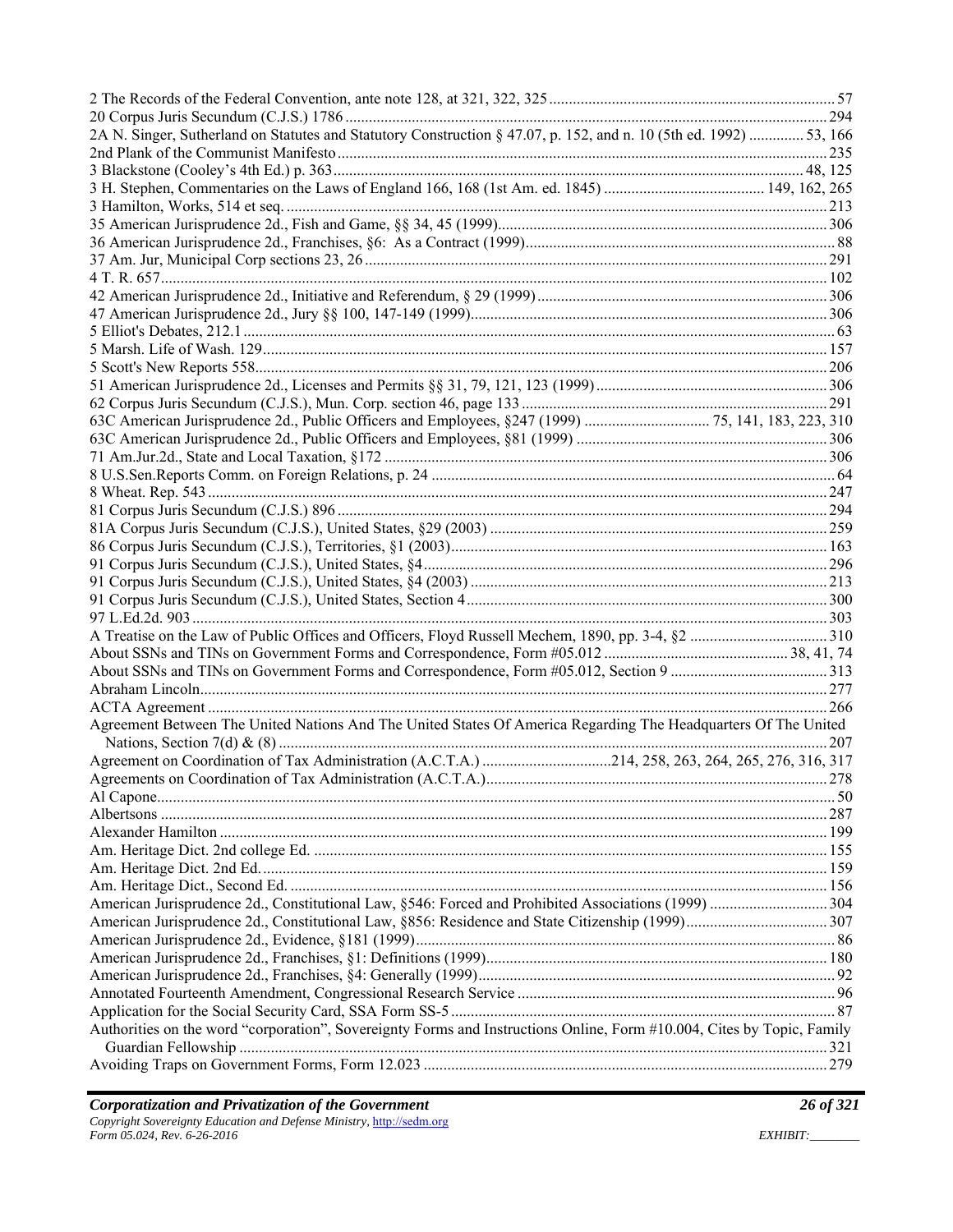2 The Records of the Federal Convention, ante note 128, at 321, 322, 325 ........................................................................ 57
20 Corpus Juris Secundum (C.J.S.) 1786 ........................................................................................................................ 294
2A N. Singer, Sutherland on Statutes and Statutory Construction § 47.07, p. 152, and n. 10 (5th ed. 1992) .............. 53, 166
2nd Plank of the Communist Manifesto ........................................................................................................................ 235
3 Blackstone (Cooley's 4th Ed.) p. 363 ...................................................................................................................... 48, 125
3 H. Stephen, Commentaries on the Laws of England 166, 168 (1st Am. ed. 1845) ......................................... 149, 162, 265
3 Hamilton, Works, 514 et seq. ...................................................................................................................................... 213
35 American Jurisprudence 2d., Fish and Game, §§ 34, 45 (1999) .................................................................................. 306
36 American Jurisprudence 2d., Franchises, §6: As a Contract (1999) ............................................................................. 88
37 Am. Jur, Municipal Corp sections 23, 26 ..................................................................................................................... 291
4 T. R. 657 ....................................................................................................................................................................... 102
42 American Jurisprudence 2d., Initiative and Referendum, § 29 (1999) ......................................................................... 306
47 American Jurisprudence 2d., Jury §§ 100, 147-149 (1999) .......................................................................................... 306
5 Elliot's Debates, 212.1 ...................................................................................................................................................... 63
5 Marsh. Life of Wash. 129 ............................................................................................................................................... 157
5 Scott's New Reports 558 ................................................................................................................................................. 206
51 American Jurisprudence 2d., Licenses and Permits §§ 31, 79, 121, 123 (1999) ........................................................... 306
62 Corpus Juris Secundum (C.J.S.), Mun. Corp. section 46, page 133 ............................................................................. 291
63C American Jurisprudence 2d., Public Officers and Employees, §247 (1999) ................................ 75, 141, 183, 223, 310
63C American Jurisprudence 2d., Public Officers and Employees, §81 (1999) ................................................................ 306
71 Am.Jur.2d., State and Local Taxation, §172 ................................................................................................................. 306
8 U.S.Sen.Reports Comm. on Foreign Relations, p. 24 ....................................................................................................... 64
8 Wheat. Rep. 543 ............................................................................................................................................................. 247
81 Corpus Juris Secundum (C.J.S.) 896 ............................................................................................................................. 294
81A Corpus Juris Secundum (C.J.S.), United States, §29 (2003) ...................................................................................... 259
86 Corpus Juris Secundum (C.J.S.), Territories, §1 (2003) ................................................................................................. 163
91 Corpus Juris Secundum (C.J.S.), United States, §4 ........................................................................................................ 296
91 Corpus Juris Secundum (C.J.S.), United States, §4 (2003) ............................................................................................ 213
91 Corpus Juris Secundum (C.J.S.), United States, Section 4 ............................................................................................. 300
97 L.Ed.2d. 903 .................................................................................................................................................................. 303
A Treatise on the Law of Public Offices and Officers, Floyd Russell Mechem, 1890, pp. 3-4, §2 .................................... 310
About SSNs and TINs on Government Forms and Correspondence, Form #05.012 ............................................... 38, 41, 74
About SSNs and TINs on Government Forms and Correspondence, Form #05.012, Section 9 ......................................... 313
Abraham Lincoln .............................................................................................................................................................. 277
ACTA Agreement ............................................................................................................................................................. 266
Agreement Between The United Nations And The United States Of America Regarding The Headquarters Of The United Nations, Section 7(d) & (8) ........................................................................................................................................... 207
Agreement on Coordination of Tax Administration (A.C.T.A.) ................................ 214, 258, 263, 264, 265, 276, 316, 317
Agreements on Coordination of Tax Administration (A.C.T.A.) ....................................................................................... 278
Al Capone ........................................................................................................................................................................... 50
Albertsons ......................................................................................................................................................................... 287
Alexander Hamilton ......................................................................................................................................................... 199
Am. Heritage Dict. 2nd college Ed. .................................................................................................................................. 155
Am. Heritage Dict. 2nd Ed. ............................................................................................................................................... 159
Am. Heritage Dict., Second Ed. ........................................................................................................................................ 156
American Jurisprudence 2d., Constitutional Law, §546: Forced and Prohibited Associations (1999) .............................. 304
American Jurisprudence 2d., Constitutional Law, §856: Residence and State Citizenship (1999) .................................... 307
American Jurisprudence 2d., Evidence, §181 (1999) .......................................................................................................... 86
American Jurisprudence 2d., Franchises, §1: Definitions (1999) ...................................................................................... 180
American Jurisprudence 2d., Franchises, §4: Generally (1999) .......................................................................................... 92
Annotated Fourteenth Amendment, Congressional Research Service ................................................................................ 96
Application for the Social Security Card, SSA Form SS-5 .................................................................................................. 87
Authorities on the word "corporation", Sovereignty Forms and Instructions Online, Form #10.004, Cites by Topic, Family Guardian Fellowship ...................................................................................................................................................... 321
Avoiding Traps on Government Forms, Form 12.023 ....................................................................................................... 279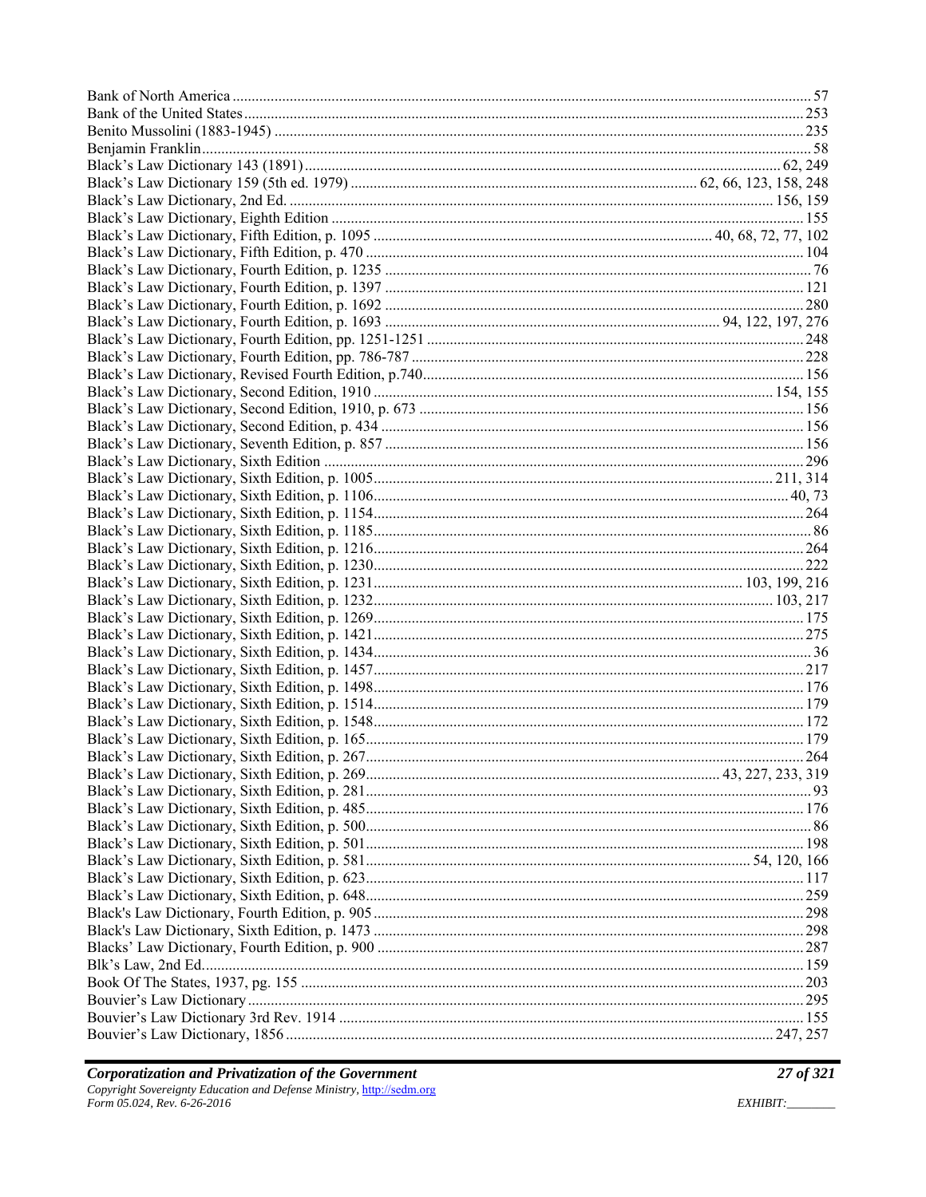Bank of North America .................................................... 57
Bank of the United States .................................................... 253
Benito Mussolini (1883-1945) .................................................... 235
Benjamin Franklin .................................................... 58
Black's Law Dictionary 143 (1891) .................................................... 62, 249
Black's Law Dictionary 159 (5th ed. 1979) .................................................... 62, 66, 123, 158, 248
Black's Law Dictionary, 2nd Ed. .................................................... 156, 159
Black's Law Dictionary, Eighth Edition .................................................... 155
Black's Law Dictionary, Fifth Edition, p. 1095 .................................................... 40, 68, 72, 77, 102
Black's Law Dictionary, Fifth Edition, p. 470 .................................................... 104
Black's Law Dictionary, Fourth Edition, p. 1235 .................................................... 76
Black's Law Dictionary, Fourth Edition, p. 1397 .................................................... 121
Black's Law Dictionary, Fourth Edition, p. 1692 .................................................... 280
Black's Law Dictionary, Fourth Edition, p. 1693 .................................................... 94, 122, 197, 276
Black's Law Dictionary, Fourth Edition, pp. 1251-1251 .................................................... 248
Black's Law Dictionary, Fourth Edition, pp. 786-787 .................................................... 228
Black's Law Dictionary, Revised Fourth Edition, p.740 .................................................... 156
Black's Law Dictionary, Second Edition, 1910 .................................................... 154, 155
Black's Law Dictionary, Second Edition, 1910, p. 673 .................................................... 156
Black's Law Dictionary, Second Edition, p. 434 .................................................... 156
Black's Law Dictionary, Seventh Edition, p. 857 .................................................... 156
Black's Law Dictionary, Sixth Edition .................................................... 296
Black's Law Dictionary, Sixth Edition, p. 1005 .................................................... 211, 314
Black's Law Dictionary, Sixth Edition, p. 1106 .................................................... 40, 73
Black's Law Dictionary, Sixth Edition, p. 1154 .................................................... 264
Black's Law Dictionary, Sixth Edition, p. 1185 .................................................... 86
Black's Law Dictionary, Sixth Edition, p. 1216 .................................................... 264
Black's Law Dictionary, Sixth Edition, p. 1230 .................................................... 222
Black's Law Dictionary, Sixth Edition, p. 1231 .................................................... 103, 199, 216
Black's Law Dictionary, Sixth Edition, p. 1232 .................................................... 103, 217
Black's Law Dictionary, Sixth Edition, p. 1269 .................................................... 175
Black's Law Dictionary, Sixth Edition, p. 1421 .................................................... 275
Black's Law Dictionary, Sixth Edition, p. 1434 .................................................... 36
Black's Law Dictionary, Sixth Edition, p. 1457 .................................................... 217
Black's Law Dictionary, Sixth Edition, p. 1498 .................................................... 176
Black's Law Dictionary, Sixth Edition, p. 1514 .................................................... 179
Black's Law Dictionary, Sixth Edition, p. 1548 .................................................... 172
Black's Law Dictionary, Sixth Edition, p. 165 .................................................... 179
Black's Law Dictionary, Sixth Edition, p. 267 .................................................... 264
Black's Law Dictionary, Sixth Edition, p. 269 .................................................... 43, 227, 233, 319
Black's Law Dictionary, Sixth Edition, p. 281 .................................................... 93
Black's Law Dictionary, Sixth Edition, p. 485 .................................................... 176
Black's Law Dictionary, Sixth Edition, p. 500 .................................................... 86
Black's Law Dictionary, Sixth Edition, p. 501 .................................................... 198
Black's Law Dictionary, Sixth Edition, p. 581 .................................................... 54, 120, 166
Black's Law Dictionary, Sixth Edition, p. 623 .................................................... 117
Black's Law Dictionary, Sixth Edition, p. 648 .................................................... 259
Black's Law Dictionary, Fourth Edition, p. 905 .................................................... 298
Black's Law Dictionary, Sixth Edition, p. 1473 .................................................... 298
Blacks' Law Dictionary, Fourth Edition, p. 900 .................................................... 287
Blk's Law, 2nd Ed. .................................................... 159
Book Of The States, 1937, pg. 155 .................................................... 203
Bouvier's Law Dictionary .................................................... 295
Bouvier's Law Dictionary 3rd Rev. 1914 .................................................... 155
Bouvier's Law Dictionary, 1856 .................................................... 247, 257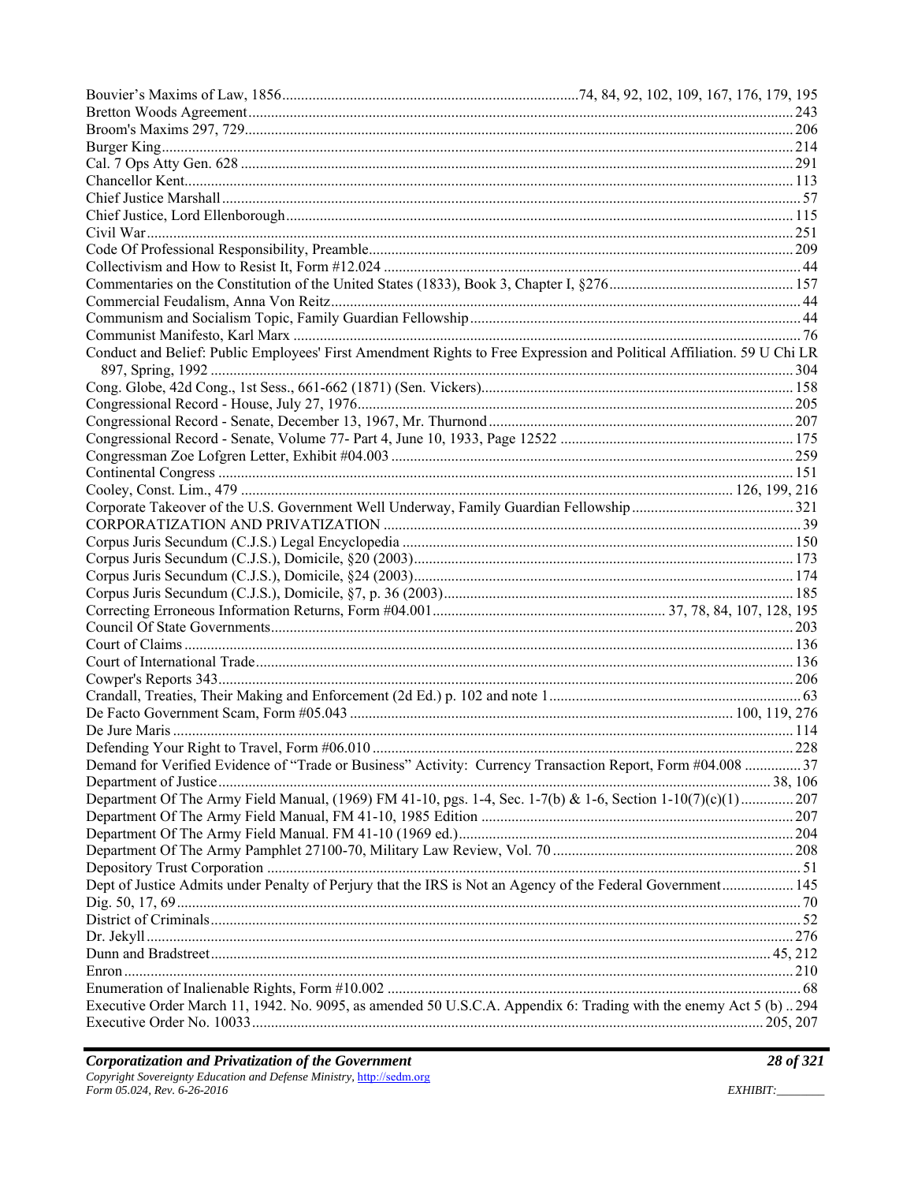Bouvier's Maxims of Law, 1856 ... 74, 84, 92, 102, 109, 167, 176, 179, 195
Bretton Woods Agreement ... 243
Broom's Maxims 297, 729 ... 206
Burger King ... 214
Cal. 7 Ops Atty Gen. 628 ... 291
Chancellor Kent ... 113
Chief Justice Marshall ... 57
Chief Justice, Lord Ellenborough ... 115
Civil War ... 251
Code Of Professional Responsibility, Preamble ... 209
Collectivism and How to Resist It, Form #12.024 ... 44
Commentaries on the Constitution of the United States (1833), Book 3, Chapter I, §276 ... 157
Commercial Feudalism, Anna Von Reitz ... 44
Communism and Socialism Topic, Family Guardian Fellowship ... 44
Communist Manifesto, Karl Marx ... 76
Conduct and Belief: Public Employees' First Amendment Rights to Free Expression and Political Affiliation. 59 U Chi LR 897, Spring, 1992 ... 304
Cong. Globe, 42d Cong., 1st Sess., 661-662 (1871) (Sen. Vickers) ... 158
Congressional Record - House, July 27, 1976 ... 205
Congressional Record - Senate, December 13, 1967, Mr. Thurnond ... 207
Congressional Record - Senate, Volume 77- Part 4, June 10, 1933, Page 12522 ... 175
Congressman Zoe Lofgren Letter, Exhibit #04.003 ... 259
Continental Congress ... 151
Cooley, Const. Lim., 479 ... 126, 199, 216
Corporate Takeover of the U.S. Government Well Underway, Family Guardian Fellowship ... 321
CORPORATIZATION AND PRIVATIZATION ... 39
Corpus Juris Secundum (C.J.S.) Legal Encyclopedia ... 150
Corpus Juris Secundum (C.J.S.), Domicile, §20 (2003) ... 173
Corpus Juris Secundum (C.J.S.), Domicile, §24 (2003) ... 174
Corpus Juris Secundum (C.J.S.), Domicile, §7, p. 36 (2003) ... 185
Correcting Erroneous Information Returns, Form #04.001 ... 37, 78, 84, 107, 128, 195
Council Of State Governments ... 203
Court of Claims ... 136
Court of International Trade ... 136
Cowper's Reports 343 ... 206
Crandall, Treaties, Their Making and Enforcement (2d Ed.) p. 102 and note 1 ... 63
De Facto Government Scam, Form #05.043 ... 100, 119, 276
De Jure Maris ... 114
Defending Your Right to Travel, Form #06.010 ... 228
Demand for Verified Evidence of "Trade or Business" Activity: Currency Transaction Report, Form #04.008 ... 37
Department of Justice ... 38, 106
Department Of The Army Field Manual, (1969) FM 41-10, pgs. 1-4, Sec. 1-7(b) & 1-6, Section 1-10(7)(c)(1) ... 207
Department Of The Army Field Manual, FM 41-10, 1985 Edition ... 207
Department Of The Army Field Manual. FM 41-10 (1969 ed.) ... 204
Department Of The Army Pamphlet 27100-70, Military Law Review, Vol. 70 ... 208
Depository Trust Corporation ... 51
Dept of Justice Admits under Penalty of Perjury that the IRS is Not an Agency of the Federal Government ... 145
Dig. 50, 17, 69 ... 70
District of Criminals ... 52
Dr. Jekyll ... 276
Dunn and Bradstreet ... 45, 212
Enron ... 210
Enumeration of Inalienable Rights, Form #10.002 ... 68
Executive Order March 11, 1942. No. 9095, as amended 50 U.S.C.A. Appendix 6: Trading with the enemy Act 5 (b) .. 294
Executive Order No. 10033 ... 205, 207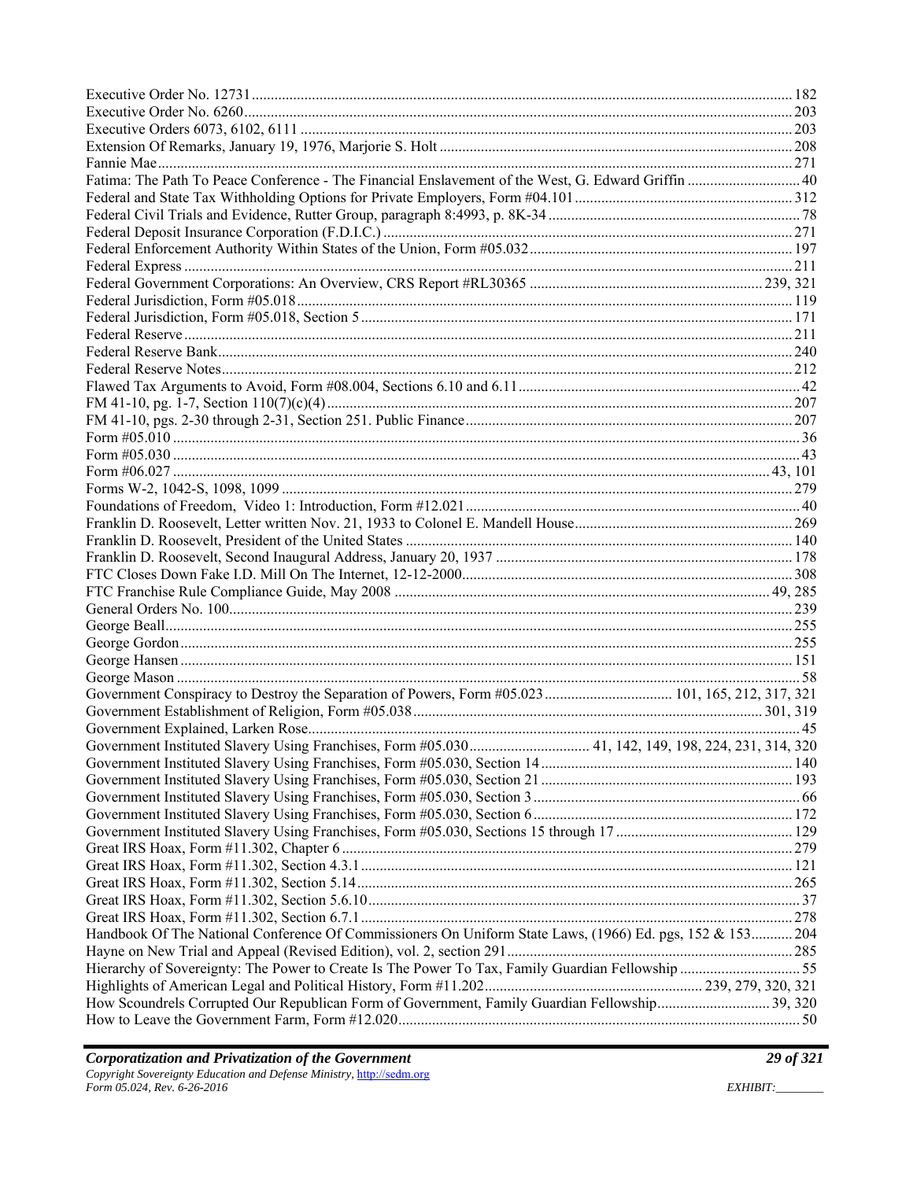Executive Order No. 12731 ........ 182
Executive Order No. 6260 ........ 203
Executive Orders 6073, 6102, 6111 ........ 203
Extension Of Remarks, January 19, 1976, Marjorie S. Holt ........ 208
Fannie Mae ........ 271
Fatima: The Path To Peace Conference - The Financial Enslavement of the West, G. Edward Griffin ........ 40
Federal and State Tax Withholding Options for Private Employers, Form #04.101 ........ 312
Federal Civil Trials and Evidence, Rutter Group, paragraph 8:4993, p. 8K-34 ........ 78
Federal Deposit Insurance Corporation (F.D.I.C.) ........ 271
Federal Enforcement Authority Within States of the Union, Form #05.032 ........ 197
Federal Express ........ 211
Federal Government Corporations: An Overview, CRS Report #RL30365 ........ 239, 321
Federal Jurisdiction, Form #05.018 ........ 119
Federal Jurisdiction, Form #05.018, Section 5 ........ 171
Federal Reserve ........ 211
Federal Reserve Bank ........ 240
Federal Reserve Notes ........ 212
Flawed Tax Arguments to Avoid, Form #08.004, Sections 6.10 and 6.11 ........ 42
FM 41-10, pg. 1-7, Section 110(7)(c)(4) ........ 207
FM 41-10, pgs. 2-30 through 2-31, Section 251. Public Finance ........ 207
Form #05.010 ........ 36
Form #05.030 ........ 43
Form #06.027 ........ 43, 101
Forms W-2, 1042-S, 1098, 1099 ........ 279
Foundations of Freedom, Video 1: Introduction, Form #12.021 ........ 40
Franklin D. Roosevelt, Letter written Nov. 21, 1933 to Colonel E. Mandell House ........ 269
Franklin D. Roosevelt, President of the United States ........ 140
Franklin D. Roosevelt, Second Inaugural Address, January 20, 1937 ........ 178
FTC Closes Down Fake I.D. Mill On The Internet, 12-12-2000 ........ 308
FTC Franchise Rule Compliance Guide, May 2008 ........ 49, 285
General Orders No. 100 ........ 239
George Beall ........ 255
George Gordon ........ 255
George Hansen ........ 151
George Mason ........ 58
Government Conspiracy to Destroy the Separation of Powers, Form #05.023 ........ 101, 165, 212, 317, 321
Government Establishment of Religion, Form #05.038 ........ 301, 319
Government Explained, Larken Rose ........ 45
Government Instituted Slavery Using Franchises, Form #05.030 ........ 41, 142, 149, 198, 224, 231, 314, 320
Government Instituted Slavery Using Franchises, Form #05.030, Section 14 ........ 140
Government Instituted Slavery Using Franchises, Form #05.030, Section 21 ........ 193
Government Instituted Slavery Using Franchises, Form #05.030, Section 3 ........ 66
Government Instituted Slavery Using Franchises, Form #05.030, Section 6 ........ 172
Government Instituted Slavery Using Franchises, Form #05.030, Sections 15 through 17 ........ 129
Great IRS Hoax, Form #11.302, Chapter 6 ........ 279
Great IRS Hoax, Form #11.302, Section 4.3.1 ........ 121
Great IRS Hoax, Form #11.302, Section 5.14 ........ 265
Great IRS Hoax, Form #11.302, Section 5.6.10 ........ 37
Great IRS Hoax, Form #11.302, Section 6.7.1 ........ 278
Handbook Of The National Conference Of Commissioners On Uniform State Laws, (1966) Ed. pgs, 152 & 153 ........ 204
Hayne on New Trial and Appeal (Revised Edition), vol. 2, section 291 ........ 285
Hierarchy of Sovereignty: The Power to Create Is The Power To Tax, Family Guardian Fellowship ........ 55
Highlights of American Legal and Political History, Form #11.202 ........ 239, 279, 320, 321
How Scoundrels Corrupted Our Republican Form of Government, Family Guardian Fellowship ........ 39, 320
How to Leave the Government Farm, Form #12.020 ........ 50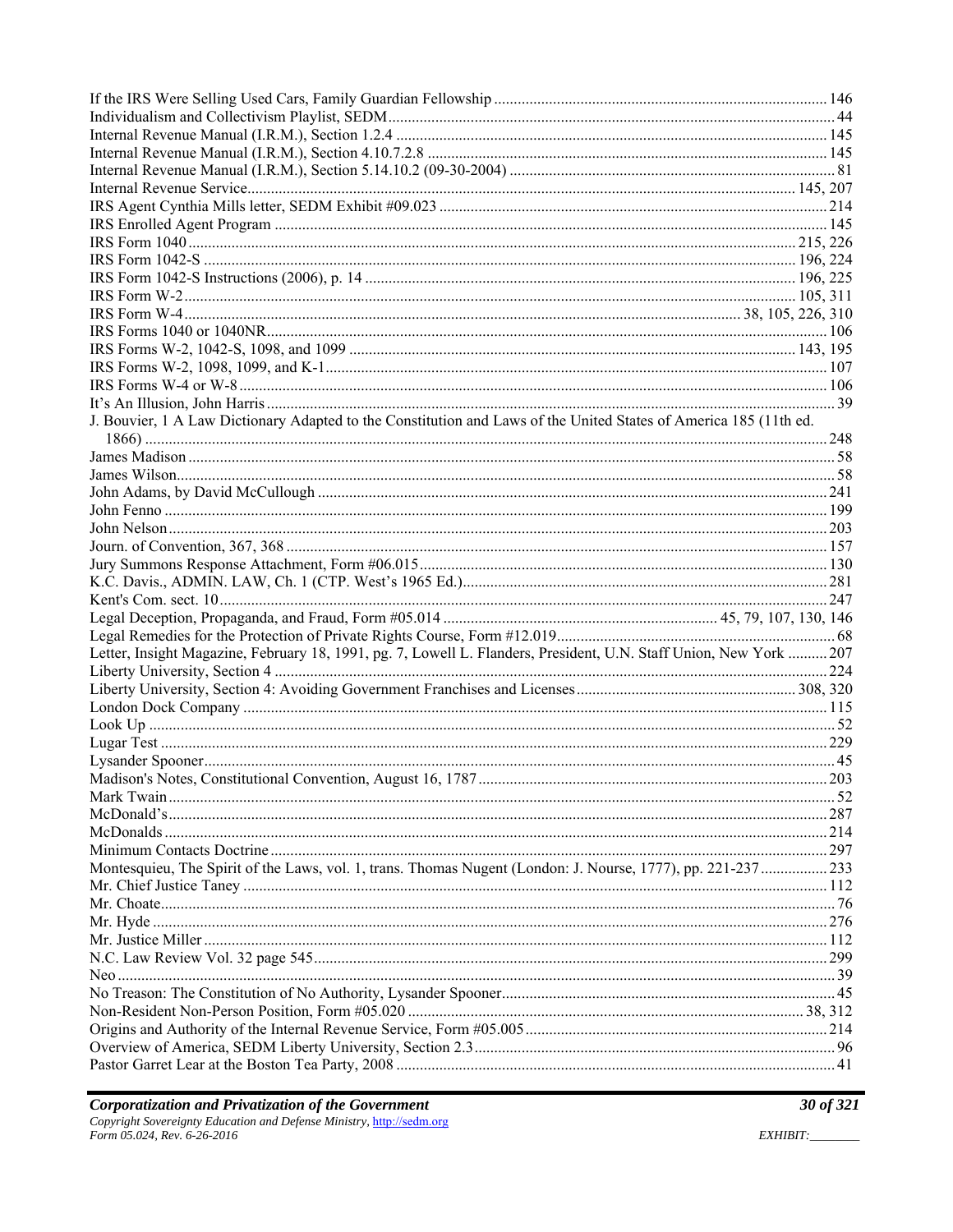If the IRS Were Selling Used Cars, Family Guardian Fellowship ... 146
Individualism and Collectivism Playlist, SEDM ... 44
Internal Revenue Manual (I.R.M.), Section 1.2.4 ... 145
Internal Revenue Manual (I.R.M.), Section 4.10.7.2.8 ... 145
Internal Revenue Manual (I.R.M.), Section 5.14.10.2 (09-30-2004) ... 81
Internal Revenue Service ... 145, 207
IRS Agent Cynthia Mills letter, SEDM Exhibit #09.023 ... 214
IRS Enrolled Agent Program ... 145
IRS Form 1040 ... 215, 226
IRS Form 1042-S ... 196, 224
IRS Form 1042-S Instructions (2006), p. 14 ... 196, 225
IRS Form W-2 ... 105, 311
IRS Form W-4 ... 38, 105, 226, 310
IRS Forms 1040 or 1040NR ... 106
IRS Forms W-2, 1042-S, 1098, and 1099 ... 143, 195
IRS Forms W-2, 1098, 1099, and K-1 ... 107
IRS Forms W-4 or W-8 ... 106
It's An Illusion, John Harris ... 39
J. Bouvier, 1 A Law Dictionary Adapted to the Constitution and Laws of the United States of America 185 (11th ed. 1866) ... 248
James Madison ... 58
James Wilson ... 58
John Adams, by David McCullough ... 241
John Fenno ... 199
John Nelson ... 203
Journ. of Convention, 367, 368 ... 157
Jury Summons Response Attachment, Form #06.015 ... 130
K.C. Davis., ADMIN. LAW, Ch. 1 (CTP. West's 1965 Ed.) ... 281
Kent's Com. sect. 10 ... 247
Legal Deception, Propaganda, and Fraud, Form #05.014 ... 45, 79, 107, 130, 146
Legal Remedies for the Protection of Private Rights Course, Form #12.019 ... 68
Letter, Insight Magazine, February 18, 1991, pg. 7, Lowell L. Flanders, President, U.N. Staff Union, New York ... 207
Liberty University, Section 4 ... 224
Liberty University, Section 4: Avoiding Government Franchises and Licenses ... 308, 320
London Dock Company ... 115
Look Up ... 52
Lugar Test ... 229
Lysander Spooner ... 45
Madison's Notes, Constitutional Convention, August 16, 1787 ... 203
Mark Twain ... 52
McDonald's ... 287
McDonalds ... 214
Minimum Contacts Doctrine ... 297
Montesquieu, The Spirit of the Laws, vol. 1, trans. Thomas Nugent (London: J. Nourse, 1777), pp. 221-237 ... 233
Mr. Chief Justice Taney ... 112
Mr. Choate ... 76
Mr. Hyde ... 276
Mr. Justice Miller ... 112
N.C. Law Review Vol. 32 page 545 ... 299
Neo ... 39
No Treason: The Constitution of No Authority, Lysander Spooner ... 45
Non-Resident Non-Person Position, Form #05.020 ... 38, 312
Origins and Authority of the Internal Revenue Service, Form #05.005 ... 214
Overview of America, SEDM Liberty University, Section 2.3 ... 96
Pastor Garret Lear at the Boston Tea Party, 2008 ... 41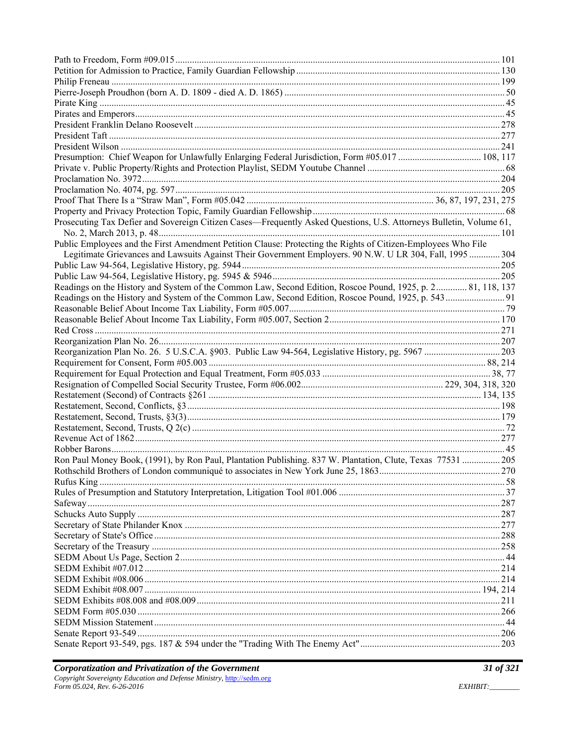Path to Freedom, Form #09.015 ........ 101
Petition for Admission to Practice, Family Guardian Fellowship ........ 130
Philip Freneau ........ 199
Pierre-Joseph Proudhon (born A. D. 1809 - died A. D. 1865) ........ 50
Pirate King ........ 45
Pirates and Emperors ........ 45
President Franklin Delano Roosevelt ........ 278
President Taft ........ 277
President Wilson ........ 241
Presumption: Chief Weapon for Unlawfully Enlarging Federal Jurisdiction, Form #05.017 ........ 108, 117
Private v. Public Property/Rights and Protection Playlist, SEDM Youtube Channel ........ 68
Proclamation No. 3972 ........ 204
Proclamation No. 4074, pg. 597 ........ 205
Proof That There Is a "Straw Man", Form #05.042 ........ 36, 87, 197, 231, 275
Property and Privacy Protection Topic, Family Guardian Fellowship ........ 68
Prosecuting Tax Defier and Sovereign Citizen Cases—Frequently Asked Questions, U.S. Attorneys Bulletin, Volume 61, No. 2, March 2013, p. 48 ........ 101
Public Employees and the First Amendment Petition Clause: Protecting the Rights of Citizen-Employees Who File Legitimate Grievances and Lawsuits Against Their Government Employers. 90 N.W. U LR 304, Fall, 1995 ........ 304
Public Law 94-564, Legislative History, pg. 5944 ........ 205
Public Law 94-564, Legislative History, pg. 5945 & 5946 ........ 205
Readings on the History and System of the Common Law, Second Edition, Roscoe Pound, 1925, p. 2 ........ 81, 118, 137
Readings on the History and System of the Common Law, Second Edition, Roscoe Pound, 1925, p. 543 ........ 91
Reasonable Belief About Income Tax Liability, Form #05.007 ........ 79
Reasonable Belief About Income Tax Liability, Form #05.007, Section 2 ........ 170
Red Cross ........ 271
Reorganization Plan No. 26 ........ 207
Reorganization Plan No. 26. 5 U.S.C.A. §903. Public Law 94-564, Legislative History, pg. 5967 ........ 203
Requirement for Consent, Form #05.003 ........ 88, 214
Requirement for Equal Protection and Equal Treatment, Form #05.033 ........ 38, 77
Resignation of Compelled Social Security Trustee, Form #06.002 ........ 229, 304, 318, 320
Restatement (Second) of Contracts §261 ........ 134, 135
Restatement, Second, Conflicts, §3 ........ 198
Restatement, Second, Trusts, §3(3) ........ 179
Restatement, Second, Trusts, Q 2(c) ........ 72
Revenue Act of 1862 ........ 277
Robber Barons ........ 45
Ron Paul Money Book, (1991), by Ron Paul, Plantation Publishing. 837 W. Plantation, Clute, Texas 77531 ........ 205
Rothschild Brothers of London communiqué to associates in New York June 25, 1863 ........ 270
Rufus King ........ 58
Rules of Presumption and Statutory Interpretation, Litigation Tool #01.006 ........ 37
Safeway ........ 287
Schucks Auto Supply ........ 287
Secretary of State Philander Knox ........ 277
Secretary of State's Office ........ 288
Secretary of the Treasury ........ 258
SEDM About Us Page, Section 2 ........ 44
SEDM Exhibit #07.012 ........ 214
SEDM Exhibit #08.006 ........ 214
SEDM Exhibit #08.007 ........ 194, 214
SEDM Exhibits #08.008 and #08.009 ........ 211
SEDM Form #05.030 ........ 266
SEDM Mission Statement ........ 44
Senate Report 93-549 ........ 206
Senate Report 93-549, pgs. 187 & 594 under the "Trading With The Enemy Act" ........ 203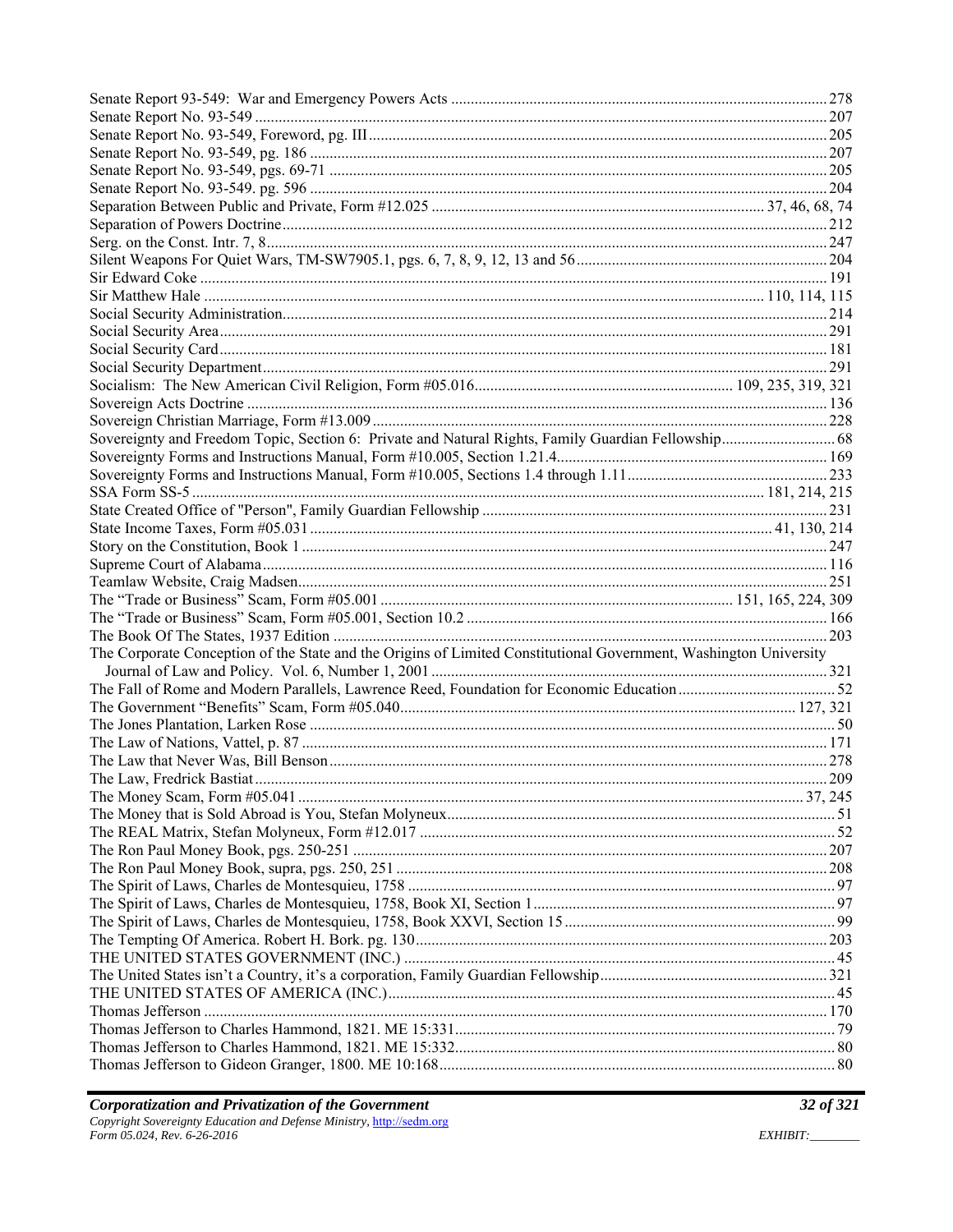Senate Report 93-549: War and Emergency Powers Acts ........................................................................................... 278
Senate Report No. 93-549 ............................................................................................................................................ 207
Senate Report No. 93-549, Foreword, pg. III.............................................................................................................. 205
Senate Report No. 93-549, pg. 186 .............................................................................................................................. 207
Senate Report No. 93-549, pgs. 69-71 ........................................................................................................................ 205
Senate Report No. 93-549. pg. 596 .............................................................................................................................. 204
Separation Between Public and Private, Form #12.025 .................................................................................. 37, 46, 68, 74
Separation of Powers Doctrine..................................................................................................................................... 212
Serg. on the Const. Intr. 7, 8........................................................................................................................................ 247
Silent Weapons For Quiet Wars, TM-SW7905.1, pgs. 6, 7, 8, 9, 12, 13 and 56.......................................................... 204
Sir Edward Coke .......................................................................................................................................................... 191
Sir Matthew Hale ....................................................................................................................................... 110, 114, 115
Social Security Administration..................................................................................................................................... 214
Social Security Area..................................................................................................................................................... 291
Social Security Card..................................................................................................................................................... 181
Social Security Department.......................................................................................................................................... 291
Socialism: The New American Civil Religion, Form #05.016................................................................ 109, 235, 319, 321
Sovereign Acts Doctrine .............................................................................................................................................. 136
Sovereign Christian Marriage, Form #13.009 .............................................................................................................. 228
Sovereignty and Freedom Topic, Section 6: Private and Natural Rights, Family Guardian Fellowship............................ 68
Sovereignty Forms and Instructions Manual, Form #10.005, Section 1.21.4................................................................ 169
Sovereignty Forms and Instructions Manual, Form #10.005, Sections 1.4 through 1.11.............................................. 233
SSA Form SS-5 ................................................................................................................................... 181, 214, 215
State Created Office of "Person", Family Guardian Fellowship .................................................................................. 231
State Income Taxes, Form #05.031 ............................................................................................................. 41, 130, 214
Story on the Constitution, Book 1 ................................................................................................................................ 247
Supreme Court of Alabama.......................................................................................................................................... 116
Teamlaw Website, Craig Madsen................................................................................................................................. 251
The "Trade or Business" Scam, Form #05.001 ................................................................................ 151, 165, 224, 309
The "Trade or Business" Scam, Form #05.001, Section 10.2 ...................................................................................... 166
The Book Of The States, 1937 Edition ........................................................................................................................ 203
The Corporate Conception of the State and the Origins of Limited Constitutional Government, Washington University Journal of Law and Policy. Vol. 6, Number 1, 2001 ............................................................................................. 321
The Fall of Rome and Modern Parallels, Lawrence Reed, Foundation for Economic Education........................................ 52
The Government "Benefits" Scam, Form #05.040.......................................................................................... 127, 321
The Jones Plantation, Larken Rose ................................................................................................................................. 50
The Law of Nations, Vattel, p. 87 ................................................................................................................................ 171
The Law that Never Was, Bill Benson......................................................................................................................... 278
The Law, Fredrick Bastiat............................................................................................................................................ 209
The Money Scam, Form #05.041 ........................................................................................................................ 37, 245
The Money that is Sold Abroad is You, Stefan Molyneux.............................................................................................. 51
The REAL Matrix, Stefan Molyneux, Form #12.017 ..................................................................................................... 52
The Ron Paul Money Book, pgs. 250-251 .................................................................................................................... 207
The Ron Paul Money Book, supra, pgs. 250, 251 ......................................................................................................... 208
The Spirit of Laws, Charles de Montesquieu, 1758 ........................................................................................................ 97
The Spirit of Laws, Charles de Montesquieu, 1758, Book XI, Section 1......................................................................... 97
The Spirit of Laws, Charles de Montesquieu, 1758, Book XXVI, Section 15................................................................. 99
The Tempting Of America. Robert H. Bork. pg. 130.................................................................................................... 203
THE UNITED STATES GOVERNMENT (INC.) ......................................................................................................... 45
The United States isn't a Country, it's a corporation, Family Guardian Fellowship...................................................... 321
THE UNITED STATES OF AMERICA (INC.).............................................................................................................. 45
Thomas Jefferson ......................................................................................................................................................... 170
Thomas Jefferson to Charles Hammond, 1821. ME 15:331............................................................................................ 79
Thomas Jefferson to Charles Hammond, 1821. ME 15:332............................................................................................ 80
Thomas Jefferson to Gideon Granger, 1800. ME 10:168................................................................................................ 80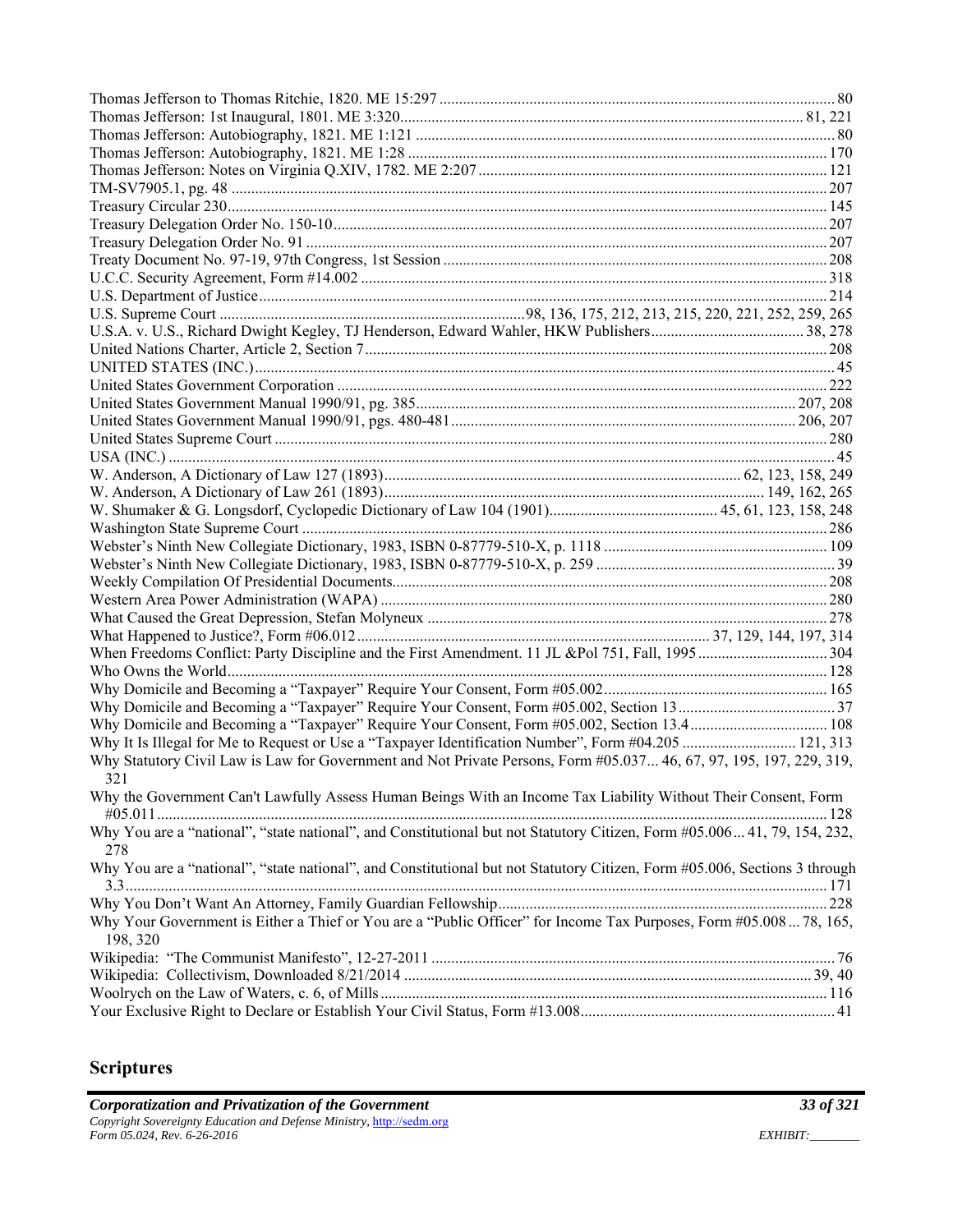Thomas Jefferson to Thomas Ritchie, 1820. ME 15:297 .......... 80
Thomas Jefferson: 1st Inaugural, 1801. ME 3:320.......... 81, 221
Thomas Jefferson: Autobiography, 1821. ME 1:121 .......... 80
Thomas Jefferson: Autobiography, 1821. ME 1:28 .......... 170
Thomas Jefferson: Notes on Virginia Q.XIV, 1782. ME 2:207 .......... 121
TM-SV7905.1, pg. 48 .......... 207
Treasury Circular 230.......... 145
Treasury Delegation Order No. 150-10.......... 207
Treasury Delegation Order No. 91 .......... 207
Treaty Document No. 97-19, 97th Congress, 1st Session .......... 208
U.C.C. Security Agreement, Form #14.002 .......... 318
U.S. Department of Justice.......... 214
U.S. Supreme Court .......... 98, 136, 175, 212, 213, 215, 220, 221, 252, 259, 265
U.S.A. v. U.S., Richard Dwight Kegley, TJ Henderson, Edward Wahler, HKW Publishers.......... 38, 278
United Nations Charter, Article 2, Section 7.......... 208
UNITED STATES (INC.).......... 45
United States Government Corporation .......... 222
United States Government Manual 1990/91, pg. 385.......... 207, 208
United States Government Manual 1990/91, pgs. 480-481.......... 206, 207
United States Supreme Court .......... 280
USA (INC.) .......... 45
W. Anderson, A Dictionary of Law 127 (1893).......... 62, 123, 158, 249
W. Anderson, A Dictionary of Law 261 (1893).......... 149, 162, 265
W. Shumaker & G. Longsdorf, Cyclopedic Dictionary of Law 104 (1901).......... 45, 61, 123, 158, 248
Washington State Supreme Court .......... 286
Webster's Ninth New Collegiate Dictionary, 1983, ISBN 0-87779-510-X, p. 1118 .......... 109
Webster's Ninth New Collegiate Dictionary, 1983, ISBN 0-87779-510-X, p. 259 .......... 39
Weekly Compilation Of Presidential Documents.......... 208
Western Area Power Administration (WAPA) .......... 280
What Caused the Great Depression, Stefan Molyneux .......... 278
What Happened to Justice?, Form #06.012.......... 37, 129, 144, 197, 314
When Freedoms Conflict: Party Discipline and the First Amendment. 11 JL &Pol 751, Fall, 1995 .......... 304
Who Owns the World.......... 128
Why Domicile and Becoming a "Taxpayer" Require Your Consent, Form #05.002.......... 165
Why Domicile and Becoming a "Taxpayer" Require Your Consent, Form #05.002, Section 13.......... 37
Why Domicile and Becoming a "Taxpayer" Require Your Consent, Form #05.002, Section 13.4.......... 108
Why It Is Illegal for Me to Request or Use a "Taxpayer Identification Number", Form #04.205 .......... 121, 313
Why Statutory Civil Law is Law for Government and Not Private Persons, Form #05.037... 46, 67, 97, 195, 197, 229, 319, 321
Why the Government Can't Lawfully Assess Human Beings With an Income Tax Liability Without Their Consent, Form #05.011.......... 128
Why You are a "national", "state national", and Constitutional but not Statutory Citizen, Form #05.006... 41, 79, 154, 232, 278
Why You are a "national", "state national", and Constitutional but not Statutory Citizen, Form #05.006, Sections 3 through 3.3.......... 171
Why You Don't Want An Attorney, Family Guardian Fellowship.......... 228
Why Your Government is Either a Thief or You are a "Public Officer" for Income Tax Purposes, Form #05.008... 78, 165, 198, 320
Wikipedia: "The Communist Manifesto", 12-27-2011 .......... 76
Wikipedia: Collectivism, Downloaded 8/21/2014 .......... 39, 40
Woolrych on the Law of Waters, c. 6, of Mills.......... 116
Your Exclusive Right to Declare or Establish Your Civil Status, Form #13.008.......... 41

## Scriptures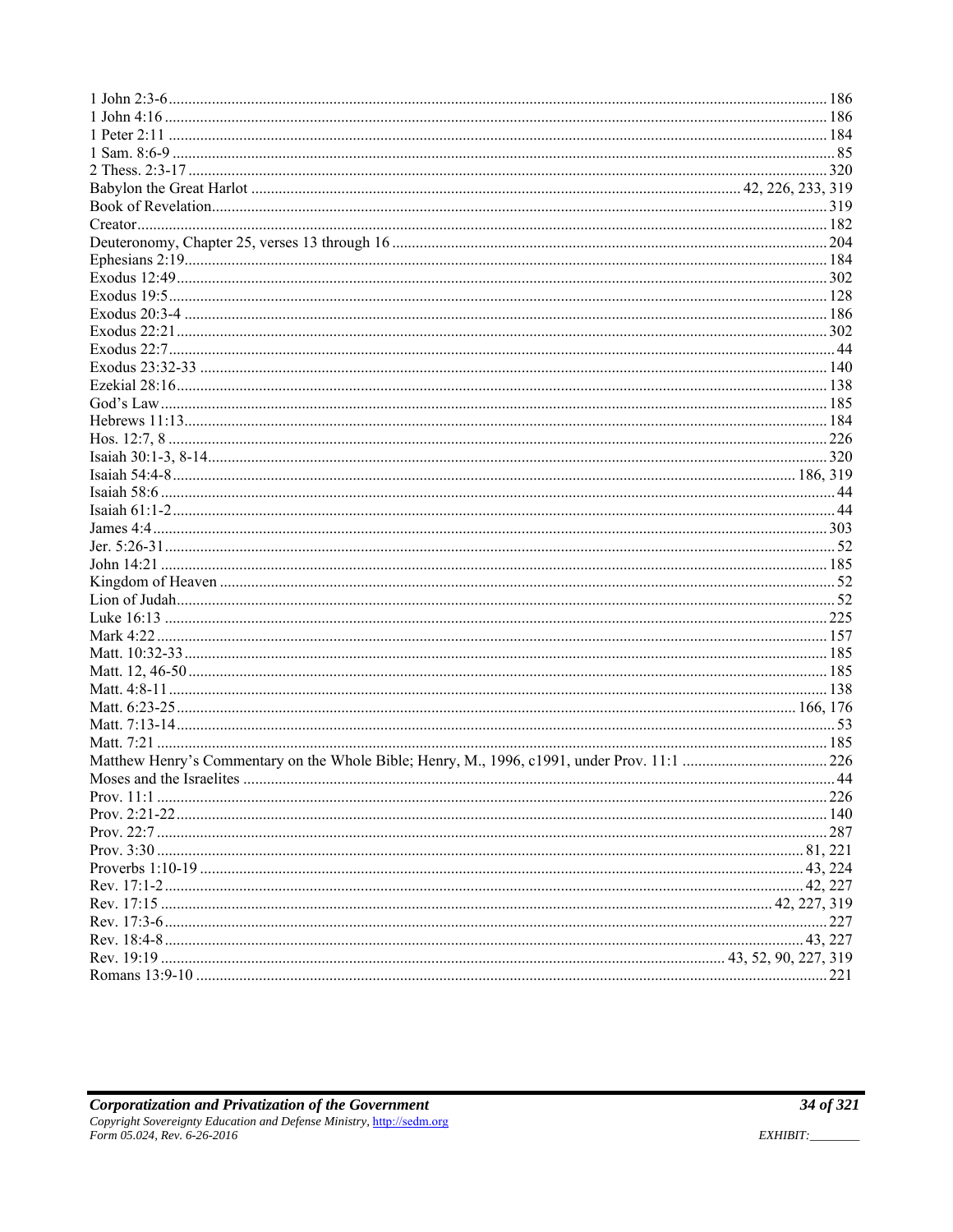1 John 2:3-6 .................................................................................................................................................... 186
1 John 4:16 ...................................................................................................................................................... 186
1 Peter 2:11 ..................................................................................................................................................... 184
1 Sam. 8:6-9 ...................................................................................................................................................... 85
2 Thess. 2:3-17 ................................................................................................................................................ 320
Babylon the Great Harlot ............................................................................................................ 42, 226, 233, 319
Book of Revelation.......................................................................................................................................... 319
Creator ............................................................................................................................................................. 182
Deuteronomy, Chapter 25, verses 13 through 16 ............................................................................................. 204
Ephesians 2:19................................................................................................................................................. 184
Exodus 12:49 ................................................................................................................................................... 302
Exodus 19:5 ..................................................................................................................................................... 128
Exodus 20:3-4 ................................................................................................................................................. 186
Exodus 22:21 ................................................................................................................................................... 302
Exodus 22:7 ....................................................................................................................................................... 44
Exodus 23:32-33 ............................................................................................................................................. 140
Ezekial 28:16 ................................................................................................................................................... 138
God's Law ........................................................................................................................................................ 185
Hebrews 11:13 ................................................................................................................................................. 184
Hos. 12:7, 8 ..................................................................................................................................................... 226
Isaiah 30:1-3, 8-14........................................................................................................................................... 320
Isaiah 54:4-8 ............................................................................................................................................ 186, 319
Isaiah 58:6 ......................................................................................................................................................... 44
Isaiah 61:1-2 ...................................................................................................................................................... 44
James 4:4 ......................................................................................................................................................... 303
Jer. 5:26-31 ........................................................................................................................................................ 52
John 14:21 ....................................................................................................................................................... 185
Kingdom of Heaven ........................................................................................................................................... 52
Lion of Judah...................................................................................................................................................... 52
Luke 16:13 ...................................................................................................................................................... 225
Mark 4:22 ........................................................................................................................................................ 157
Matt. 10:32-33 ................................................................................................................................................. 185
Matt. 12, 46-50 ................................................................................................................................................ 185
Matt. 4:8-11 ..................................................................................................................................................... 138
Matt. 6:23-25 ........................................................................................................................................... 166, 176
Matt. 7:13-14 ..................................................................................................................................................... 53
Matt. 7:21 ........................................................................................................................................................ 185
Matthew Henry's Commentary on the Whole Bible; Henry, M., 1996, c1991, under Prov. 11:1 ..................................... 226
Moses and the Israelites ..................................................................................................................................... 44
Prov. 11:1 ........................................................................................................................................................ 226
Prov. 2:21-22 ................................................................................................................................................... 140
Prov. 22:7 ........................................................................................................................................................ 287
Prov. 3:30 .................................................................................................................................................. 81, 221
Proverbs 1:10-19 ........................................................................................................................................ 43, 224
Rev. 17:1-2 ................................................................................................................................................. 42, 227
Rev. 17:15 ......................................................................................................................................... 42, 227, 319
Rev. 17:3-6 ...................................................................................................................................................... 227
Rev. 18:4-8 ................................................................................................................................................. 43, 227
Rev. 19:19 ............................................................................................................................... 43, 52, 90, 227, 319
Romans 13:9-10 .............................................................................................................................................. 221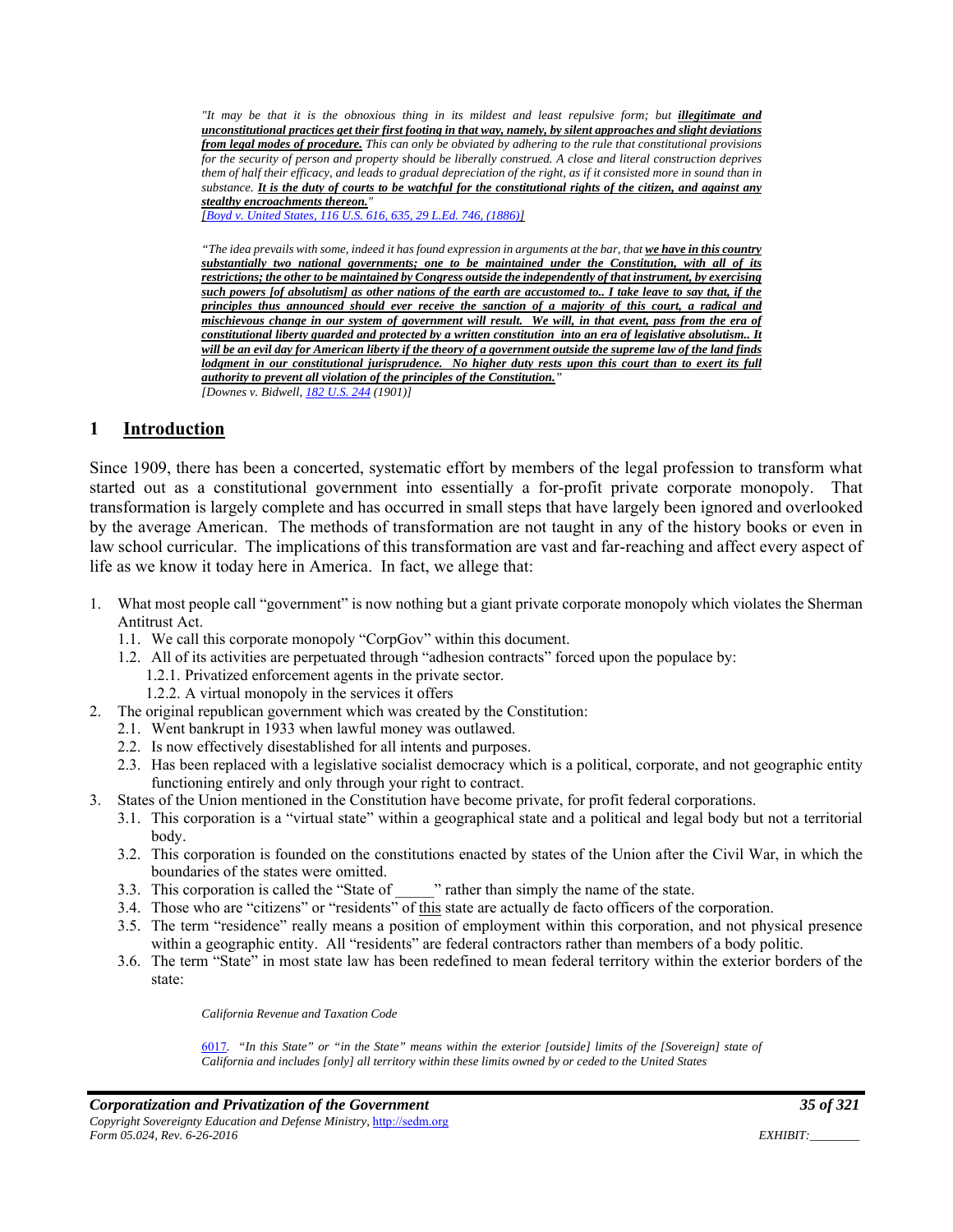> *"It may be that it is the obnoxious thing in its mildest and least repulsive form; but **illegitimate and unconstitutional practices get their first footing in that way, namely, by silent approaches and slight deviations from legal modes of procedure.** This can only be obviated by adhering to the rule that constitutional provisions for the security of person and property should be liberally construed. A close and literal construction deprives them of half their efficacy, and leads to gradual depreciation of the right, as if it consisted more in sound than in substance. **It is the duty of courts to be watchful for the constitutional rights of the citizen, and against any stealthy encroachments thereon.**"*
> *[Boyd v. United States, 116 U.S. 616, 635, 29 L.Ed. 746, (1886)]*

> *"The idea prevails with some, indeed it has found expression in arguments at the bar, that **we have in this country substantially two national governments; one to be maintained under the Constitution, with all of its restrictions; the other to be maintained by Congress outside the independently of that instrument, by exercising such powers [of absolutism] as other nations of the earth are accustomed to.. I take leave to say that, if the principles thus announced should ever receive the sanction of a majority of this court, a radical and mischievous change in our system of government will result. We will, in that event, pass from the era of constitutional liberty guarded and protected by a written constitution into an era of legislative absolutism.. It will be an evil day for American liberty if the theory of a government outside the supreme law of the land finds lodgment in our constitutional jurisprudence. No higher duty rests upon this court than to exert its full authority to prevent all violation of the principles of the Constitution.**"*
> *[Downes v. Bidwell, 182 U.S. 244 (1901)]*

## 1 Introduction

Since 1909, there has been a concerted, systematic effort by members of the legal profession to transform what started out as a constitutional government into essentially a for-profit private corporate monopoly. That transformation is largely complete and has occurred in small steps that have largely been ignored and overlooked by the average American. The methods of transformation are not taught in any of the history books or even in law school curricular. The implications of this transformation are vast and far-reaching and affect every aspect of life as we know it today here in America. In fact, we allege that:

1. What most people call "government" is now nothing but a giant private corporate monopoly which violates the Sherman Antitrust Act.
   1.1. We call this corporate monopoly "CorpGov" within this document.
   1.2. All of its activities are perpetuated through "adhesion contracts" forced upon the populace by:
      1.2.1. Privatized enforcement agents in the private sector.
      1.2.2. A virtual monopoly in the services it offers
2. The original republican government which was created by the Constitution:
   2.1. Went bankrupt in 1933 when lawful money was outlawed.
   2.2. Is now effectively disestablished for all intents and purposes.
   2.3. Has been replaced with a legislative socialist democracy which is a political, corporate, and not geographic entity functioning entirely and only through your right to contract.
3. States of the Union mentioned in the Constitution have become private, for profit federal corporations.
   3.1. This corporation is a "virtual state" within a geographical state and a political and legal body but not a territorial body.
   3.2. This corporation is founded on the constitutions enacted by states of the Union after the Civil War, in which the boundaries of the states were omitted.
   3.3. This corporation is called the "State of _____" rather than simply the name of the state.
   3.4. Those who are "citizens" or "residents" of this state are actually de facto officers of the corporation.
   3.5. The term "residence" really means a position of employment within this corporation, and not physical presence within a geographic entity. All "residents" are federal contractors rather than members of a body politic.
   3.6. The term "State" in most state law has been redefined to mean federal territory within the exterior borders of the state:

> *California Revenue and Taxation Code*
>
> *6017. "In this State" or "in the State" means within the exterior [outside] limits of the [Sovereign] state of California and includes [only] all territory within these limits owned by or ceded to the United States*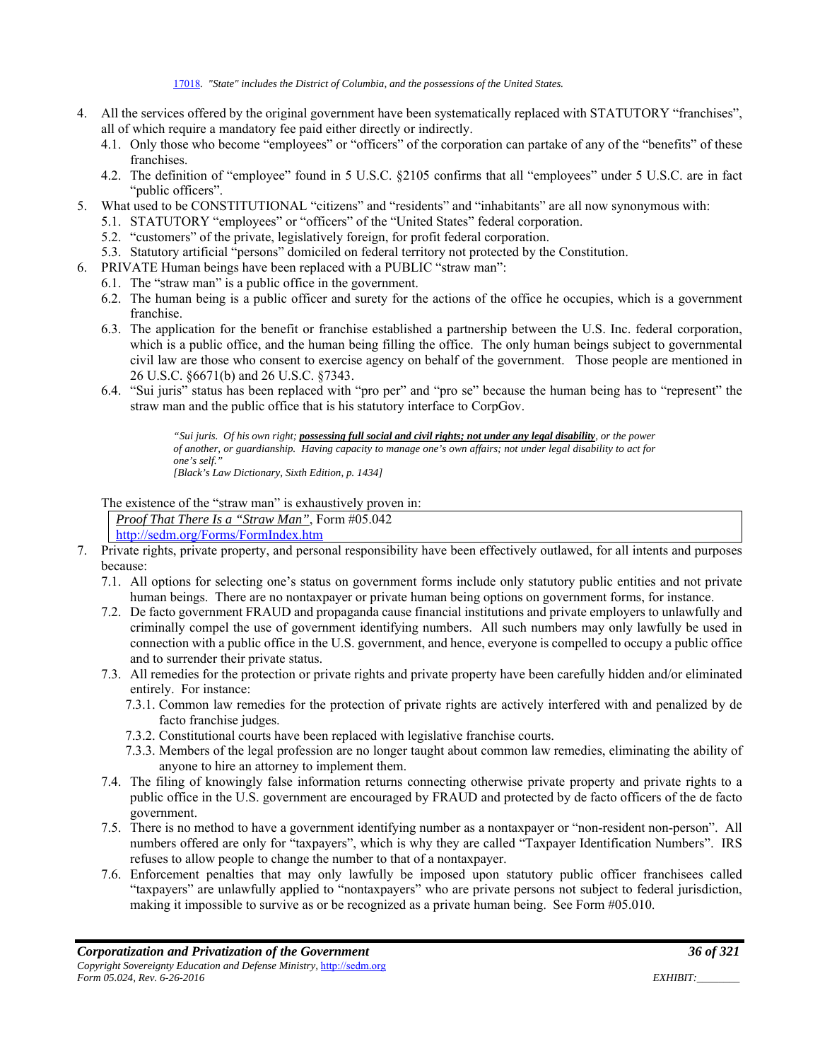17018. *"State" includes the District of Columbia, and the possessions of the United States.*

4. All the services offered by the original government have been systematically replaced with STATUTORY "franchises", all of which require a mandatory fee paid either directly or indirectly.
   4.1. Only those who become "employees" or "officers" of the corporation can partake of any of the "benefits" of these franchises.
   4.2. The definition of "employee" found in 5 U.S.C. §2105 confirms that all "employees" under 5 U.S.C. are in fact "public officers".
5. What used to be CONSTITUTIONAL "citizens" and "residents" and "inhabitants" are all now synonymous with:
   5.1. STATUTORY "employees" or "officers" of the "United States" federal corporation.
   5.2. "customers" of the private, legislatively foreign, for profit federal corporation.
   5.3. Statutory artificial "persons" domiciled on federal territory not protected by the Constitution.
6. PRIVATE Human beings have been replaced with a PUBLIC "straw man":
   6.1. The "straw man" is a public office in the government.
   6.2. The human being is a public officer and surety for the actions of the office he occupies, which is a government franchise.
   6.3. The application for the benefit or franchise established a partnership between the U.S. Inc. federal corporation, which is a public office, and the human being filling the office. The only human beings subject to governmental civil law are those who consent to exercise agency on behalf of the government. Those people are mentioned in 26 U.S.C. §6671(b) and 26 U.S.C. §7343.
   6.4. "Sui juris" status has been replaced with "pro per" and "pro se" because the human being has to "represent" the straw man and the public office that is his statutory interface to CorpGov.

> *"Sui juris. Of his own right; **possessing full social and civil rights; not under any legal disability**, or the power of another, or guardianship. Having capacity to manage one's own affairs; not under legal disability to act for one's self."*
> *[Black's Law Dictionary, Sixth Edition, p. 1434]*

The existence of the "straw man" is exhaustively proven in:

| *Proof That There Is a "Straw Man"*, Form #05.042 http://sedm.org/Forms/FormIndex.htm |
|---|

7. Private rights, private property, and personal responsibility have been effectively outlawed, for all intents and purposes because:
   7.1. All options for selecting one's status on government forms include only statutory public entities and not private human beings. There are no nontaxpayer or private human being options on government forms, for instance.
   7.2. De facto government FRAUD and propaganda cause financial institutions and private employers to unlawfully and criminally compel the use of government identifying numbers. All such numbers may only lawfully be used in connection with a public office in the U.S. government, and hence, everyone is compelled to occupy a public office and to surrender their private status.
   7.3. All remedies for the protection or private rights and private property have been carefully hidden and/or eliminated entirely. For instance:
      7.3.1. Common law remedies for the protection of private rights are actively interfered with and penalized by de facto franchise judges.
      7.3.2. Constitutional courts have been replaced with legislative franchise courts.
      7.3.3. Members of the legal profession are no longer taught about common law remedies, eliminating the ability of anyone to hire an attorney to implement them.
   7.4. The filing of knowingly false information returns connecting otherwise private property and private rights to a public office in the U.S. government are encouraged by FRAUD and protected by de facto officers of the de facto government.
   7.5. There is no method to have a government identifying number as a nontaxpayer or "non-resident non-person". All numbers offered are only for "taxpayers", which is why they are called "Taxpayer Identification Numbers". IRS refuses to allow people to change the number to that of a nontaxpayer.
   7.6. Enforcement penalties that may only lawfully be imposed upon statutory public officer franchisees called "taxpayers" are unlawfully applied to "nontaxpayers" who are private persons not subject to federal jurisdiction, making it impossible to survive as or be recognized as a private human being. See Form #05.010.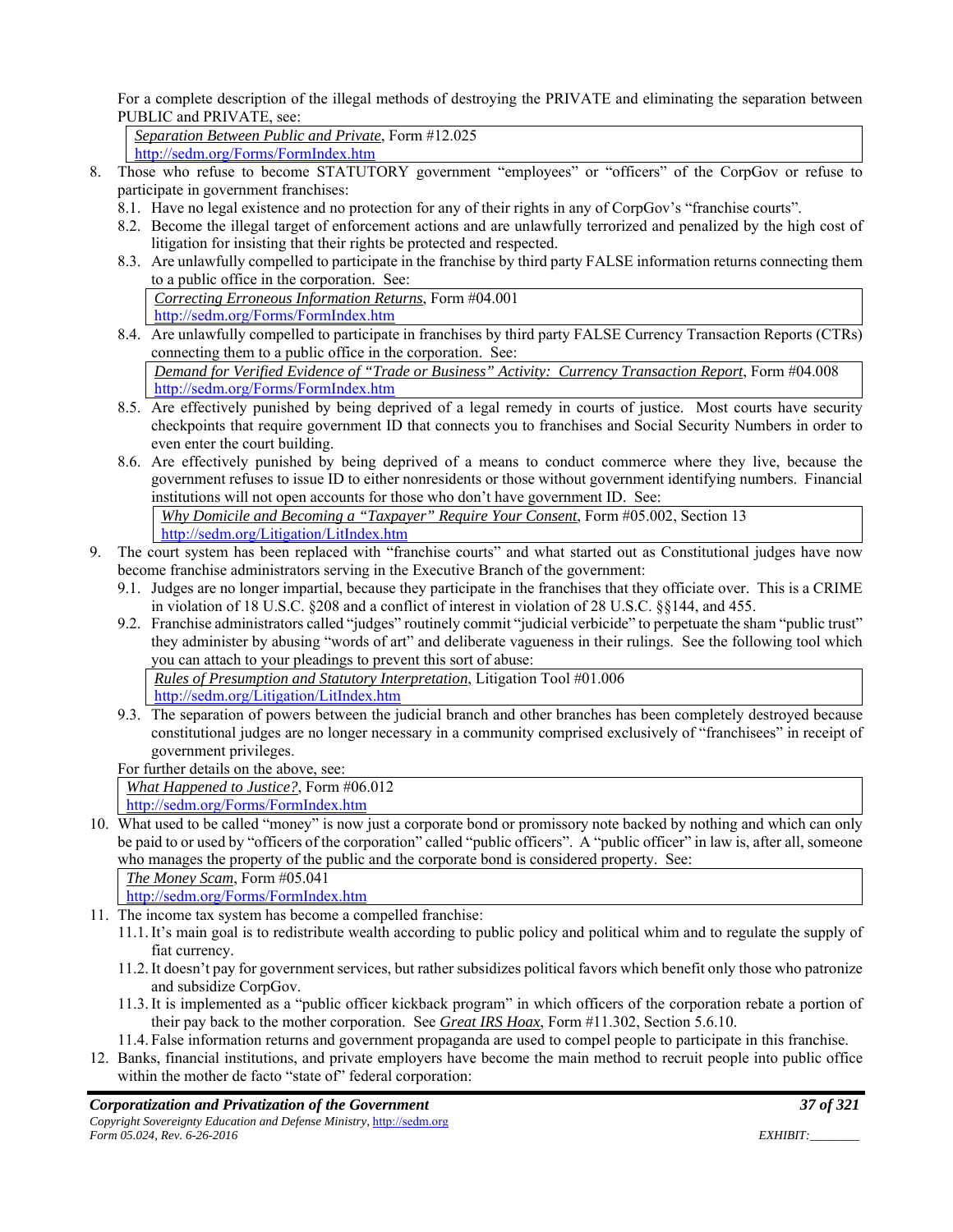For a complete description of the illegal methods of destroying the PRIVATE and eliminating the separation between PUBLIC and PRIVATE, see:

> *Separation Between Public and Private*, Form #12.025
> http://sedm.org/Forms/FormIndex.htm

8. Those who refuse to become STATUTORY government "employees" or "officers" of the CorpGov or refuse to participate in government franchises:
   8.1. Have no legal existence and no protection for any of their rights in any of CorpGov's "franchise courts".
   8.2. Become the illegal target of enforcement actions and are unlawfully terrorized and penalized by the high cost of litigation for insisting that their rights be protected and respected.
   8.3. Are unlawfully compelled to participate in the franchise by third party FALSE information returns connecting them to a public office in the corporation. See:

   > *Correcting Erroneous Information Returns*, Form #04.001
   > http://sedm.org/Forms/FormIndex.htm

   8.4. Are unlawfully compelled to participate in franchises by third party FALSE Currency Transaction Reports (CTRs) connecting them to a public office in the corporation. See:

   > *Demand for Verified Evidence of "Trade or Business" Activity: Currency Transaction Report*, Form #04.008
   > http://sedm.org/Forms/FormIndex.htm

   8.5. Are effectively punished by being deprived of a legal remedy in courts of justice. Most courts have security checkpoints that require government ID that connects you to franchises and Social Security Numbers in order to even enter the court building.
   8.6. Are effectively punished by being deprived of a means to conduct commerce where they live, because the government refuses to issue ID to either nonresidents or those without government identifying numbers. Financial institutions will not open accounts for those who don't have government ID. See:

   > *Why Domicile and Becoming a "Taxpayer" Require Your Consent*, Form #05.002, Section 13
   > http://sedm.org/Litigation/LitIndex.htm

9. The court system has been replaced with "franchise courts" and what started out as Constitutional judges have now become franchise administrators serving in the Executive Branch of the government:
   9.1. Judges are no longer impartial, because they participate in the franchises that they officiate over. This is a CRIME in violation of 18 U.S.C. §208 and a conflict of interest in violation of 28 U.S.C. §§144, and 455.
   9.2. Franchise administrators called "judges" routinely commit "judicial verbicide" to perpetuate the sham "public trust" they administer by abusing "words of art" and deliberate vagueness in their rulings. See the following tool which you can attach to your pleadings to prevent this sort of abuse:

   > *Rules of Presumption and Statutory Interpretation*, Litigation Tool #01.006
   > http://sedm.org/Litigation/LitIndex.htm

   9.3. The separation of powers between the judicial branch and other branches has been completely destroyed because constitutional judges are no longer necessary in a community comprised exclusively of "franchisees" in receipt of government privileges.

   For further details on the above, see:

   > *What Happened to Justice?*, Form #06.012
   > http://sedm.org/Forms/FormIndex.htm

10. What used to be called "money" is now just a corporate bond or promissory note backed by nothing and which can only be paid to or used by "officers of the corporation" called "public officers". A "public officer" in law is, after all, someone who manages the property of the public and the corporate bond is considered property. See:

    > *The Money Scam*, Form #05.041
    > http://sedm.org/Forms/FormIndex.htm

11. The income tax system has become a compelled franchise:
    11.1. It's main goal is to redistribute wealth according to public policy and political whim and to regulate the supply of fiat currency.
    11.2. It doesn't pay for government services, but rather subsidizes political favors which benefit only those who patronize and subsidize CorpGov.
    11.3. It is implemented as a "public officer kickback program" in which officers of the corporation rebate a portion of their pay back to the mother corporation. See *Great IRS Hoax*, Form #11.302, Section 5.6.10.
    11.4. False information returns and government propaganda are used to compel people to participate in this franchise.
12. Banks, financial institutions, and private employers have become the main method to recruit people into public office within the mother de facto "state of" federal corporation: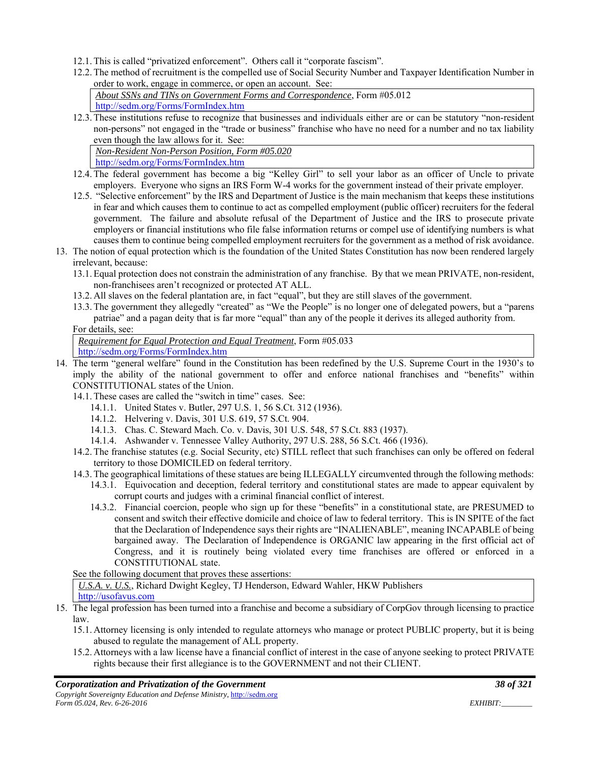12.1. This is called "privatized enforcement". Others call it "corporate fascism".

12.2. The method of recruitment is the compelled use of Social Security Number and Taxpayer Identification Number in order to work, engage in commerce, or open an account. See:

> *About SSNs and TINs on Government Forms and Correspondence*, Form #05.012
> http://sedm.org/Forms/FormIndex.htm

12.3. These institutions refuse to recognize that businesses and individuals either are or can be statutory "non-resident non-persons" not engaged in the "trade or business" franchise who have no need for a number and no tax liability even though the law allows for it. See:

> *Non-Resident Non-Person Position, Form #05.020*
> http://sedm.org/Forms/FormIndex.htm

12.4. The federal government has become a big "Kelley Girl" to sell your labor as an officer of Uncle to private employers. Everyone who signs an IRS Form W-4 works for the government instead of their private employer.

12.5. "Selective enforcement" by the IRS and Department of Justice is the main mechanism that keeps these institutions in fear and which causes them to continue to act as compelled employment (public officer) recruiters for the federal government. The failure and absolute refusal of the Department of Justice and the IRS to prosecute private employers or financial institutions who file false information returns or compel use of identifying numbers is what causes them to continue being compelled employment recruiters for the government as a method of risk avoidance.

13. The notion of equal protection which is the foundation of the United States Constitution has now been rendered largely irrelevant, because:

13.1. Equal protection does not constrain the administration of any franchise. By that we mean PRIVATE, non-resident, non-franchisees aren't recognized or protected AT ALL.

13.2. All slaves on the federal plantation are, in fact "equal", but they are still slaves of the government.

13.3. The government they allegedly "created" as "We the People" is no longer one of delegated powers, but a "parens patriae" and a pagan deity that is far more "equal" than any of the people it derives its alleged authority from.

For details, see:

> *Requirement for Equal Protection and Equal Treatment*, Form #05.033
> http://sedm.org/Forms/FormIndex.htm

14. The term "general welfare" found in the Constitution has been redefined by the U.S. Supreme Court in the 1930's to imply the ability of the national government to offer and enforce national franchises and "benefits" within CONSTITUTIONAL states of the Union.

14.1. These cases are called the "switch in time" cases. See:

14.1.1. United States v. Butler, 297 U.S. 1, 56 S.Ct. 312 (1936).

14.1.2. Helvering v. Davis, 301 U.S. 619, 57 S.Ct. 904.

14.1.3. Chas. C. Steward Mach. Co. v. Davis, 301 U.S. 548, 57 S.Ct. 883 (1937).

14.1.4. Ashwander v. Tennessee Valley Authority, 297 U.S. 288, 56 S.Ct. 466 (1936).

14.2. The franchise statutes (e.g. Social Security, etc) STILL reflect that such franchises can only be offered on federal territory to those DOMICILED on federal territory.

14.3. The geographical limitations of these statues are being ILLEGALLY circumvented through the following methods:

14.3.1. Equivocation and deception, federal territory and constitutional states are made to appear equivalent by corrupt courts and judges with a criminal financial conflict of interest.

14.3.2. Financial coercion, people who sign up for these "benefits" in a constitutional state, are PRESUMED to consent and switch their effective domicile and choice of law to federal territory. This is IN SPITE of the fact that the Declaration of Independence says their rights are "INALIENABLE", meaning INCAPABLE of being bargained away. The Declaration of Independence is ORGANIC law appearing in the first official act of Congress, and it is routinely being violated every time franchises are offered or enforced in a CONSTITUTIONAL state.

See the following document that proves these assertions:

> *U.S.A. v. U.S.*, Richard Dwight Kegley, TJ Henderson, Edward Wahler, HKW Publishers
> http://usofavus.com

15. The legal profession has been turned into a franchise and become a subsidiary of CorpGov through licensing to practice law.

15.1. Attorney licensing is only intended to regulate attorneys who manage or protect PUBLIC property, but it is being abused to regulate the management of ALL property.

15.2. Attorneys with a law license have a financial conflict of interest in the case of anyone seeking to protect PRIVATE rights because their first allegiance is to the GOVERNMENT and not their CLIENT.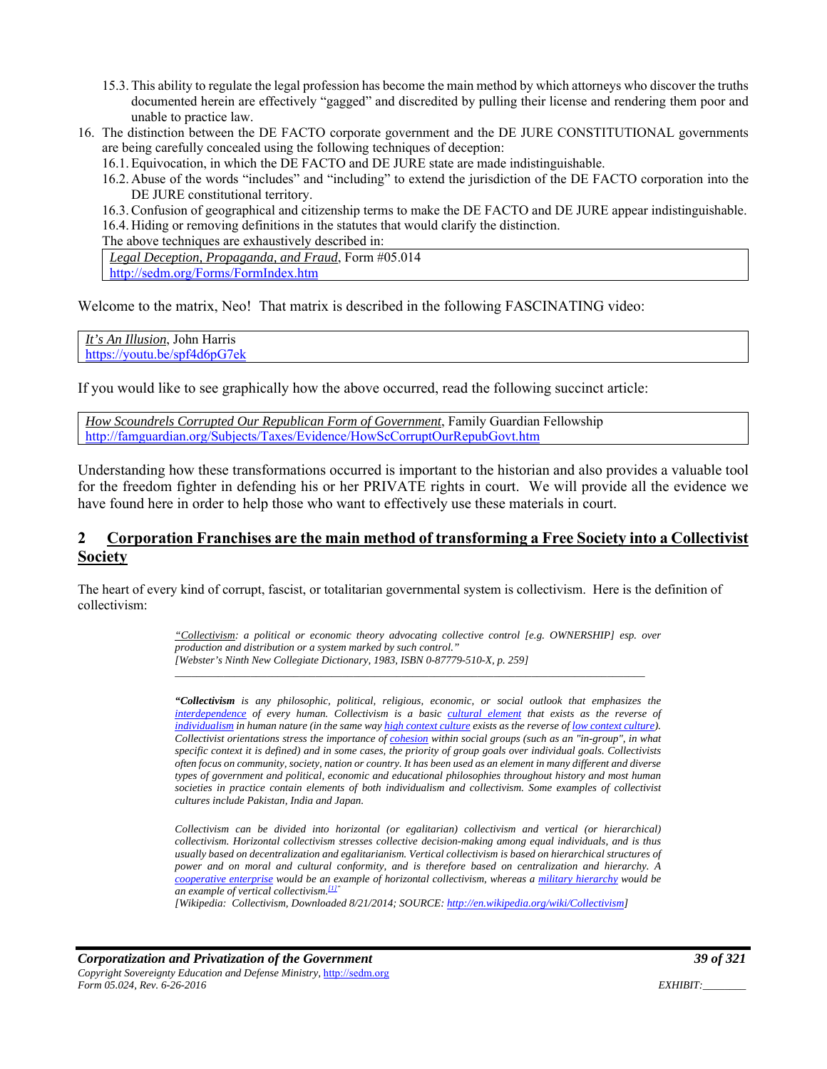15.3. This ability to regulate the legal profession has become the main method by which attorneys who discover the truths documented herein are effectively "gagged" and discredited by pulling their license and rendering them poor and unable to practice law.

16. The distinction between the DE FACTO corporate government and the DE JURE CONSTITUTIONAL governments are being carefully concealed using the following techniques of deception:
    16.1. Equivocation, in which the DE FACTO and DE JURE state are made indistinguishable.
    16.2. Abuse of the words "includes" and "including" to extend the jurisdiction of the DE FACTO corporation into the DE JURE constitutional territory.
    16.3. Confusion of geographical and citizenship terms to make the DE FACTO and DE JURE appear indistinguishable.
    16.4. Hiding or removing definitions in the statutes that would clarify the distinction.

    The above techniques are exhaustively described in:

| |
|---|
| *Legal Deception, Propaganda, and Fraud*, Form #05.014<br>http://sedm.org/Forms/FormIndex.htm |

Welcome to the matrix, Neo! That matrix is described in the following FASCINATING video:

| |
|---|
| *It's An Illusion*, John Harris<br>https://youtu.be/spf4d6pG7ek |

If you would like to see graphically how the above occurred, read the following succinct article:

| |
|---|
| *How Scoundrels Corrupted Our Republican Form of Government*, Family Guardian Fellowship<br>http://famguardian.org/Subjects/Taxes/Evidence/HowScCorruptOurRepubGovt.htm |

Understanding how these transformations occurred is important to the historian and also provides a valuable tool for the freedom fighter in defending his or her PRIVATE rights in court. We will provide all the evidence we have found here in order to help those who want to effectively use these materials in court.

## 2 Corporation Franchises are the main method of transforming a Free Society into a Collectivist Society

The heart of every kind of corrupt, fascist, or totalitarian governmental system is collectivism. Here is the definition of collectivism:

> *"Collectivism: a political or economic theory advocating collective control [e.g. OWNERSHIP] esp. over production and distribution or a system marked by such control."*
> *[Webster's Ninth New Collegiate Dictionary, 1983, ISBN 0-87779-510-X, p. 259]*

---

> ***"Collectivism** is any philosophic, political, religious, economic, or social outlook that emphasizes the interdependence of every human. Collectivism is a basic cultural element that exists as the reverse of individualism in human nature (in the same way high context culture exists as the reverse of low context culture). Collectivist orientations stress the importance of cohesion within social groups (such as an "in-group", in what specific context it is defined) and in some cases, the priority of group goals over individual goals. Collectivists often focus on community, society, nation or country. It has been used as an element in many different and diverse types of government and political, economic and educational philosophies throughout history and most human societies in practice contain elements of both individualism and collectivism. Some examples of collectivist cultures include Pakistan, India and Japan.*
>
> *Collectivism can be divided into horizontal (or egalitarian) collectivism and vertical (or hierarchical) collectivism. Horizontal collectivism stresses collective decision-making among equal individuals, and is thus usually based on decentralization and egalitarianism. Vertical collectivism is based on hierarchical structures of power and on moral and cultural conformity, and is therefore based on centralization and hierarchy. A cooperative enterprise would be an example of horizontal collectivism, whereas a military hierarchy would be an example of vertical collectivism.[1]"*
> *[Wikipedia: Collectivism, Downloaded 8/21/2014; SOURCE: http://en.wikipedia.org/wiki/Collectivism]*